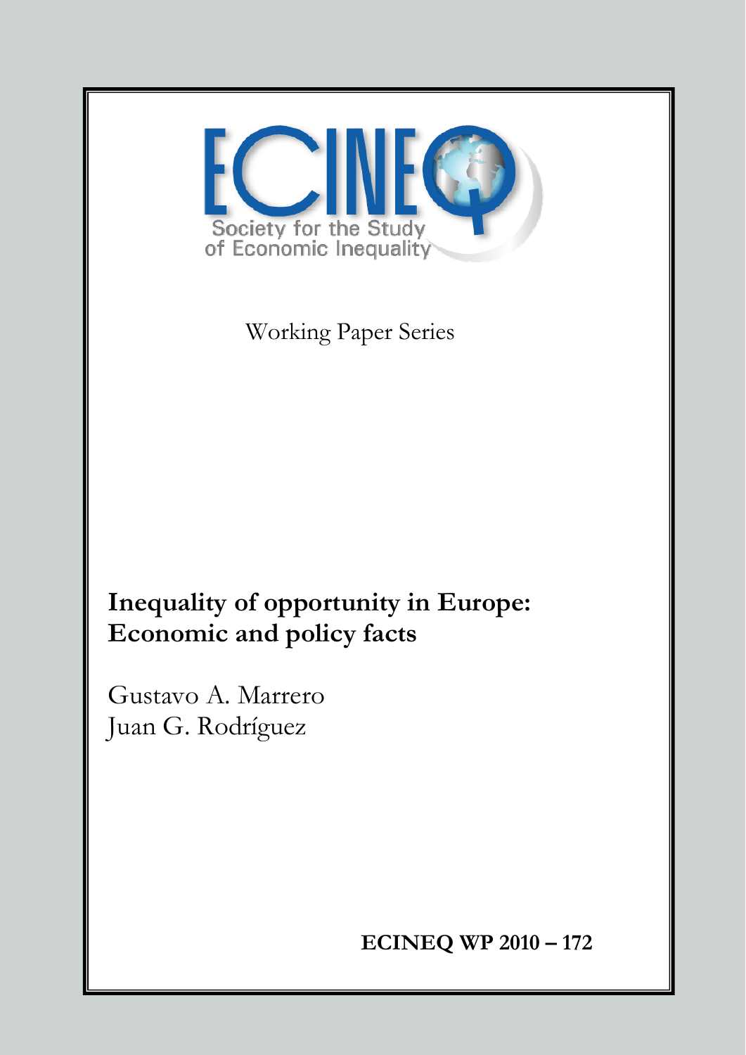ECINEQ

Society for the Study of Economic Inequality

Working Paper Series

# Inequality of opportunity in Europe: Economic and policy facts

Gustavo A. Marrero
Juan G. Rodríguez

**ECINEQ WP 2010 – 172**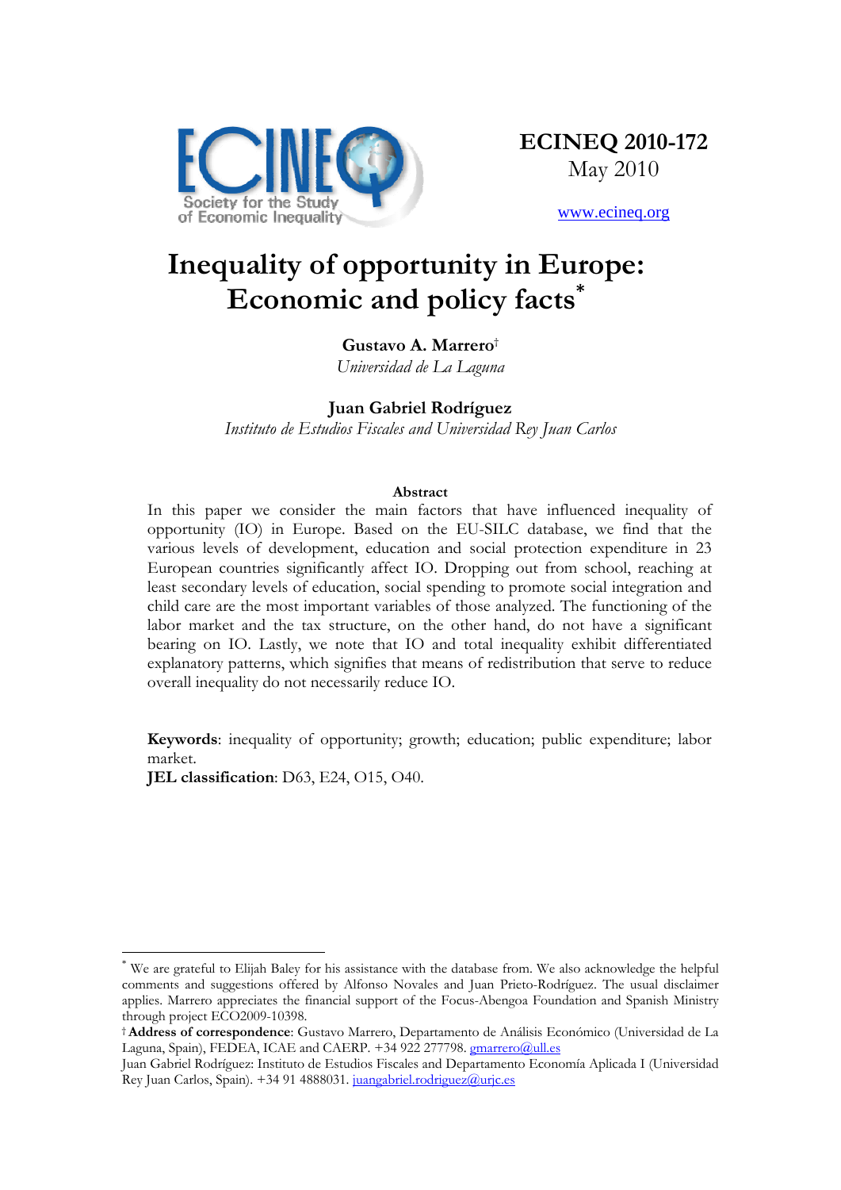**ECINEQ 2010-172**
May 2010

www.ecineq.org

# Inequality of opportunity in Europe: Economic and policy facts*

**Gustavo A. Marrero**†
*Universidad de La Laguna*

**Juan Gabriel Rodríguez**
*Instituto de Estudios Fiscales and Universidad Rey Juan Carlos*

### Abstract

In this paper we consider the main factors that have influenced inequality of opportunity (IO) in Europe. Based on the EU-SILC database, we find that the various levels of development, education and social protection expenditure in 23 European countries significantly affect IO. Dropping out from school, reaching at least secondary levels of education, social spending to promote social integration and child care are the most important variables of those analyzed. The functioning of the labor market and the tax structure, on the other hand, do not have a significant bearing on IO. Lastly, we note that IO and total inequality exhibit differentiated explanatory patterns, which signifies that means of redistribution that serve to reduce overall inequality do not necessarily reduce IO.

**Keywords**: inequality of opportunity; growth; education; public expenditure; labor market.
**JEL classification**: D63, E24, O15, O40.

---

* We are grateful to Elijah Baley for his assistance with the database from. We also acknowledge the helpful comments and suggestions offered by Alfonso Novales and Juan Prieto-Rodríguez. The usual disclaimer applies. Marrero appreciates the financial support of the Focus-Abengoa Foundation and Spanish Ministry through project ECO2009-10398.

† **Address of correspondence**: Gustavo Marrero, Departamento de Análisis Económico (Universidad de La Laguna, Spain), FEDEA, ICAE and CAERP. +34 922 277798. gmarrero@ull.es

Juan Gabriel Rodríguez: Instituto de Estudios Fiscales and Departamento Economía Aplicada I (Universidad Rey Juan Carlos, Spain). +34 91 4888031. juangabriel.rodriguez@urjc.es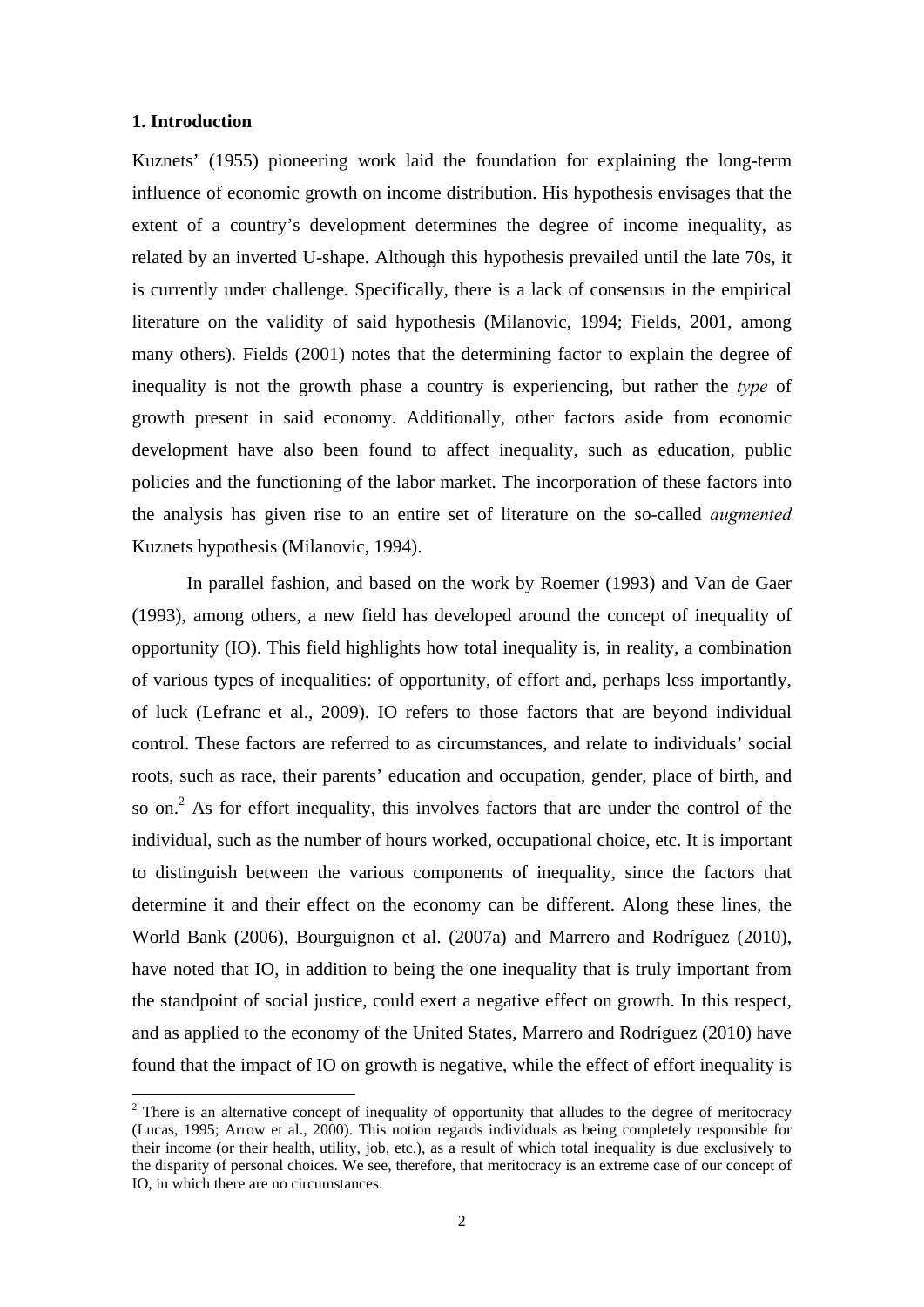## 1. Introduction

Kuznets' (1955) pioneering work laid the foundation for explaining the long-term influence of economic growth on income distribution. His hypothesis envisages that the extent of a country's development determines the degree of income inequality, as related by an inverted U-shape. Although this hypothesis prevailed until the late 70s, it is currently under challenge. Specifically, there is a lack of consensus in the empirical literature on the validity of said hypothesis (Milanovic, 1994; Fields, 2001, among many others). Fields (2001) notes that the determining factor to explain the degree of inequality is not the growth phase a country is experiencing, but rather the *type* of growth present in said economy. Additionally, other factors aside from economic development have also been found to affect inequality, such as education, public policies and the functioning of the labor market. The incorporation of these factors into the analysis has given rise to an entire set of literature on the so-called *augmented* Kuznets hypothesis (Milanovic, 1994).

In parallel fashion, and based on the work by Roemer (1993) and Van de Gaer (1993), among others, a new field has developed around the concept of inequality of opportunity (IO). This field highlights how total inequality is, in reality, a combination of various types of inequalities: of opportunity, of effort and, perhaps less importantly, of luck (Lefranc et al., 2009). IO refers to those factors that are beyond individual control. These factors are referred to as circumstances, and relate to individuals' social roots, such as race, their parents' education and occupation, gender, place of birth, and so on.[2] As for effort inequality, this involves factors that are under the control of the individual, such as the number of hours worked, occupational choice, etc. It is important to distinguish between the various components of inequality, since the factors that determine it and their effect on the economy can be different. Along these lines, the World Bank (2006), Bourguignon et al. (2007a) and Marrero and Rodríguez (2010), have noted that IO, in addition to being the one inequality that is truly important from the standpoint of social justice, could exert a negative effect on growth. In this respect, and as applied to the economy of the United States, Marrero and Rodríguez (2010) have found that the impact of IO on growth is negative, while the effect of effort inequality is

[2] There is an alternative concept of inequality of opportunity that alludes to the degree of meritocracy (Lucas, 1995; Arrow et al., 2000). This notion regards individuals as being completely responsible for their income (or their health, utility, job, etc.), as a result of which total inequality is due exclusively to the disparity of personal choices. We see, therefore, that meritocracy is an extreme case of our concept of IO, in which there are no circumstances.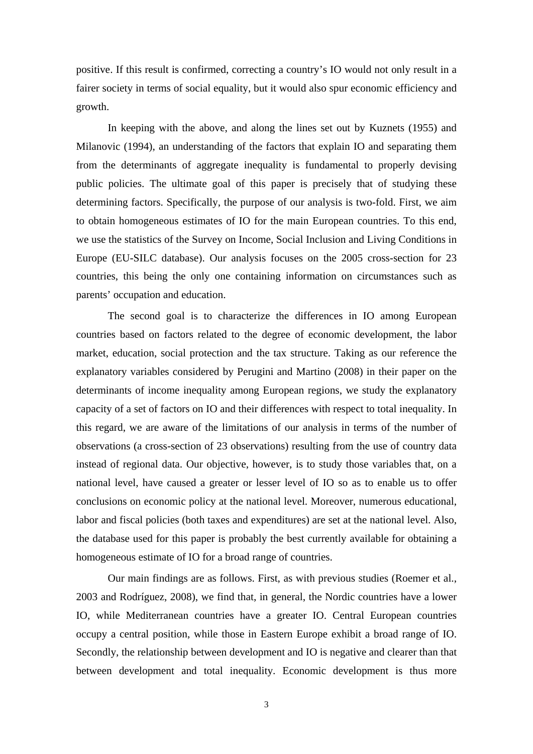positive. If this result is confirmed, correcting a country's IO would not only result in a fairer society in terms of social equality, but it would also spur economic efficiency and growth.

In keeping with the above, and along the lines set out by Kuznets (1955) and Milanovic (1994), an understanding of the factors that explain IO and separating them from the determinants of aggregate inequality is fundamental to properly devising public policies. The ultimate goal of this paper is precisely that of studying these determining factors. Specifically, the purpose of our analysis is two-fold. First, we aim to obtain homogeneous estimates of IO for the main European countries. To this end, we use the statistics of the Survey on Income, Social Inclusion and Living Conditions in Europe (EU-SILC database). Our analysis focuses on the 2005 cross-section for 23 countries, this being the only one containing information on circumstances such as parents' occupation and education.

The second goal is to characterize the differences in IO among European countries based on factors related to the degree of economic development, the labor market, education, social protection and the tax structure. Taking as our reference the explanatory variables considered by Perugini and Martino (2008) in their paper on the determinants of income inequality among European regions, we study the explanatory capacity of a set of factors on IO and their differences with respect to total inequality. In this regard, we are aware of the limitations of our analysis in terms of the number of observations (a cross-section of 23 observations) resulting from the use of country data instead of regional data. Our objective, however, is to study those variables that, on a national level, have caused a greater or lesser level of IO so as to enable us to offer conclusions on economic policy at the national level. Moreover, numerous educational, labor and fiscal policies (both taxes and expenditures) are set at the national level. Also, the database used for this paper is probably the best currently available for obtaining a homogeneous estimate of IO for a broad range of countries.

Our main findings are as follows. First, as with previous studies (Roemer et al., 2003 and Rodríguez, 2008), we find that, in general, the Nordic countries have a lower IO, while Mediterranean countries have a greater IO. Central European countries occupy a central position, while those in Eastern Europe exhibit a broad range of IO. Secondly, the relationship between development and IO is negative and clearer than that between development and total inequality. Economic development is thus more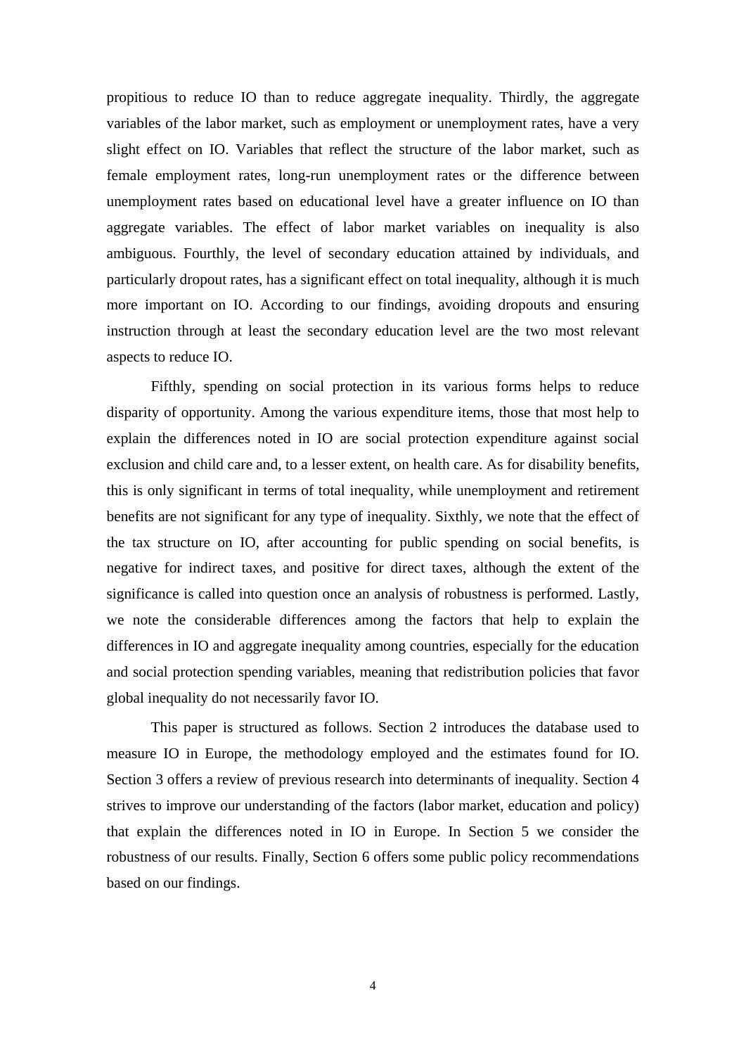propitious to reduce IO than to reduce aggregate inequality. Thirdly, the aggregate variables of the labor market, such as employment or unemployment rates, have a very slight effect on IO. Variables that reflect the structure of the labor market, such as female employment rates, long-run unemployment rates or the difference between unemployment rates based on educational level have a greater influence on IO than aggregate variables. The effect of labor market variables on inequality is also ambiguous. Fourthly, the level of secondary education attained by individuals, and particularly dropout rates, has a significant effect on total inequality, although it is much more important on IO. According to our findings, avoiding dropouts and ensuring instruction through at least the secondary education level are the two most relevant aspects to reduce IO.

Fifthly, spending on social protection in its various forms helps to reduce disparity of opportunity. Among the various expenditure items, those that most help to explain the differences noted in IO are social protection expenditure against social exclusion and child care and, to a lesser extent, on health care. As for disability benefits, this is only significant in terms of total inequality, while unemployment and retirement benefits are not significant for any type of inequality. Sixthly, we note that the effect of the tax structure on IO, after accounting for public spending on social benefits, is negative for indirect taxes, and positive for direct taxes, although the extent of the significance is called into question once an analysis of robustness is performed. Lastly, we note the considerable differences among the factors that help to explain the differences in IO and aggregate inequality among countries, especially for the education and social protection spending variables, meaning that redistribution policies that favor global inequality do not necessarily favor IO.

This paper is structured as follows. Section 2 introduces the database used to measure IO in Europe, the methodology employed and the estimates found for IO. Section 3 offers a review of previous research into determinants of inequality. Section 4 strives to improve our understanding of the factors (labor market, education and policy) that explain the differences noted in IO in Europe. In Section 5 we consider the robustness of our results. Finally, Section 6 offers some public policy recommendations based on our findings.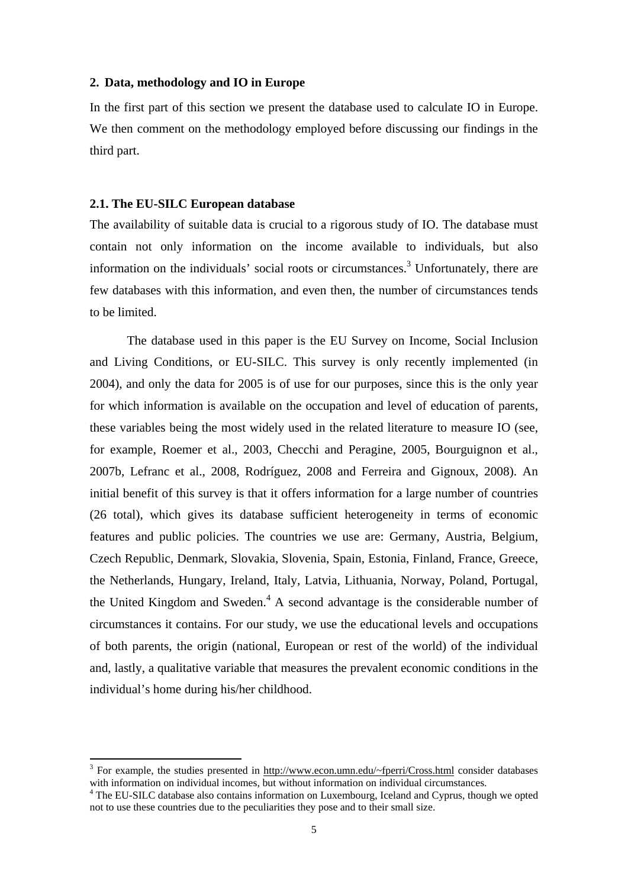## 2. Data, methodology and IO in Europe

In the first part of this section we present the database used to calculate IO in Europe. We then comment on the methodology employed before discussing our findings in the third part.

### 2.1. The EU-SILC European database

The availability of suitable data is crucial to a rigorous study of IO. The database must contain not only information on the income available to individuals, but also information on the individuals' social roots or circumstances.[3] Unfortunately, there are few databases with this information, and even then, the number of circumstances tends to be limited.

The database used in this paper is the EU Survey on Income, Social Inclusion and Living Conditions, or EU-SILC. This survey is only recently implemented (in 2004), and only the data for 2005 is of use for our purposes, since this is the only year for which information is available on the occupation and level of education of parents, these variables being the most widely used in the related literature to measure IO (see, for example, Roemer et al., 2003, Checchi and Peragine, 2005, Bourguignon et al., 2007b, Lefranc et al., 2008, Rodríguez, 2008 and Ferreira and Gignoux, 2008). An initial benefit of this survey is that it offers information for a large number of countries (26 total), which gives its database sufficient heterogeneity in terms of economic features and public policies. The countries we use are: Germany, Austria, Belgium, Czech Republic, Denmark, Slovakia, Slovenia, Spain, Estonia, Finland, France, Greece, the Netherlands, Hungary, Ireland, Italy, Latvia, Lithuania, Norway, Poland, Portugal, the United Kingdom and Sweden.[4] A second advantage is the considerable number of circumstances it contains. For our study, we use the educational levels and occupations of both parents, the origin (national, European or rest of the world) of the individual and, lastly, a qualitative variable that measures the prevalent economic conditions in the individual's home during his/her childhood.

---

[3] For example, the studies presented in http://www.econ.umn.edu/~fperri/Cross.html consider databases with information on individual incomes, but without information on individual circumstances.

[4] The EU-SILC database also contains information on Luxembourg, Iceland and Cyprus, though we opted not to use these countries due to the peculiarities they pose and to their small size.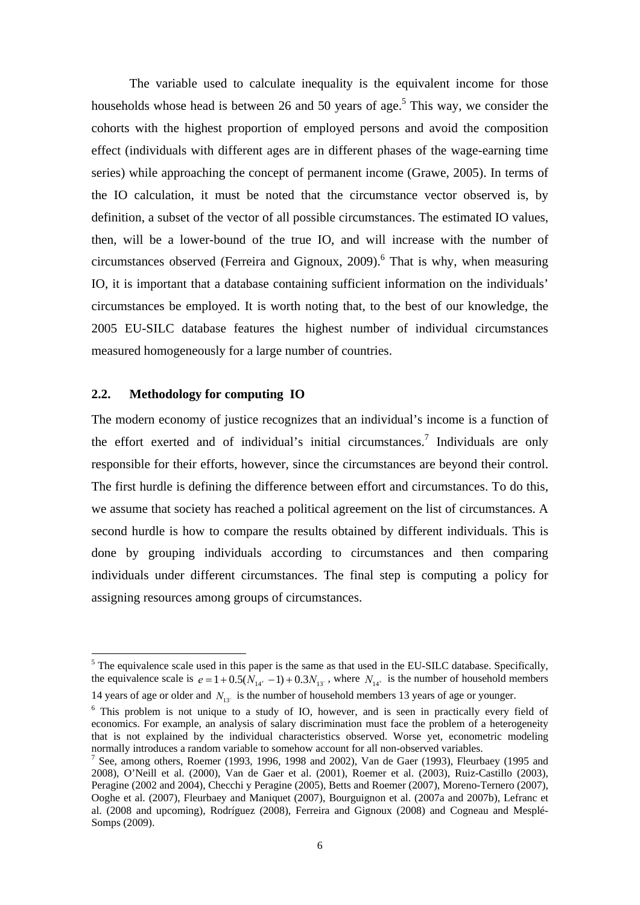The variable used to calculate inequality is the equivalent income for those households whose head is between 26 and 50 years of age.[5] This way, we consider the cohorts with the highest proportion of employed persons and avoid the composition effect (individuals with different ages are in different phases of the wage-earning time series) while approaching the concept of permanent income (Grawe, 2005). In terms of the IO calculation, it must be noted that the circumstance vector observed is, by definition, a subset of the vector of all possible circumstances. The estimated IO values, then, will be a lower-bound of the true IO, and will increase with the number of circumstances observed (Ferreira and Gignoux, 2009).[6] That is why, when measuring IO, it is important that a database containing sufficient information on the individuals' circumstances be employed. It is worth noting that, to the best of our knowledge, the 2005 EU-SILC database features the highest number of individual circumstances measured homogeneously for a large number of countries.

### 2.2. Methodology for computing IO

The modern economy of justice recognizes that an individual's income is a function of the effort exerted and of individual's initial circumstances.[7] Individuals are only responsible for their efforts, however, since the circumstances are beyond their control. The first hurdle is defining the difference between effort and circumstances. To do this, we assume that society has reached a political agreement on the list of circumstances. A second hurdle is how to compare the results obtained by different individuals. This is done by grouping individuals according to circumstances and then comparing individuals under different circumstances. The final step is computing a policy for assigning resources among groups of circumstances.

---

[5] The equivalence scale used in this paper is the same as that used in the EU-SILC database. Specifically, the equivalence scale is $e = 1 + 0.5(N_{14^+} - 1) + 0.3N_{13^-}$, where $N_{14^+}$ is the number of household members 14 years of age or older and $N_{13^-}$ is the number of household members 13 years of age or younger.

[6] This problem is not unique to a study of IO, however, and is seen in practically every field of economics. For example, an analysis of salary discrimination must face the problem of a heterogeneity that is not explained by the individual characteristics observed. Worse yet, econometric modeling normally introduces a random variable to somehow account for all non-observed variables.

[7] See, among others, Roemer (1993, 1996, 1998 and 2002), Van de Gaer (1993), Fleurbaey (1995 and 2008), O'Neill et al. (2000), Van de Gaer et al. (2001), Roemer et al. (2003), Ruiz-Castillo (2003), Peragine (2002 and 2004), Checchi y Peragine (2005), Betts and Roemer (2007), Moreno-Ternero (2007), Ooghe et al. (2007), Fleurbaey and Maniquet (2007), Bourguignon et al. (2007a and 2007b), Lefranc et al. (2008 and upcoming), Rodríguez (2008), Ferreira and Gignoux (2008) and Cogneau and Mesplé-Somps (2009).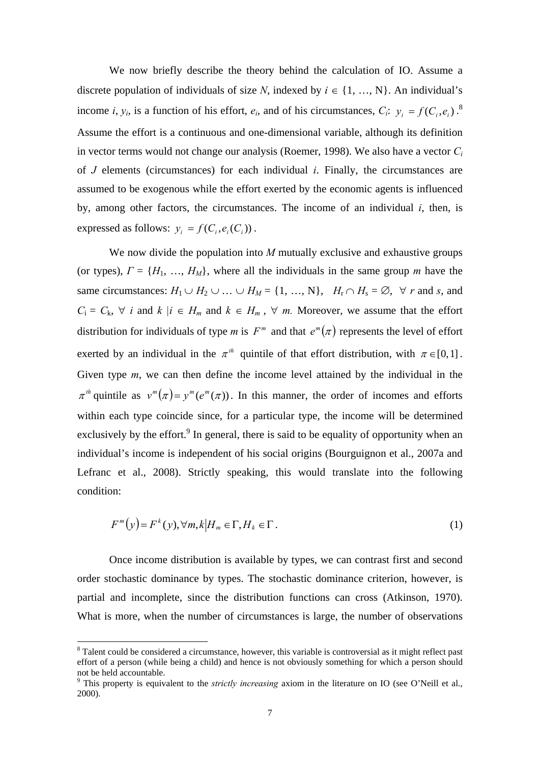We now briefly describe the theory behind the calculation of IO. Assume a discrete population of individuals of size $N$, indexed by $i \in \{1, \ldots, N\}$. An individual's income $i$, $y_i$, is a function of his effort, $e_i$, and of his circumstances, $C_i$: $y_i = f(C_i, e_i)$.[8] Assume the effort is a continuous and one-dimensional variable, although its definition in vector terms would not change our analysis (Roemer, 1998). We also have a vector $C_i$ of $J$ elements (circumstances) for each individual $i$. Finally, the circumstances are assumed to be exogenous while the effort exerted by the economic agents is influenced by, among other factors, the circumstances. The income of an individual $i$, then, is expressed as follows: $y_i = f(C_i, e_i(C_i))$.

We now divide the population into $M$ mutually exclusive and exhaustive groups (or types), $\Gamma = \{H_1, \ldots, H_M\}$, where all the individuals in the same group $m$ have the same circumstances: $H_1 \cup H_2 \cup \ldots \cup H_M = \{1, \ldots, N\}$, $H_r \cap H_s = \emptyset$, $\forall$ $r$ and $s$, and $C_i = C_k$, $\forall$ $i$ and $k$ $| i \in H_m$ and $k \in H_m$, $\forall$ $m$. Moreover, we assume that the effort distribution for individuals of type $m$ is $F^m$ and that $e^m(\pi)$ represents the level of effort exerted by an individual in the $\pi^{th}$ quintile of that effort distribution, with $\pi \in [0,1]$. Given type $m$, we can then define the income level attained by the individual in the $\pi^{th}$ quintile as $v^m(\pi) = y^m(e^m(\pi))$. In this manner, the order of incomes and efforts within each type coincide since, for a particular type, the income will be determined exclusively by the effort.[9] In general, there is said to be equality of opportunity when an individual's income is independent of his social origins (Bourguignon et al., 2007a and Lefranc et al., 2008). Strictly speaking, this would translate into the following condition:

$$F^m(y) = F^k(y), \forall m, k \big| H_m \in \Gamma, H_k \in \Gamma. \tag{1}$$

Once income distribution is available by types, we can contrast first and second order stochastic dominance by types. The stochastic dominance criterion, however, is partial and incomplete, since the distribution functions can cross (Atkinson, 1970). What is more, when the number of circumstances is large, the number of observations

---

[8] Talent could be considered a circumstance, however, this variable is controversial as it might reflect past effort of a person (while being a child) and hence is not obviously something for which a person should not be held accountable.

[9] This property is equivalent to the *strictly increasing* axiom in the literature on IO (see O'Neill et al., 2000).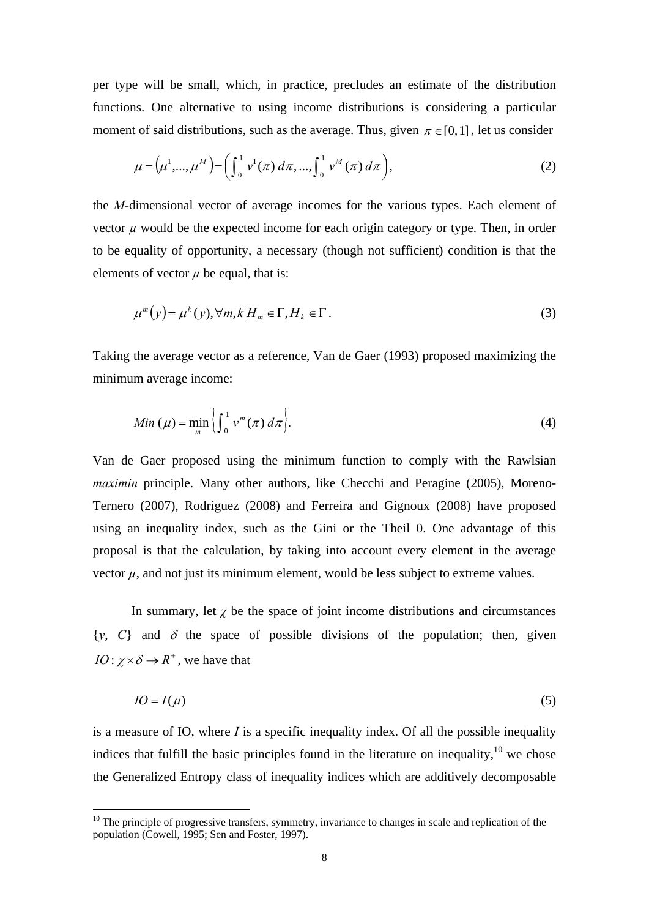per type will be small, which, in practice, precludes an estimate of the distribution functions. One alternative to using income distributions is considering a particular moment of said distributions, such as the average. Thus, given $\pi \in [0,1]$, let us consider

$$\mu = \left(\mu^1, ..., \mu^M\right) = \left(\int_0^1 v^1(\pi)\, d\pi, ..., \int_0^1 v^M(\pi)\, d\pi\right), \tag{2}$$

the *M*-dimensional vector of average incomes for the various types. Each element of vector $\mu$ would be the expected income for each origin category or type. Then, in order to be equality of opportunity, a necessary (though not sufficient) condition is that the elements of vector $\mu$ be equal, that is:

$$\mu^m(y) = \mu^k(y), \forall m, k \middle| H_m \in \Gamma, H_k \in \Gamma. \tag{3}$$

Taking the average vector as a reference, Van de Gaer (1993) proposed maximizing the minimum average income:

$$Min\,(\mu) = \min_m \left\{\int_0^1 v^m(\pi)\, d\pi\right\}. \tag{4}$$

Van de Gaer proposed using the minimum function to comply with the Rawlsian *maximin* principle. Many other authors, like Checchi and Peragine (2005), Moreno-Ternero (2007), Rodríguez (2008) and Ferreira and Gignoux (2008) have proposed using an inequality index, such as the Gini or the Theil 0. One advantage of this proposal is that the calculation, by taking into account every element in the average vector $\mu$, and not just its minimum element, would be less subject to extreme values.

In summary, let $\chi$ be the space of joint income distributions and circumstances $\{y, C\}$ and $\delta$ the space of possible divisions of the population; then, given $IO: \chi \times \delta \to R^+$, we have that

$$IO = I(\mu) \tag{5}$$

is a measure of IO, where *I* is a specific inequality index. Of all the possible inequality indices that fulfill the basic principles found in the literature on inequality,[10] we chose the Generalized Entropy class of inequality indices which are additively decomposable

[10] The principle of progressive transfers, symmetry, invariance to changes in scale and replication of the population (Cowell, 1995; Sen and Foster, 1997).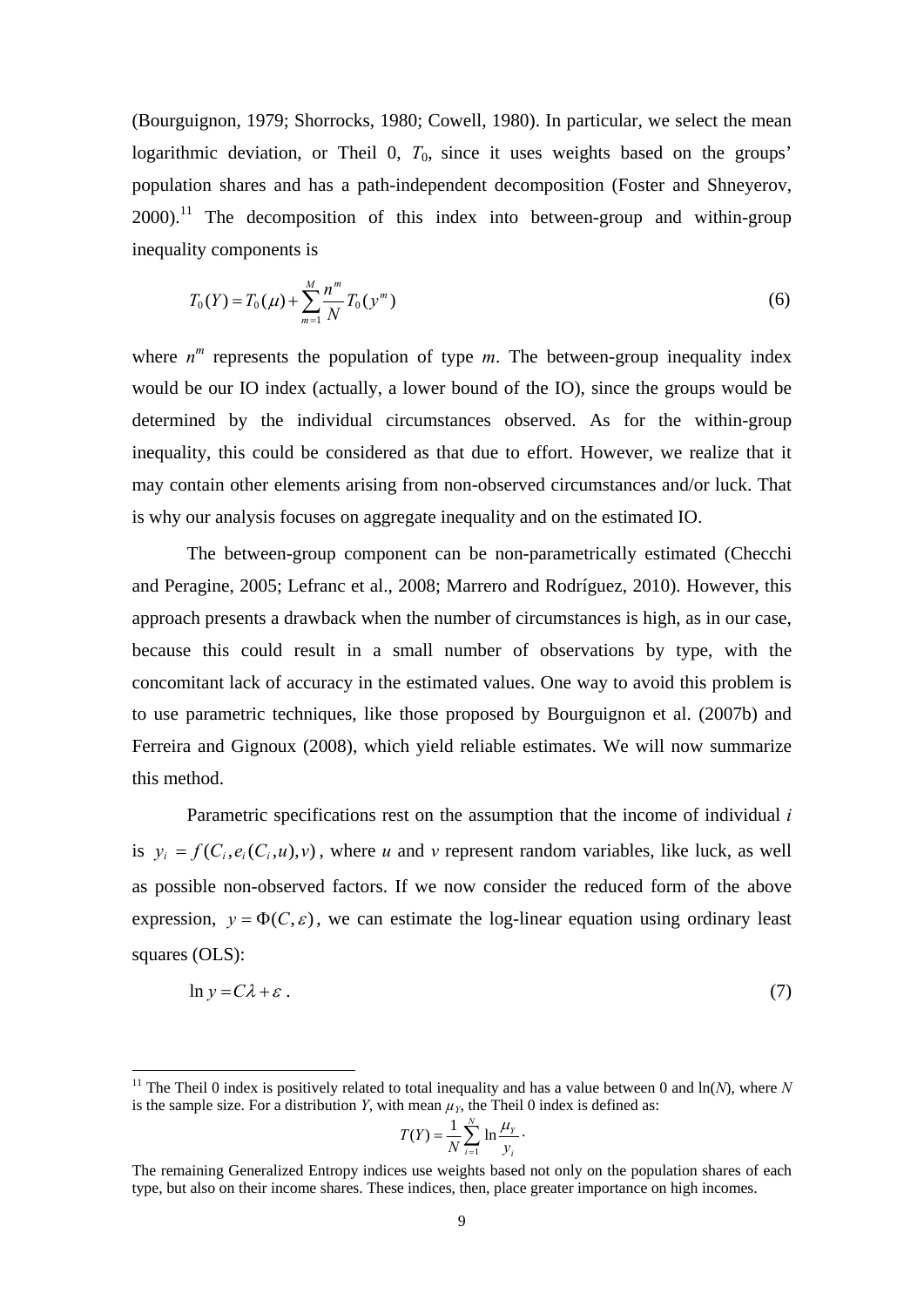(Bourguignon, 1979; Shorrocks, 1980; Cowell, 1980). In particular, we select the mean logarithmic deviation, or Theil 0, $T_0$, since it uses weights based on the groups' population shares and has a path-independent decomposition (Foster and Shneyerov, 2000).[11] The decomposition of this index into between-group and within-group inequality components is

$$T_0(Y) = T_0(\mu) + \sum_{m=1}^{M} \frac{n^m}{N} T_0(y^m) \tag{6}$$

where $n^m$ represents the population of type $m$. The between-group inequality index would be our IO index (actually, a lower bound of the IO), since the groups would be determined by the individual circumstances observed. As for the within-group inequality, this could be considered as that due to effort. However, we realize that it may contain other elements arising from non-observed circumstances and/or luck. That is why our analysis focuses on aggregate inequality and on the estimated IO.

The between-group component can be non-parametrically estimated (Checchi and Peragine, 2005; Lefranc et al., 2008; Marrero and Rodríguez, 2010). However, this approach presents a drawback when the number of circumstances is high, as in our case, because this could result in a small number of observations by type, with the concomitant lack of accuracy in the estimated values. One way to avoid this problem is to use parametric techniques, like those proposed by Bourguignon et al. (2007b) and Ferreira and Gignoux (2008), which yield reliable estimates. We will now summarize this method.

Parametric specifications rest on the assumption that the income of individual $i$ is $y_i = f(C_i, e_i(C_i, u), v)$, where $u$ and $v$ represent random variables, like luck, as well as possible non-observed factors. If we now consider the reduced form of the above expression, $y = \Phi(C, \varepsilon)$, we can estimate the log-linear equation using ordinary least squares (OLS):

$$\ln y = C\lambda + \varepsilon \, . \tag{7}$$

---

[11] The Theil 0 index is positively related to total inequality and has a value between 0 and ln($N$), where $N$ is the sample size. For a distribution $Y$, with mean $\mu_Y$, the Theil 0 index is defined as:

$$T(Y) = \frac{1}{N} \sum_{i=1}^{N} \ln \frac{\mu_Y}{y_i} \cdot$$

The remaining Generalized Entropy indices use weights based not only on the population shares of each type, but also on their income shares. These indices, then, place greater importance on high incomes.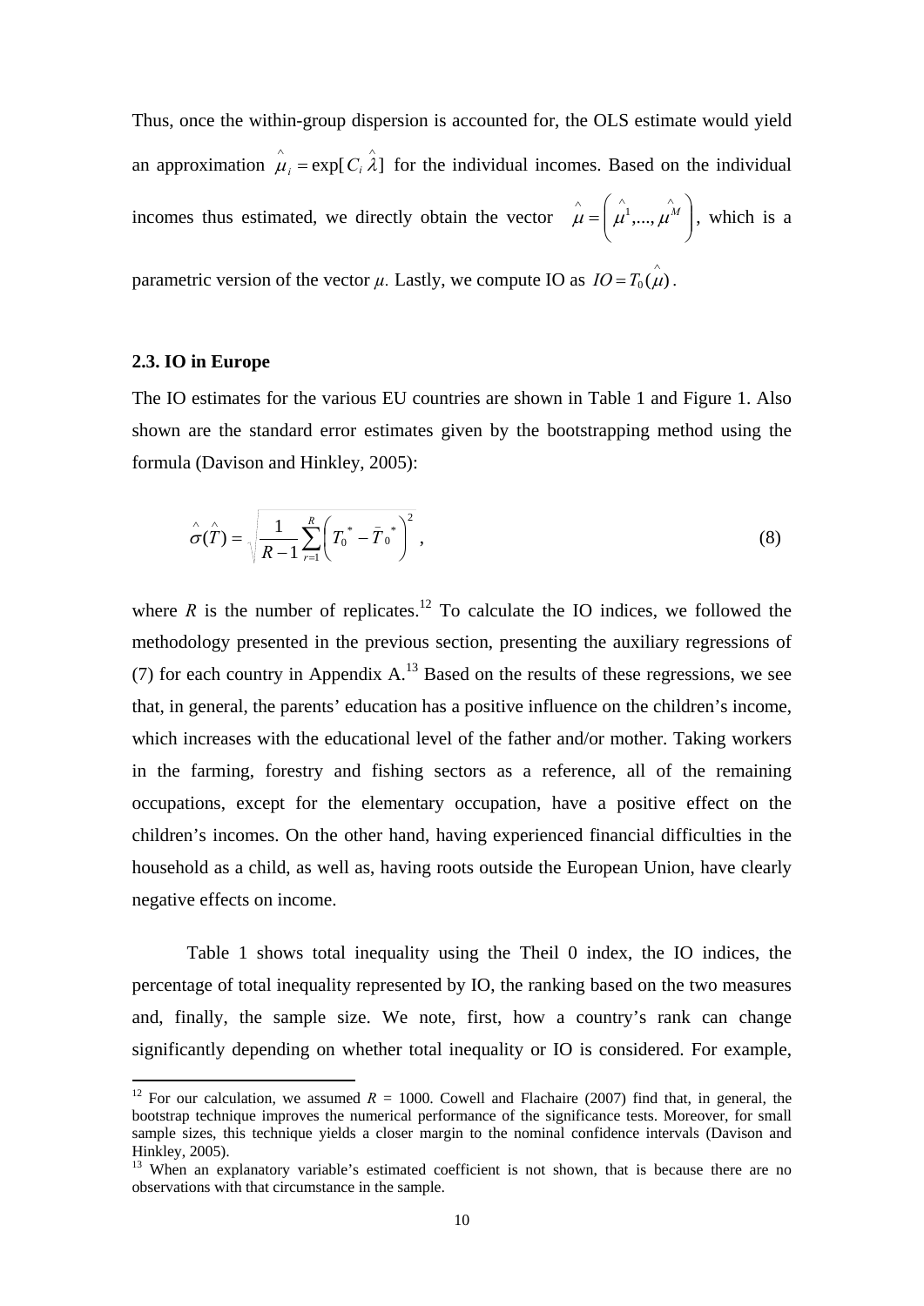Thus, once the within-group dispersion is accounted for, the OLS estimate would yield an approximation $\hat{\mu}_i = \exp[C_i \hat{\lambda}]$ for the individual incomes. Based on the individual incomes thus estimated, we directly obtain the vector $\hat{\mu} = \left( \hat{\mu}^1, ..., \hat{\mu}^M \right)$, which is a parametric version of the vector $\mu$. Lastly, we compute IO as $IO = T_0(\hat{\mu})$.

### 2.3. IO in Europe

The IO estimates for the various EU countries are shown in Table 1 and Figure 1. Also shown are the standard error estimates given by the bootstrapping method using the formula (Davison and Hinkley, 2005):

$$\hat{\sigma}(\hat{T}) = \sqrt{\frac{1}{R-1} \sum_{r=1}^{R} \left( T_0^{\ *} - \bar{T}_0^{\ *} \right)^2} \ , \tag{8}$$

where $R$ is the number of replicates.[12] To calculate the IO indices, we followed the methodology presented in the previous section, presenting the auxiliary regressions of (7) for each country in Appendix A.[13] Based on the results of these regressions, we see that, in general, the parents' education has a positive influence on the children's income, which increases with the educational level of the father and/or mother. Taking workers in the farming, forestry and fishing sectors as a reference, all of the remaining occupations, except for the elementary occupation, have a positive effect on the children's incomes. On the other hand, having experienced financial difficulties in the household as a child, as well as, having roots outside the European Union, have clearly negative effects on income.

Table 1 shows total inequality using the Theil 0 index, the IO indices, the percentage of total inequality represented by IO, the ranking based on the two measures and, finally, the sample size. We note, first, how a country's rank can change significantly depending on whether total inequality or IO is considered. For example,

[12] For our calculation, we assumed $R$ = 1000. Cowell and Flachaire (2007) find that, in general, the bootstrap technique improves the numerical performance of the significance tests. Moreover, for small sample sizes, this technique yields a closer margin to the nominal confidence intervals (Davison and Hinkley, 2005).

[13] When an explanatory variable's estimated coefficient is not shown, that is because there are no observations with that circumstance in the sample.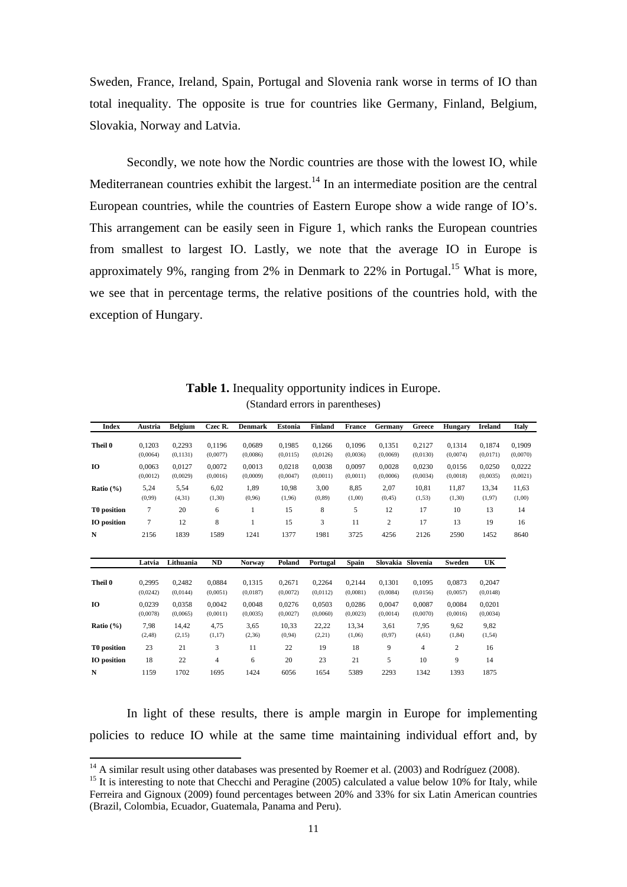Sweden, France, Ireland, Spain, Portugal and Slovenia rank worse in terms of IO than total inequality. The opposite is true for countries like Germany, Finland, Belgium, Slovakia, Norway and Latvia.

Secondly, we note how the Nordic countries are those with the lowest IO, while Mediterranean countries exhibit the largest.[14] In an intermediate position are the central European countries, while the countries of Eastern Europe show a wide range of IO's. This arrangement can be easily seen in Figure 1, which ranks the European countries from smallest to largest IO. Lastly, we note that the average IO in Europe is approximately 9%, ranging from 2% in Denmark to 22% in Portugal.[15] What is more, we see that in percentage terms, the relative positions of the countries hold, with the exception of Hungary.

**Table 1.** Inequality opportunity indices in Europe.
(Standard errors in parentheses)

| Index | Austria | Belgium | Czec R. | Denmark | Estonia | Finland | France | Germany | Greece | Hungary | Ireland | Italy |
|---|---|---|---|---|---|---|---|---|---|---|---|---|
| Theil 0 | 0,1203 (0,0064) | 0,2293 (0,1131) | 0,1196 (0,0077) | 0,0689 (0,0086) | 0,1985 (0,0115) | 0,1266 (0,0126) | 0,1096 (0,0036) | 0,1351 (0,0069) | 0,2127 (0,0130) | 0,1314 (0,0074) | 0,1874 (0,0171) | 0,1909 (0,0070) |
| IO | 0,0063 (0,0012) | 0,0127 (0,0029) | 0,0072 (0,0016) | 0,0013 (0,0009) | 0,0218 (0,0047) | 0,0038 (0,0011) | 0,0097 (0,0011) | 0,0028 (0,0006) | 0,0230 (0,0034) | 0,0156 (0,0018) | 0,0250 (0,0035) | 0,0222 (0,0021) |
| Ratio (%) | 5,24 (0,99) | 5,54 (4,31) | 6,02 (1,30) | 1,89 (0,96) | 10,98 (1,96) | 3,00 (0,89) | 8,85 (1,00) | 2,07 (0,45) | 10,81 (1,53) | 11,87 (1,30) | 13,34 (1,97) | 11,63 (1,00) |
| T0 position | 7 | 20 | 6 | 1 | 15 | 8 | 5 | 12 | 17 | 10 | 13 | 14 |
| IO position | 7 | 12 | 8 | 1 | 15 | 3 | 11 | 2 | 17 | 13 | 19 | 16 |
| N | 2156 | 1839 | 1589 | 1241 | 1377 | 1981 | 3725 | 4256 | 2126 | 2590 | 1452 | 8640 |

| | Latvia | Lithuania | ND | Norway | Poland | Portugal | Spain | Slovakia | Slovenia | Sweden | UK |
|---|---|---|---|---|---|---|---|---|---|---|---|
| Theil 0 | 0,2995 (0,0242) | 0,2482 (0,0144) | 0,0884 (0,0051) | 0,1315 (0,0187) | 0,2671 (0,0072) | 0,2264 (0,0112) | 0,2144 (0,0081) | 0,1301 (0,0084) | 0,1095 (0,0156) | 0,0873 (0,0057) | 0,2047 (0,0148) |
| IO | 0,0239 (0,0078) | 0,0358 (0,0065) | 0,0042 (0,0011) | 0,0048 (0,0035) | 0,0276 (0,0027) | 0,0503 (0,0060) | 0,0286 (0,0023) | 0,0047 (0,0014) | 0,0087 (0,0070) | 0,0084 (0,0016) | 0,0201 (0,0034) |
| Ratio (%) | 7,98 (2,48) | 14,42 (2,15) | 4,75 (1,17) | 3,65 (2,36) | 10,33 (0,94) | 22,22 (2,21) | 13,34 (1,06) | 3,61 (0,97) | 7,95 (4,61) | 9,62 (1,84) | 9,82 (1,54) |
| T0 position | 23 | 21 | 3 | 11 | 22 | 19 | 18 | 9 | 4 | 2 | 16 |
| IO position | 18 | 22 | 4 | 6 | 20 | 23 | 21 | 5 | 10 | 9 | 14 |
| N | 1159 | 1702 | 1695 | 1424 | 6056 | 1654 | 5389 | 2293 | 1342 | 1393 | 1875 |

In light of these results, there is ample margin in Europe for implementing policies to reduce IO while at the same time maintaining individual effort and, by

[14] A similar result using other databases was presented by Roemer et al. (2003) and Rodríguez (2008).

[15] It is interesting to note that Checchi and Peragine (2005) calculated a value below 10% for Italy, while Ferreira and Gignoux (2009) found percentages between 20% and 33% for six Latin American countries (Brazil, Colombia, Ecuador, Guatemala, Panama and Peru).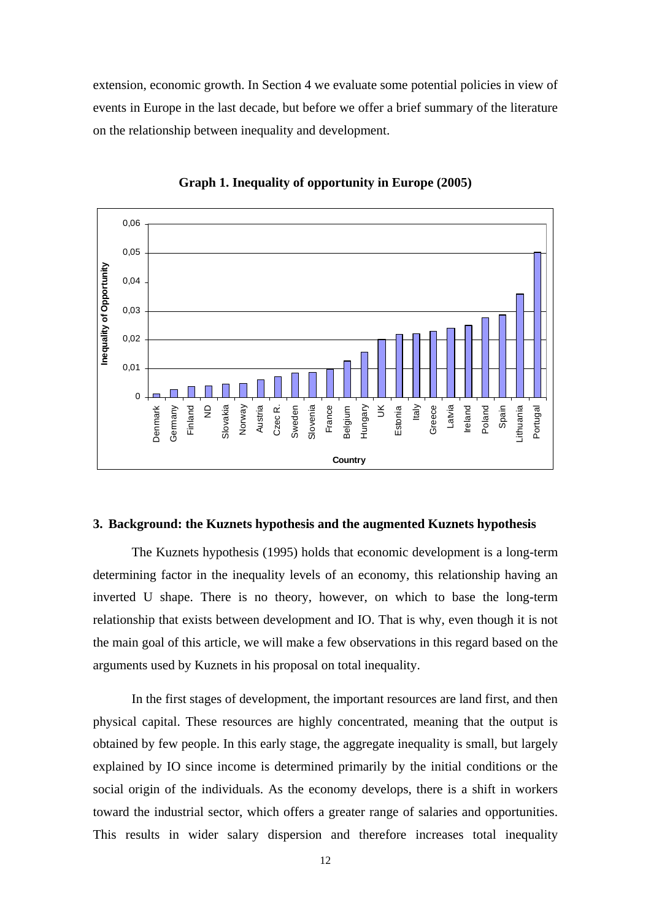extension, economic growth. In Section 4 we evaluate some potential policies in view of events in Europe in the last decade, but before we offer a brief summary of the literature on the relationship between inequality and development.

**Graph 1. Inequality of opportunity in Europe (2005)**

## 3. Background: the Kuznets hypothesis and the augmented Kuznets hypothesis

The Kuznets hypothesis (1995) holds that economic development is a long-term determining factor in the inequality levels of an economy, this relationship having an inverted U shape. There is no theory, however, on which to base the long-term relationship that exists between development and IO. That is why, even though it is not the main goal of this article, we will make a few observations in this regard based on the arguments used by Kuznets in his proposal on total inequality.

In the first stages of development, the important resources are land first, and then physical capital. These resources are highly concentrated, meaning that the output is obtained by few people. In this early stage, the aggregate inequality is small, but largely explained by IO since income is determined primarily by the initial conditions or the social origin of the individuals. As the economy develops, there is a shift in workers toward the industrial sector, which offers a greater range of salaries and opportunities. This results in wider salary dispersion and therefore increases total inequality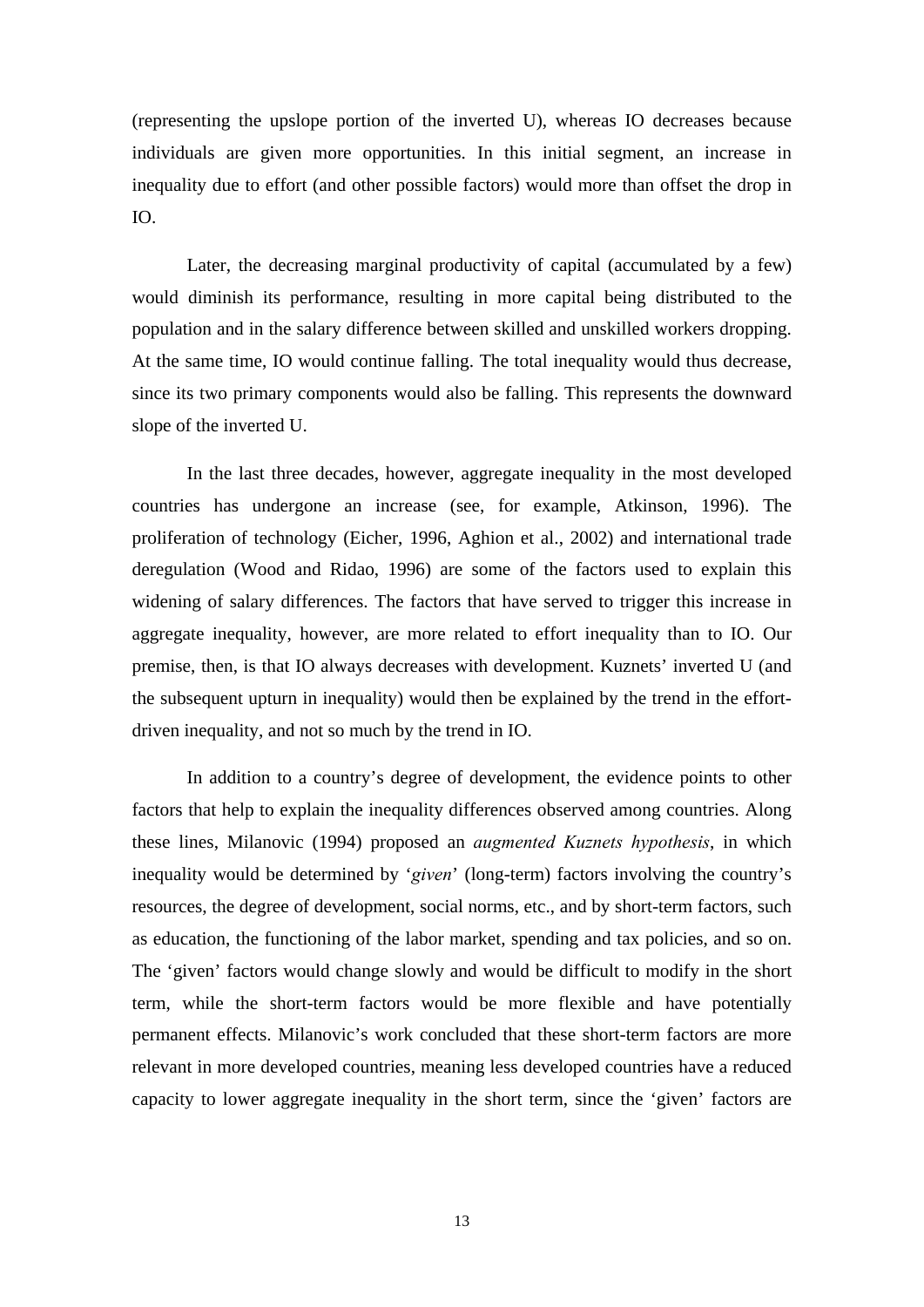(representing the upslope portion of the inverted U), whereas IO decreases because individuals are given more opportunities. In this initial segment, an increase in inequality due to effort (and other possible factors) would more than offset the drop in IO.

Later, the decreasing marginal productivity of capital (accumulated by a few) would diminish its performance, resulting in more capital being distributed to the population and in the salary difference between skilled and unskilled workers dropping. At the same time, IO would continue falling. The total inequality would thus decrease, since its two primary components would also be falling. This represents the downward slope of the inverted U.

In the last three decades, however, aggregate inequality in the most developed countries has undergone an increase (see, for example, Atkinson, 1996). The proliferation of technology (Eicher, 1996, Aghion et al., 2002) and international trade deregulation (Wood and Ridao, 1996) are some of the factors used to explain this widening of salary differences. The factors that have served to trigger this increase in aggregate inequality, however, are more related to effort inequality than to IO. Our premise, then, is that IO always decreases with development. Kuznets' inverted U (and the subsequent upturn in inequality) would then be explained by the trend in the effort-driven inequality, and not so much by the trend in IO.

In addition to a country's degree of development, the evidence points to other factors that help to explain the inequality differences observed among countries. Along these lines, Milanovic (1994) proposed an *augmented Kuznets hypothesis*, in which inequality would be determined by '*given*' (long-term) factors involving the country's resources, the degree of development, social norms, etc., and by short-term factors, such as education, the functioning of the labor market, spending and tax policies, and so on. The 'given' factors would change slowly and would be difficult to modify in the short term, while the short-term factors would be more flexible and have potentially permanent effects. Milanovic's work concluded that these short-term factors are more relevant in more developed countries, meaning less developed countries have a reduced capacity to lower aggregate inequality in the short term, since the 'given' factors are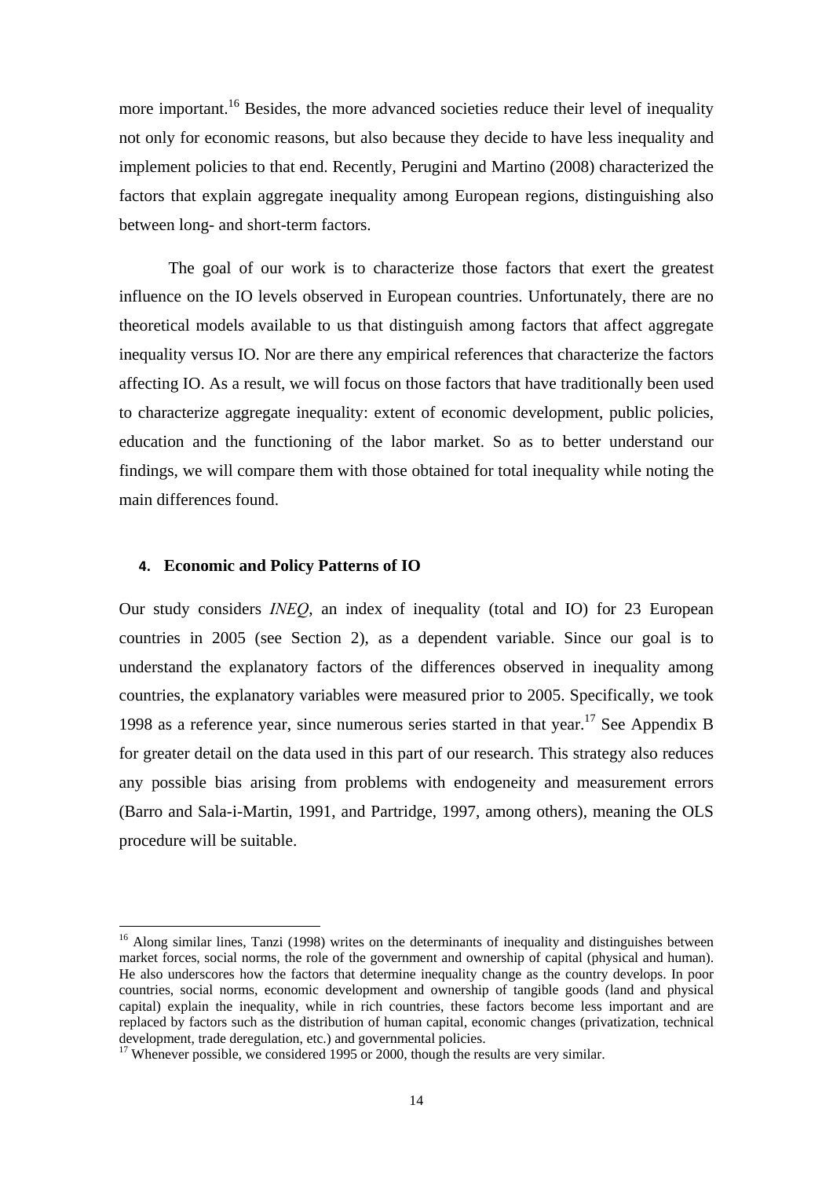more important.[16] Besides, the more advanced societies reduce their level of inequality not only for economic reasons, but also because they decide to have less inequality and implement policies to that end. Recently, Perugini and Martino (2008) characterized the factors that explain aggregate inequality among European regions, distinguishing also between long- and short-term factors.

The goal of our work is to characterize those factors that exert the greatest influence on the IO levels observed in European countries. Unfortunately, there are no theoretical models available to us that distinguish among factors that affect aggregate inequality versus IO. Nor are there any empirical references that characterize the factors affecting IO. As a result, we will focus on those factors that have traditionally been used to characterize aggregate inequality: extent of economic development, public policies, education and the functioning of the labor market. So as to better understand our findings, we will compare them with those obtained for total inequality while noting the main differences found.

## 4. Economic and Policy Patterns of IO

Our study considers *INEQ*, an index of inequality (total and IO) for 23 European countries in 2005 (see Section 2), as a dependent variable. Since our goal is to understand the explanatory factors of the differences observed in inequality among countries, the explanatory variables were measured prior to 2005. Specifically, we took 1998 as a reference year, since numerous series started in that year.[17] See Appendix B for greater detail on the data used in this part of our research. This strategy also reduces any possible bias arising from problems with endogeneity and measurement errors (Barro and Sala-i-Martin, 1991, and Partridge, 1997, among others), meaning the OLS procedure will be suitable.

---

[16] Along similar lines, Tanzi (1998) writes on the determinants of inequality and distinguishes between market forces, social norms, the role of the government and ownership of capital (physical and human). He also underscores how the factors that determine inequality change as the country develops. In poor countries, social norms, economic development and ownership of tangible goods (land and physical capital) explain the inequality, while in rich countries, these factors become less important and are replaced by factors such as the distribution of human capital, economic changes (privatization, technical development, trade deregulation, etc.) and governmental policies.

[17] Whenever possible, we considered 1995 or 2000, though the results are very similar.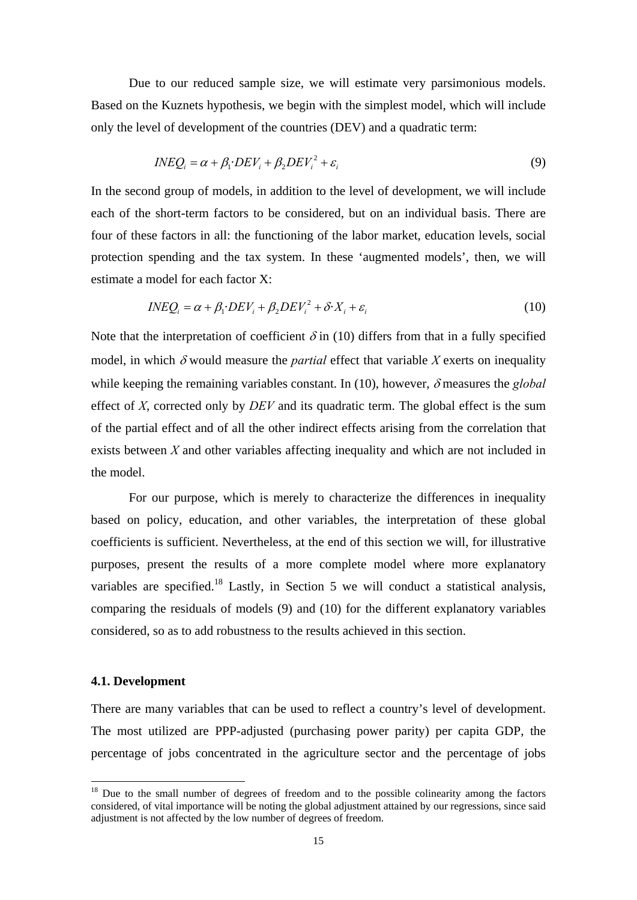Due to our reduced sample size, we will estimate very parsimonious models. Based on the Kuznets hypothesis, we begin with the simplest model, which will include only the level of development of the countries (DEV) and a quadratic term:

$$INEQ_i = \alpha + \beta_1 \cdot DEV_i + \beta_2 DEV_i^2 + \varepsilon_i \qquad (9)$$

In the second group of models, in addition to the level of development, we will include each of the short-term factors to be considered, but on an individual basis. There are four of these factors in all: the functioning of the labor market, education levels, social protection spending and the tax system. In these 'augmented models', then, we will estimate a model for each factor X:

$$INEQ_i = \alpha + \beta_1 \cdot DEV_i + \beta_2 DEV_i^2 + \delta \cdot X_i + \varepsilon_i \qquad (10)$$

Note that the interpretation of coefficient $\delta$ in (10) differs from that in a fully specified model, in which $\delta$ would measure the *partial* effect that variable $X$ exerts on inequality while keeping the remaining variables constant. In (10), however, $\delta$ measures the *global* effect of $X$, corrected only by $DEV$ and its quadratic term. The global effect is the sum of the partial effect and of all the other indirect effects arising from the correlation that exists between $X$ and other variables affecting inequality and which are not included in the model.

For our purpose, which is merely to characterize the differences in inequality based on policy, education, and other variables, the interpretation of these global coefficients is sufficient. Nevertheless, at the end of this section we will, for illustrative purposes, present the results of a more complete model where more explanatory variables are specified.[18] Lastly, in Section 5 we will conduct a statistical analysis, comparing the residuals of models (9) and (10) for the different explanatory variables considered, so as to add robustness to the results achieved in this section.

### 4.1. Development

There are many variables that can be used to reflect a country's level of development. The most utilized are PPP-adjusted (purchasing power parity) per capita GDP, the percentage of jobs concentrated in the agriculture sector and the percentage of jobs

[18] Due to the small number of degrees of freedom and to the possible colinearity among the factors considered, of vital importance will be noting the global adjustment attained by our regressions, since said adjustment is not affected by the low number of degrees of freedom.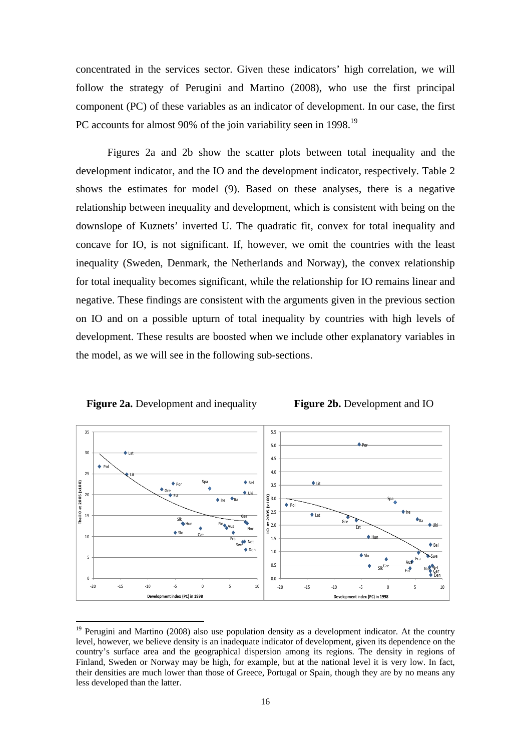concentrated in the services sector. Given these indicators' high correlation, we will follow the strategy of Perugini and Martino (2008), who use the first principal component (PC) of these variables as an indicator of development. In our case, the first PC accounts for almost 90% of the join variability seen in 1998.[19]

Figures 2a and 2b show the scatter plots between total inequality and the development indicator, and the IO and the development indicator, respectively. Table 2 shows the estimates for model (9). Based on these analyses, there is a negative relationship between inequality and development, which is consistent with being on the downslope of Kuznets' inverted U. The quadratic fit, convex for total inequality and concave for IO, is not significant. If, however, we omit the countries with the least inequality (Sweden, Denmark, the Netherlands and Norway), the convex relationship for total inequality becomes significant, while the relationship for IO remains linear and negative. These findings are consistent with the arguments given in the previous section on IO and on a possible upturn of total inequality by countries with high levels of development. These results are boosted when we include other explanatory variables in the model, as we will see in the following sub-sections.

**Figure 2a.** Development and inequality

**Figure 2b.** Development and IO

[19] Perugini and Martino (2008) also use population density as a development indicator. At the country level, however, we believe density is an inadequate indicator of development, given its dependence on the country's surface area and the geographical dispersion among its regions. The density in regions of Finland, Sweden or Norway may be high, for example, but at the national level it is very low. In fact, their densities are much lower than those of Greece, Portugal or Spain, though they are by no means any less developed than the latter.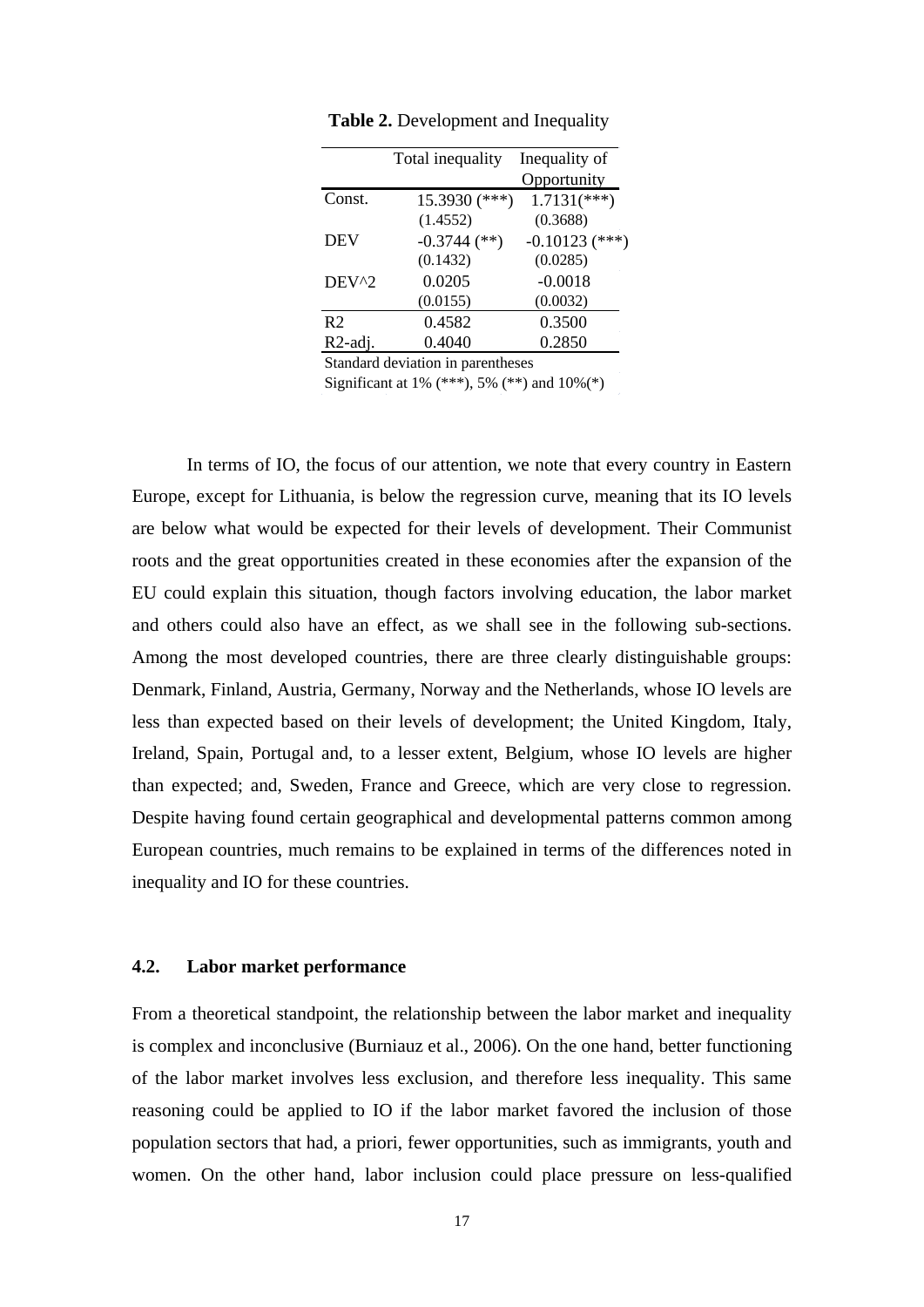**Table 2.** Development and Inequality

| | Total inequality | Inequality of Opportunity |
|---|---|---|
| Const. | 15.3930 (***) | 1.7131(***) |
| | (1.4552) | (0.3688) |
| DEV | -0.3744 (**) | -0.10123 (***) |
| | (0.1432) | (0.0285) |
| DEV^2 | 0.0205 | -0.0018 |
| | (0.0155) | (0.0032) |
| R2 | 0.4582 | 0.3500 |
| R2-adj. | 0.4040 | 0.2850 |

Standard deviation in parentheses
Significant at 1% (***), 5% (**) and 10%(*)

In terms of IO, the focus of our attention, we note that every country in Eastern Europe, except for Lithuania, is below the regression curve, meaning that its IO levels are below what would be expected for their levels of development. Their Communist roots and the great opportunities created in these economies after the expansion of the EU could explain this situation, though factors involving education, the labor market and others could also have an effect, as we shall see in the following sub-sections. Among the most developed countries, there are three clearly distinguishable groups: Denmark, Finland, Austria, Germany, Norway and the Netherlands, whose IO levels are less than expected based on their levels of development; the United Kingdom, Italy, Ireland, Spain, Portugal and, to a lesser extent, Belgium, whose IO levels are higher than expected; and, Sweden, France and Greece, which are very close to regression. Despite having found certain geographical and developmental patterns common among European countries, much remains to be explained in terms of the differences noted in inequality and IO for these countries.

### 4.2. Labor market performance

From a theoretical standpoint, the relationship between the labor market and inequality is complex and inconclusive (Burniauz et al., 2006). On the one hand, better functioning of the labor market involves less exclusion, and therefore less inequality. This same reasoning could be applied to IO if the labor market favored the inclusion of those population sectors that had, a priori, fewer opportunities, such as immigrants, youth and women. On the other hand, labor inclusion could place pressure on less-qualified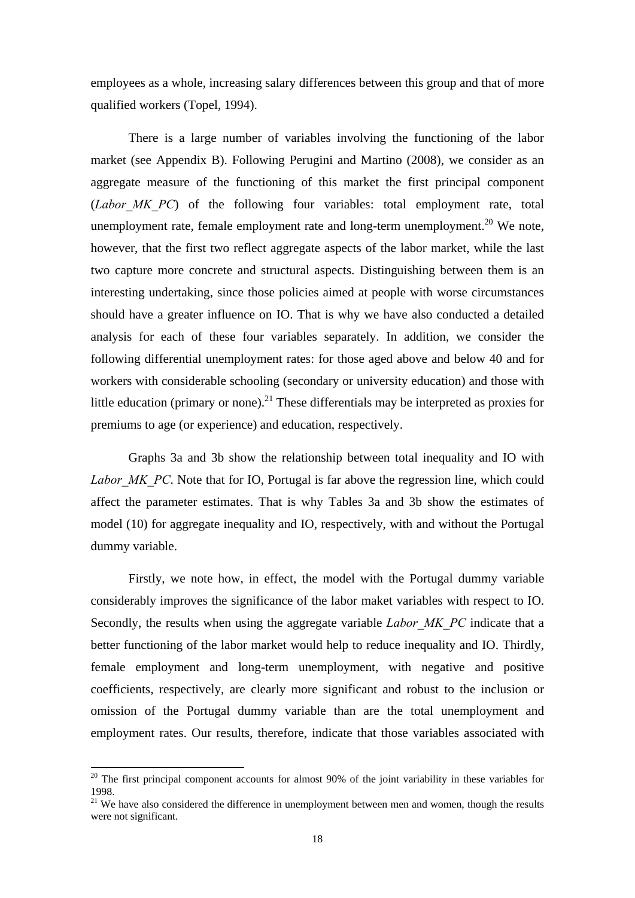employees as a whole, increasing salary differences between this group and that of more qualified workers (Topel, 1994).

There is a large number of variables involving the functioning of the labor market (see Appendix B). Following Perugini and Martino (2008), we consider as an aggregate measure of the functioning of this market the first principal component (*Labor_MK_PC*) of the following four variables: total employment rate, total unemployment rate, female employment rate and long-term unemployment.[20] We note, however, that the first two reflect aggregate aspects of the labor market, while the last two capture more concrete and structural aspects. Distinguishing between them is an interesting undertaking, since those policies aimed at people with worse circumstances should have a greater influence on IO. That is why we have also conducted a detailed analysis for each of these four variables separately. In addition, we consider the following differential unemployment rates: for those aged above and below 40 and for workers with considerable schooling (secondary or university education) and those with little education (primary or none).[21] These differentials may be interpreted as proxies for premiums to age (or experience) and education, respectively.

Graphs 3a and 3b show the relationship between total inequality and IO with *Labor_MK_PC*. Note that for IO, Portugal is far above the regression line, which could affect the parameter estimates. That is why Tables 3a and 3b show the estimates of model (10) for aggregate inequality and IO, respectively, with and without the Portugal dummy variable.

Firstly, we note how, in effect, the model with the Portugal dummy variable considerably improves the significance of the labor maket variables with respect to IO. Secondly, the results when using the aggregate variable *Labor_MK_PC* indicate that a better functioning of the labor market would help to reduce inequality and IO. Thirdly, female employment and long-term unemployment, with negative and positive coefficients, respectively, are clearly more significant and robust to the inclusion or omission of the Portugal dummy variable than are the total unemployment and employment rates. Our results, therefore, indicate that those variables associated with

[20] The first principal component accounts for almost 90% of the joint variability in these variables for 1998.

[21] We have also considered the difference in unemployment between men and women, though the results were not significant.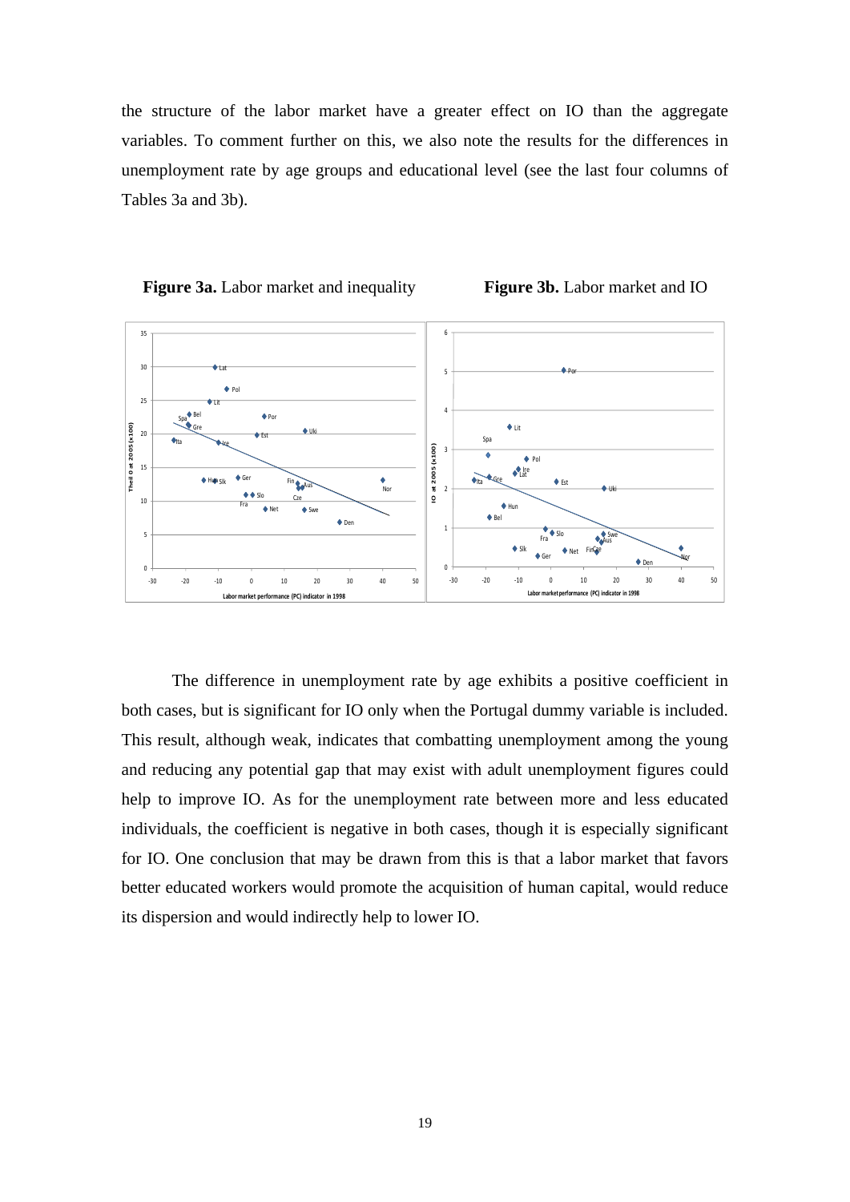the structure of the labor market have a greater effect on IO than the aggregate variables. To comment further on this, we also note the results for the differences in unemployment rate by age groups and educational level (see the last four columns of Tables 3a and 3b).

**Figure 3a.** Labor market and inequality **Figure 3b.** Labor market and IO

The difference in unemployment rate by age exhibits a positive coefficient in both cases, but is significant for IO only when the Portugal dummy variable is included. This result, although weak, indicates that combatting unemployment among the young and reducing any potential gap that may exist with adult unemployment figures could help to improve IO. As for the unemployment rate between more and less educated individuals, the coefficient is negative in both cases, though it is especially significant for IO. One conclusion that may be drawn from this is that a labor market that favors better educated workers would promote the acquisition of human capital, would reduce its dispersion and would indirectly help to lower IO.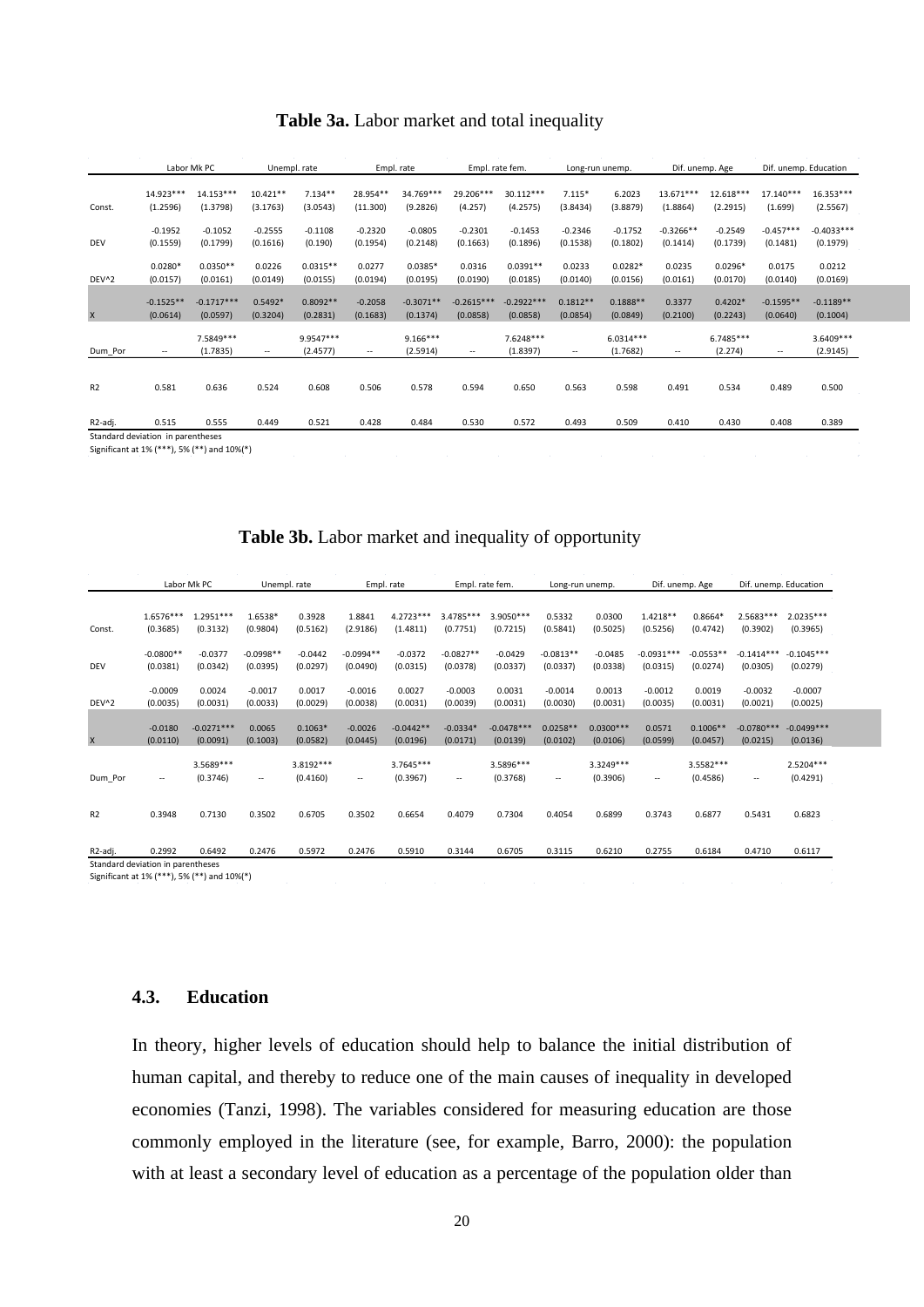**Table 3a.** Labor market and total inequality

| | Labor Mk PC | | Unempl. rate | | Empl. rate | | Empl. rate fem. | | Long-run unemp. | | Dif. unemp. Age | | Dif. unemp. Education | |
|---|---|---|---|---|---|---|---|---|---|---|---|---|---|---|
| Const. | 14.923*** (1.2596) | 14.153*** (1.3798) | 10.421** (3.1763) | 7.134** (3.0543) | 28.954** (11.300) | 34.769*** (9.2826) | 29.206*** (4.257) | 30.112*** (4.2575) | 7.115* (3.8434) | 6.2023 (3.8879) | 13.671*** (1.8864) | 12.618*** (2.2915) | 17.140*** (1.699) | 16.353*** (2.5567) |
| DEV | -0.1952 (0.1559) | -0.1052 (0.1799) | -0.2555 (0.1616) | -0.1108 (0.190) | -0.2320 (0.1954) | -0.0805 (0.2148) | -0.2301 (0.1663) | -0.1453 (0.1896) | -0.2346 (0.1538) | -0.1752 (0.1802) | -0.3266** (0.1414) | -0.2549 (0.1739) | -0.457*** (0.1481) | -0.4033*** (0.1979) |
| DEV^2 | 0.0280* (0.0157) | 0.0350** (0.0161) | 0.0226 (0.0149) | 0.0315** (0.0155) | 0.0277 (0.0194) | 0.0385* (0.0195) | 0.0316 (0.0190) | 0.0391** (0.0185) | 0.0233 (0.0140) | 0.0282* (0.0156) | 0.0235 (0.0161) | 0.0296* (0.0170) | 0.0175 (0.0140) | 0.0212 (0.0169) |
| X | -0.1525** (0.0614) | -0.1717*** (0.0597) | 0.5492* (0.3204) | 0.8092** (0.2831) | -0.2058 (0.1683) | -0.3071** (0.1374) | -0.2615*** (0.0858) | -0.2922*** (0.0858) | 0.1812** (0.0854) | 0.1888** (0.0849) | 0.3377 (0.2100) | 0.4202* (0.2243) | -0.1595** (0.0640) | -0.1189** (0.1004) |
| Dum_Por | -- | 7.5849*** (1.7835) | -- | 9.9547*** (2.4577) | -- | 9.166*** (2.5914) | -- | 7.6248*** (1.8397) | -- | 6.0314*** (1.7682) | -- | 6.7485*** (2.274) | -- | 3.6409*** (2.9145) |
| R2 | 0.581 | 0.636 | 0.524 | 0.608 | 0.506 | 0.578 | 0.594 | 0.650 | 0.563 | 0.598 | 0.491 | 0.534 | 0.489 | 0.500 |
| R2-adj. | 0.515 | 0.555 | 0.449 | 0.521 | 0.428 | 0.484 | 0.530 | 0.572 | 0.493 | 0.509 | 0.410 | 0.430 | 0.408 | 0.389 |

Standard deviation in parentheses
Significant at 1% (***), 5% (**) and 10%(*)

**Table 3b.** Labor market and inequality of opportunity

| | Labor Mk PC | | Unempl. rate | | Empl. rate | | Empl. rate fem. | | Long-run unemp. | | Dif. unemp. Age | | Dif. unemp. Education | |
|---|---|---|---|---|---|---|---|---|---|---|---|---|---|---|
| Const. | 1.6576*** (0.3685) | 1.2951*** (0.3132) | 1.6538* (0.9804) | 0.3928 (0.5162) | 1.8841 (2.9186) | 4.2723*** (1.4811) | 3.4785*** (0.7751) | 3.9050*** (0.7215) | 0.5332 (0.5841) | 0.0300 (0.5025) | 1.4218** (0.5256) | 0.8664* (0.4742) | 2.5683*** (0.3902) | 2.0235*** (0.3965) |
| DEV | -0.0800** (0.0381) | -0.0377 (0.0342) | -0.0998** (0.0395) | -0.0442 (0.0297) | -0.0994** (0.0490) | -0.0372 (0.0315) | -0.0827** (0.0378) | -0.0429 (0.0337) | -0.0813** (0.0337) | -0.0485 (0.0338) | -0.0931*** (0.0315) | -0.0553** (0.0274) | -0.1414*** (0.0305) | -0.1045*** (0.0279) |
| DEV^2 | -0.0009 (0.0035) | 0.0024 (0.0031) | -0.0017 (0.0033) | 0.0017 (0.0029) | -0.0016 (0.0038) | 0.0027 (0.0031) | -0.0003 (0.0039) | 0.0031 (0.0031) | -0.0014 (0.0030) | 0.0013 (0.0031) | -0.0012 (0.0035) | 0.0019 (0.0031) | -0.0032 (0.0021) | -0.0007 (0.0025) |
| X | -0.0180 (0.0110) | -0.0271*** (0.0091) | 0.0065 (0.1003) | 0.1063* (0.0582) | -0.0026 (0.0445) | -0.0442** (0.0196) | -0.0334* (0.0171) | -0.0478*** (0.0139) | 0.0258** (0.0102) | 0.0300*** (0.0106) | 0.0571 (0.0599) | 0.1006** (0.0457) | -0.0780*** (0.0215) | -0.0499*** (0.0136) |
| Dum_Por | -- | 3.5689*** (0.3746) | -- | 3.8192*** (0.4160) | -- | 3.7645*** (0.3967) | -- | 3.5896*** (0.3768) | -- | 3.3249*** (0.3906) | -- | 3.5582*** (0.4586) | -- | 2.5204*** (0.4291) |
| R2 | 0.3948 | 0.7130 | 0.3502 | 0.6705 | 0.3502 | 0.6654 | 0.4079 | 0.7304 | 0.4054 | 0.6899 | 0.3743 | 0.6877 | 0.5431 | 0.6823 |
| R2-adj. | 0.2992 | 0.6492 | 0.2476 | 0.5972 | 0.2476 | 0.5910 | 0.3144 | 0.6705 | 0.3115 | 0.6210 | 0.2755 | 0.6184 | 0.4710 | 0.6117 |

Standard deviation in parentheses
Significant at 1% (***), 5% (**) and 10%(*)

### 4.3. Education

In theory, higher levels of education should help to balance the initial distribution of human capital, and thereby to reduce one of the main causes of inequality in developed economies (Tanzi, 1998). The variables considered for measuring education are those commonly employed in the literature (see, for example, Barro, 2000): the population with at least a secondary level of education as a percentage of the population older than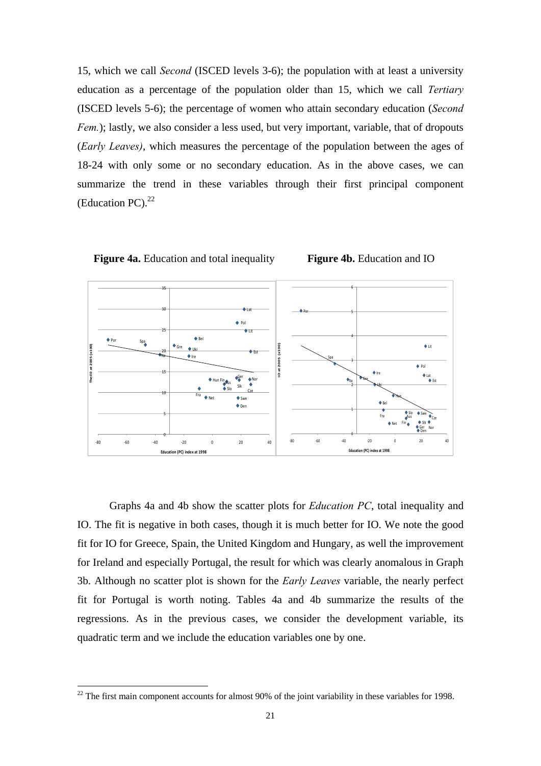15, which we call *Second* (ISCED levels 3-6); the population with at least a university education as a percentage of the population older than 15, which we call *Tertiary* (ISCED levels 5-6); the percentage of women who attain secondary education (*Second Fem.*); lastly, we also consider a less used, but very important, variable, that of dropouts (*Early Leaves)*, which measures the percentage of the population between the ages of 18-24 with only some or no secondary education. As in the above cases, we can summarize the trend in these variables through their first principal component (Education PC).[22]

**Figure 4a.** Education and total inequality **Figure 4b.** Education and IO

Graphs 4a and 4b show the scatter plots for *Education PC*, total inequality and IO. The fit is negative in both cases, though it is much better for IO. We note the good fit for IO for Greece, Spain, the United Kingdom and Hungary, as well the improvement for Ireland and especially Portugal, the result for which was clearly anomalous in Graph 3b. Although no scatter plot is shown for the *Early Leaves* variable, the nearly perfect fit for Portugal is worth noting. Tables 4a and 4b summarize the results of the regressions. As in the previous cases, we consider the development variable, its quadratic term and we include the education variables one by one.

[22] The first main component accounts for almost 90% of the joint variability in these variables for 1998.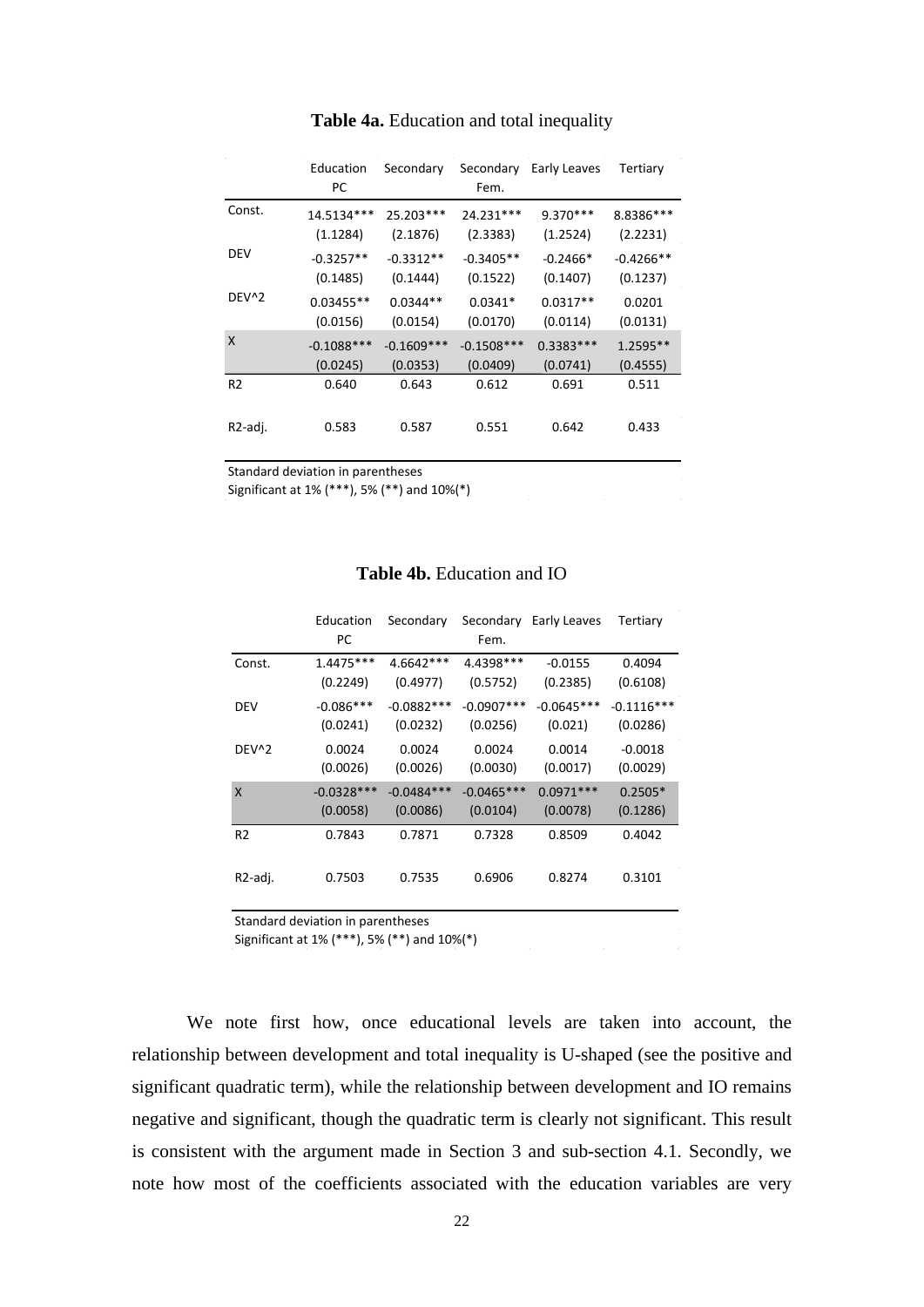**Table 4a.** Education and total inequality

| | Education PC | Secondary | Secondary Fem. | Early Leaves | Tertiary |
|---|---|---|---|---|---|
| Const. | 14.5134*** | 25.203*** | 24.231*** | 9.370*** | 8.8386*** |
| | (1.1284) | (2.1876) | (2.3383) | (1.2524) | (2.2231) |
| DEV | -0.3257** | -0.3312** | -0.3405** | -0.2466* | -0.4266** |
| | (0.1485) | (0.1444) | (0.1522) | (0.1407) | (0.1237) |
| DEV^2 | 0.03455** | 0.0344** | 0.0341* | 0.0317** | 0.0201 |
| | (0.0156) | (0.0154) | (0.0170) | (0.0114) | (0.0131) |
| X | -0.1088*** | -0.1609*** | -0.1508*** | 0.3383*** | 1.2595** |
| | (0.0245) | (0.0353) | (0.0409) | (0.0741) | (0.4555) |
| R2 | 0.640 | 0.643 | 0.612 | 0.691 | 0.511 |
| R2-adj. | 0.583 | 0.587 | 0.551 | 0.642 | 0.433 |

Standard deviation in parentheses
Significant at 1% (***), 5% (**) and 10%(*)

**Table 4b.** Education and IO

| | Education PC | Secondary | Secondary Fem. | Early Leaves | Tertiary |
|---|---|---|---|---|---|
| Const. | 1.4475*** | 4.6642*** | 4.4398*** | -0.0155 | 0.4094 |
| | (0.2249) | (0.4977) | (0.5752) | (0.2385) | (0.6108) |
| DEV | -0.086*** | -0.0882*** | -0.0907*** | -0.0645*** | -0.1116*** |
| | (0.0241) | (0.0232) | (0.0256) | (0.021) | (0.0286) |
| DEV^2 | 0.0024 | 0.0024 | 0.0024 | 0.0014 | -0.0018 |
| | (0.0026) | (0.0026) | (0.0030) | (0.0017) | (0.0029) |
| X | -0.0328*** | -0.0484*** | -0.0465*** | 0.0971*** | 0.2505* |
| | (0.0058) | (0.0086) | (0.0104) | (0.0078) | (0.1286) |
| R2 | 0.7843 | 0.7871 | 0.7328 | 0.8509 | 0.4042 |
| R2-adj. | 0.7503 | 0.7535 | 0.6906 | 0.8274 | 0.3101 |

Standard deviation in parentheses
Significant at 1% (***), 5% (**) and 10%(*)

We note first how, once educational levels are taken into account, the relationship between development and total inequality is U-shaped (see the positive and significant quadratic term), while the relationship between development and IO remains negative and significant, though the quadratic term is clearly not significant. This result is consistent with the argument made in Section 3 and sub-section 4.1. Secondly, we note how most of the coefficients associated with the education variables are very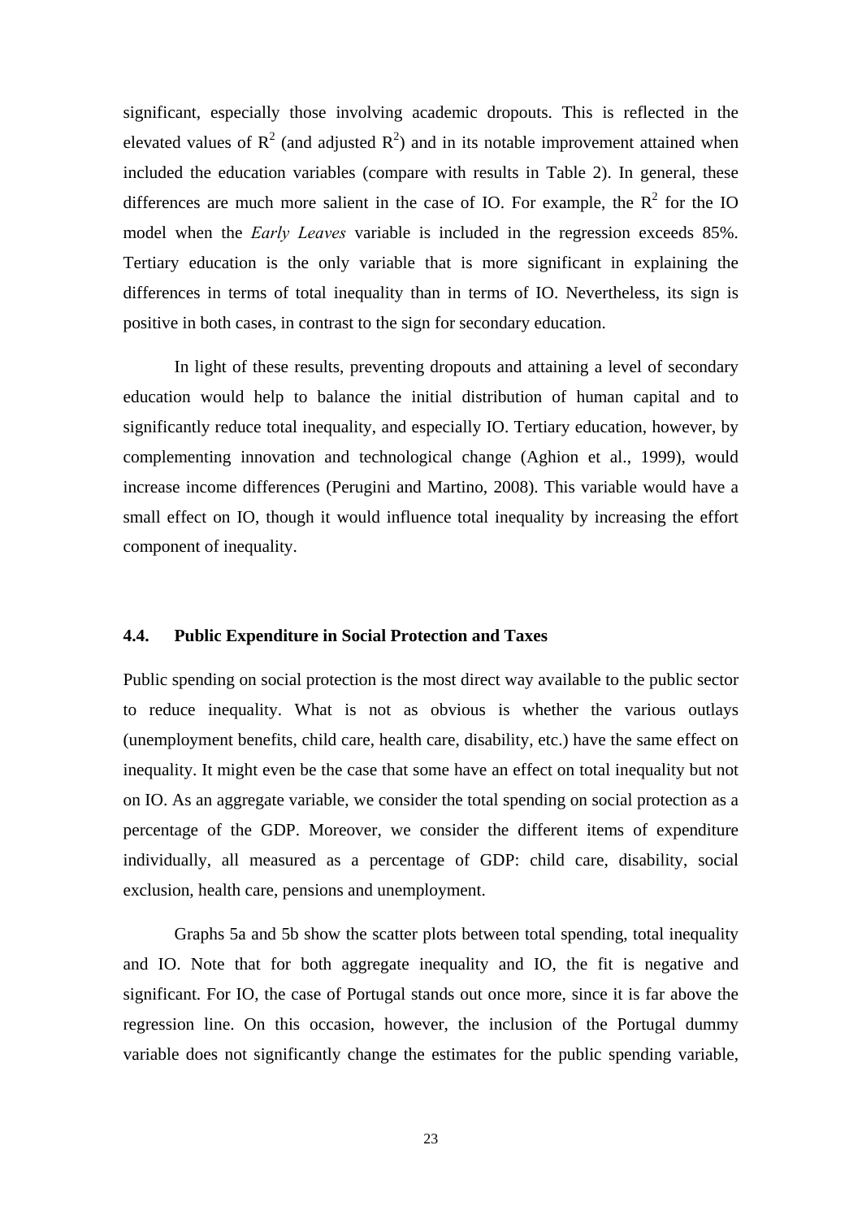significant, especially those involving academic dropouts. This is reflected in the elevated values of $R^2$ (and adjusted $R^2$) and in its notable improvement attained when included the education variables (compare with results in Table 2). In general, these differences are much more salient in the case of IO. For example, the $R^2$ for the IO model when the *Early Leaves* variable is included in the regression exceeds 85%. Tertiary education is the only variable that is more significant in explaining the differences in terms of total inequality than in terms of IO. Nevertheless, its sign is positive in both cases, in contrast to the sign for secondary education.

In light of these results, preventing dropouts and attaining a level of secondary education would help to balance the initial distribution of human capital and to significantly reduce total inequality, and especially IO. Tertiary education, however, by complementing innovation and technological change (Aghion et al., 1999), would increase income differences (Perugini and Martino, 2008). This variable would have a small effect on IO, though it would influence total inequality by increasing the effort component of inequality.

### 4.4. Public Expenditure in Social Protection and Taxes

Public spending on social protection is the most direct way available to the public sector to reduce inequality. What is not as obvious is whether the various outlays (unemployment benefits, child care, health care, disability, etc.) have the same effect on inequality. It might even be the case that some have an effect on total inequality but not on IO. As an aggregate variable, we consider the total spending on social protection as a percentage of the GDP. Moreover, we consider the different items of expenditure individually, all measured as a percentage of GDP: child care, disability, social exclusion, health care, pensions and unemployment.

Graphs 5a and 5b show the scatter plots between total spending, total inequality and IO. Note that for both aggregate inequality and IO, the fit is negative and significant. For IO, the case of Portugal stands out once more, since it is far above the regression line. On this occasion, however, the inclusion of the Portugal dummy variable does not significantly change the estimates for the public spending variable,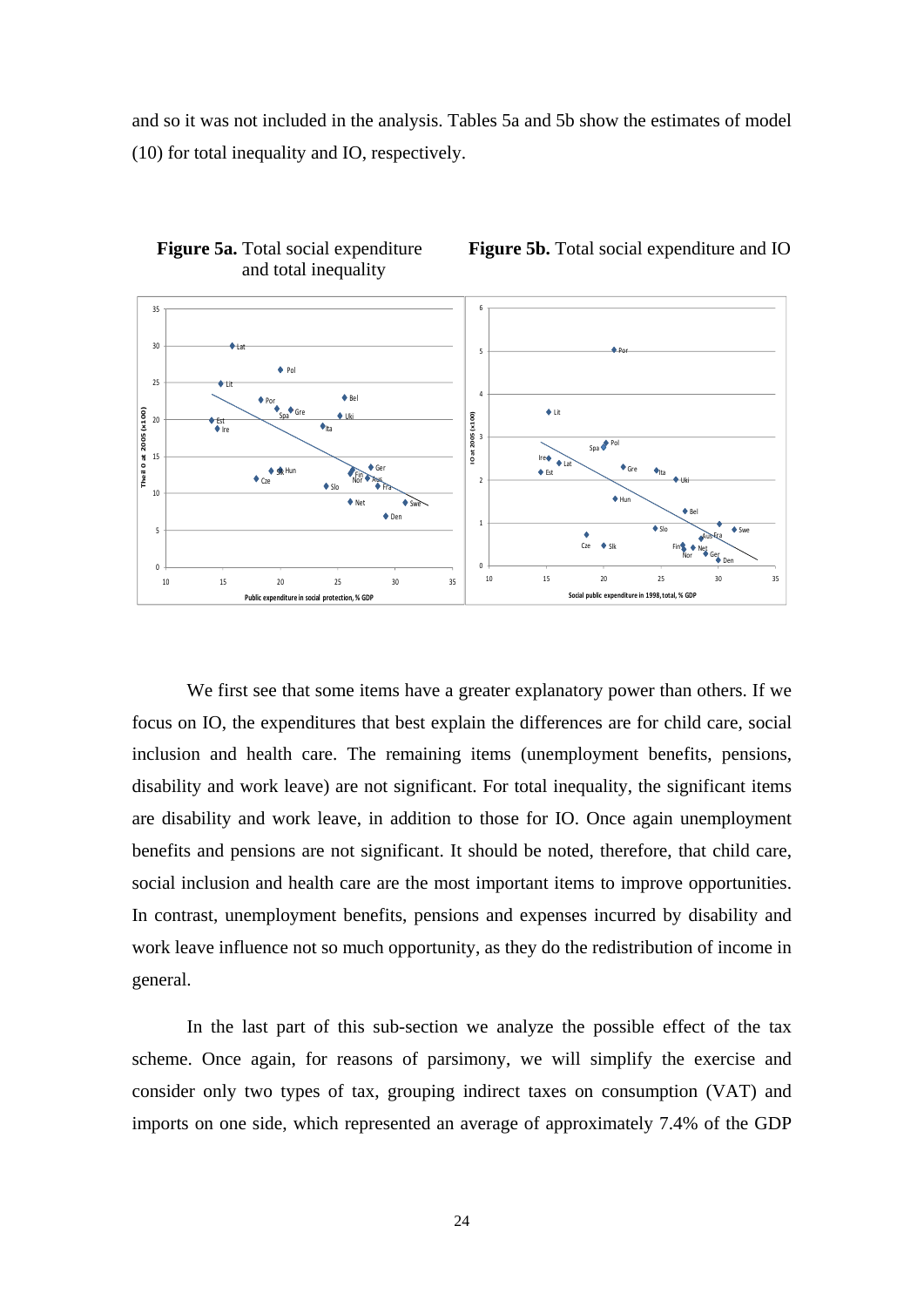and so it was not included in the analysis. Tables 5a and 5b show the estimates of model (10) for total inequality and IO, respectively.

**Figure 5a.** Total social expenditure and total inequality

**Figure 5b.** Total social expenditure and IO

We first see that some items have a greater explanatory power than others. If we focus on IO, the expenditures that best explain the differences are for child care, social inclusion and health care. The remaining items (unemployment benefits, pensions, disability and work leave) are not significant. For total inequality, the significant items are disability and work leave, in addition to those for IO. Once again unemployment benefits and pensions are not significant. It should be noted, therefore, that child care, social inclusion and health care are the most important items to improve opportunities. In contrast, unemployment benefits, pensions and expenses incurred by disability and work leave influence not so much opportunity, as they do the redistribution of income in general.

In the last part of this sub-section we analyze the possible effect of the tax scheme. Once again, for reasons of parsimony, we will simplify the exercise and consider only two types of tax, grouping indirect taxes on consumption (VAT) and imports on one side, which represented an average of approximately 7.4% of the GDP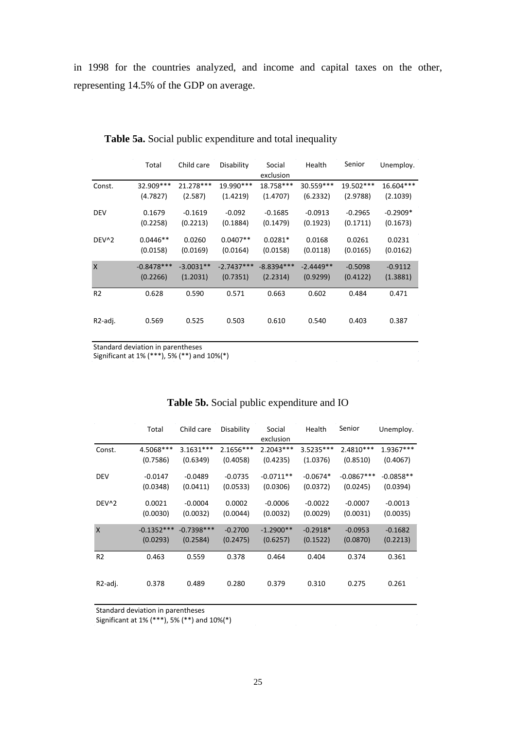in 1998 for the countries analyzed, and income and capital taxes on the other, representing 14.5% of the GDP on average.

**Table 5a.** Social public expenditure and total inequality

| | Total | Child care | Disability | Social exclusion | Health | Senior | Unemploy. |
|---|---|---|---|---|---|---|---|
| Const. | 32.909*** | 21.278*** | 19.990*** | 18.758*** | 30.559*** | 19.502*** | 16.604*** |
| | (4.7827) | (2.587) | (1.4219) | (1.4707) | (6.2332) | (2.9788) | (2.1039) |
| DEV | 0.1679 | -0.1619 | -0.092 | -0.1685 | -0.0913 | -0.2965 | -0.2909* |
| | (0.2258) | (0.2213) | (0.1884) | (0.1479) | (0.1923) | (0.1711) | (0.1673) |
| DEV^2 | 0.0446** | 0.0260 | 0.0407** | 0.0281* | 0.0168 | 0.0261 | 0.0231 |
| | (0.0158) | (0.0169) | (0.0164) | (0.0158) | (0.0118) | (0.0165) | (0.0162) |
| X | -0.8478*** | -3.0031** | -2.7437*** | -8.8394*** | -2.4449** | -0.5098 | -0.9112 |
| | (0.2266) | (1.2031) | (0.7351) | (2.2314) | (0.9299) | (0.4122) | (1.3881) |
| R2 | 0.628 | 0.590 | 0.571 | 0.663 | 0.602 | 0.484 | 0.471 |
| R2-adj. | 0.569 | 0.525 | 0.503 | 0.610 | 0.540 | 0.403 | 0.387 |

Standard deviation in parentheses
Significant at 1% (***), 5% (**) and 10%(*)

**Table 5b.** Social public expenditure and IO

| | Total | Child care | Disability | Social exclusion | Health | Senior | Unemploy. |
|---|---|---|---|---|---|---|---|
| Const. | 4.5068*** | 3.1631*** | 2.1656*** | 2.2043*** | 3.5235*** | 2.4810*** | 1.9367*** |
| | (0.7586) | (0.6349) | (0.4058) | (0.4235) | (1.0376) | (0.8510) | (0.4067) |
| DEV | -0.0147 | -0.0489 | -0.0735 | -0.0711** | -0.0674* | -0.0867*** | -0.0858** |
| | (0.0348) | (0.0411) | (0.0533) | (0.0306) | (0.0372) | (0.0245) | (0.0394) |
| DEV^2 | 0.0021 | -0.0004 | 0.0002 | -0.0006 | -0.0022 | -0.0007 | -0.0013 |
| | (0.0030) | (0.0032) | (0.0044) | (0.0032) | (0.0029) | (0.0031) | (0.0035) |
| X | -0.1352*** | -0.7398*** | -0.2700 | -1.2900** | -0.2918* | -0.0953 | -0.1682 |
| | (0.0293) | (0.2584) | (0.2475) | (0.6257) | (0.1522) | (0.0870) | (0.2213) |
| R2 | 0.463 | 0.559 | 0.378 | 0.464 | 0.404 | 0.374 | 0.361 |
| R2-adj. | 0.378 | 0.489 | 0.280 | 0.379 | 0.310 | 0.275 | 0.261 |

Standard deviation in parentheses
Significant at 1% (***), 5% (**) and 10%(*)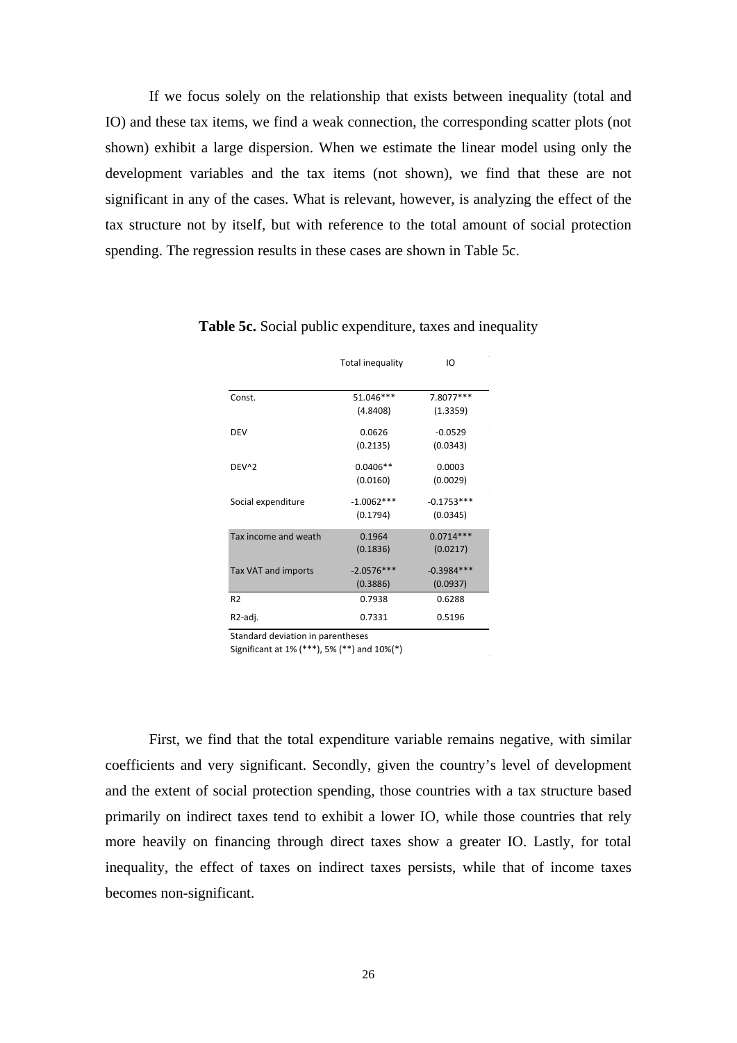If we focus solely on the relationship that exists between inequality (total and IO) and these tax items, we find a weak connection, the corresponding scatter plots (not shown) exhibit a large dispersion. When we estimate the linear model using only the development variables and the tax items (not shown), we find that these are not significant in any of the cases. What is relevant, however, is analyzing the effect of the tax structure not by itself, but with reference to the total amount of social protection spending. The regression results in these cases are shown in Table 5c.

**Table 5c.** Social public expenditure, taxes and inequality

| | Total inequality | IO |
|---|---|---|
| Const. | 51.046*** | 7.8077*** |
| | (4.8408) | (1.3359) |
| DEV | 0.0626 | -0.0529 |
| | (0.2135) | (0.0343) |
| DEV^2 | 0.0406** | 0.0003 |
| | (0.0160) | (0.0029) |
| Social expenditure | -1.0062*** | -0.1753*** |
| | (0.1794) | (0.0345) |
| Tax income and weath | 0.1964 | 0.0714*** |
| | (0.1836) | (0.0217) |
| Tax VAT and imports | -2.0576*** | -0.3984*** |
| | (0.3886) | (0.0937) |
| R2 | 0.7938 | 0.6288 |
| R2-adj. | 0.7331 | 0.5196 |

Standard deviation in parentheses
Significant at 1% (***), 5% (**) and 10%(*)

First, we find that the total expenditure variable remains negative, with similar coefficients and very significant. Secondly, given the country's level of development and the extent of social protection spending, those countries with a tax structure based primarily on indirect taxes tend to exhibit a lower IO, while those countries that rely more heavily on financing through direct taxes show a greater IO. Lastly, for total inequality, the effect of taxes on indirect taxes persists, while that of income taxes becomes non-significant.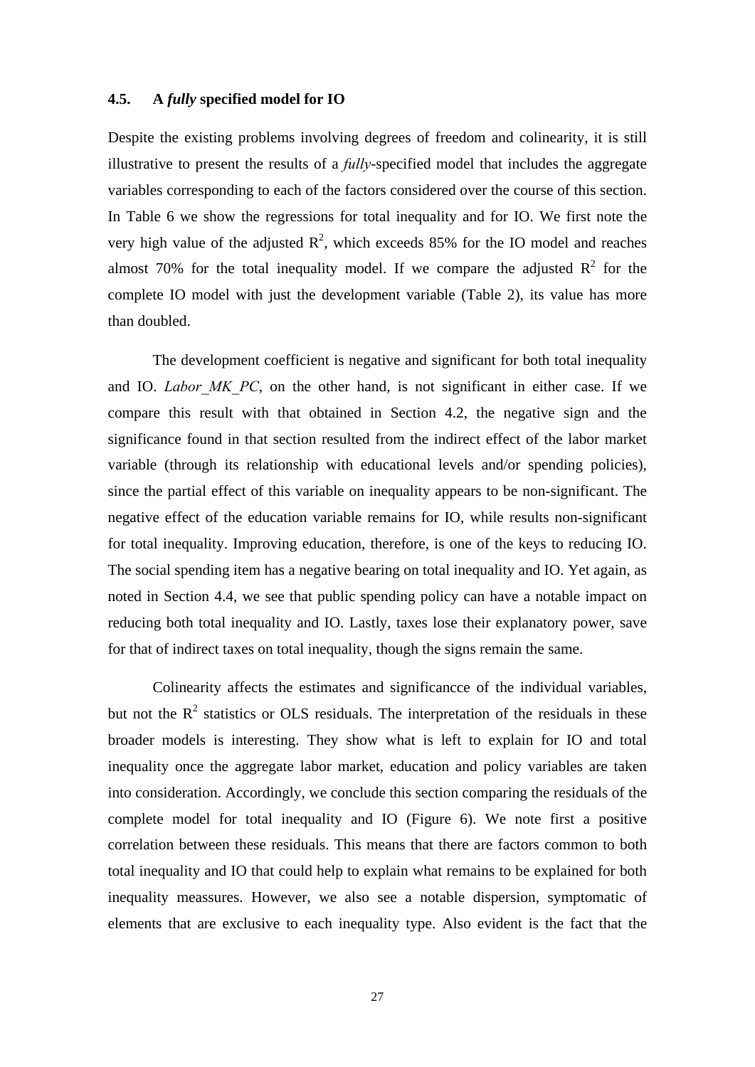### 4.5. A *fully* specified model for IO

Despite the existing problems involving degrees of freedom and colinearity, it is still illustrative to present the results of a *fully*-specified model that includes the aggregate variables corresponding to each of the factors considered over the course of this section. In Table 6 we show the regressions for total inequality and for IO. We first note the very high value of the adjusted $R^2$, which exceeds 85% for the IO model and reaches almost 70% for the total inequality model. If we compare the adjusted $R^2$ for the complete IO model with just the development variable (Table 2), its value has more than doubled.

The development coefficient is negative and significant for both total inequality and IO. *Labor_MK_PC*, on the other hand, is not significant in either case. If we compare this result with that obtained in Section 4.2, the negative sign and the significance found in that section resulted from the indirect effect of the labor market variable (through its relationship with educational levels and/or spending policies), since the partial effect of this variable on inequality appears to be non-significant. The negative effect of the education variable remains for IO, while results non-significant for total inequality. Improving education, therefore, is one of the keys to reducing IO. The social spending item has a negative bearing on total inequality and IO. Yet again, as noted in Section 4.4, we see that public spending policy can have a notable impact on reducing both total inequality and IO. Lastly, taxes lose their explanatory power, save for that of indirect taxes on total inequality, though the signs remain the same.

Colinearity affects the estimates and significancce of the individual variables, but not the $R^2$ statistics or OLS residuals. The interpretation of the residuals in these broader models is interesting. They show what is left to explain for IO and total inequality once the aggregate labor market, education and policy variables are taken into consideration. Accordingly, we conclude this section comparing the residuals of the complete model for total inequality and IO (Figure 6). We note first a positive correlation between these residuals. This means that there are factors common to both total inequality and IO that could help to explain what remains to be explained for both inequality meassures. However, we also see a notable dispersion, symptomatic of elements that are exclusive to each inequality type. Also evident is the fact that the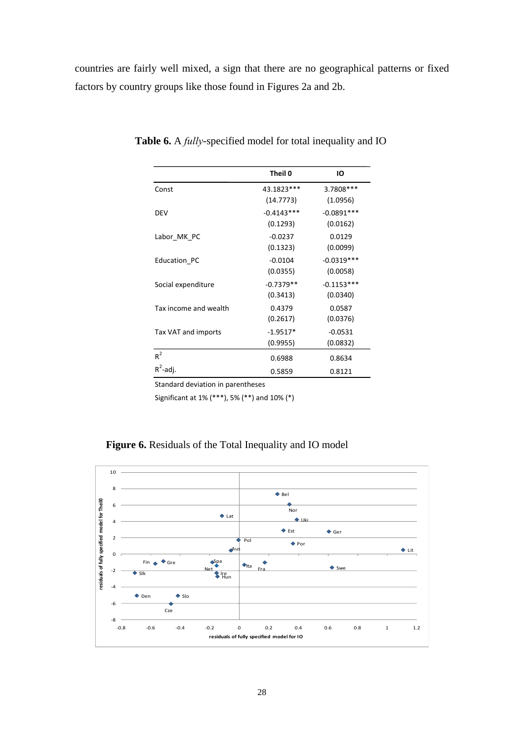countries are fairly well mixed, a sign that there are no geographical patterns or fixed factors by country groups like those found in Figures 2a and 2b.

**Table 6.** A *fully*-specified model for total inequality and IO

| | Theil 0 | IO |
|---|---|---|
| Const | 43.1823*** | 3.7808*** |
| | (14.7773) | (1.0956) |
| DEV | -0.4143*** | -0.0891*** |
| | (0.1293) | (0.0162) |
| Labor_MK_PC | -0.0237 | 0.0129 |
| | (0.1323) | (0.0099) |
| Education_PC | -0.0104 | -0.0319*** |
| | (0.0355) | (0.0058) |
| Social expenditure | -0.7379** | -0.1153*** |
| | (0.3413) | (0.0340) |
| Tax income and wealth | 0.4379 | 0.0587 |
| | (0.2617) | (0.0376) |
| Tax VAT and imports | -1.9517* | -0.0531 |
| | (0.9955) | (0.0832) |
| $R^2$ | 0.6988 | 0.8634 |
| $R^2$-adj. | 0.5859 | 0.8121 |

Standard deviation in parentheses

Significant at 1% (***), 5% (**) and 10% (*)

**Figure 6.** Residuals of the Total Inequality and IO model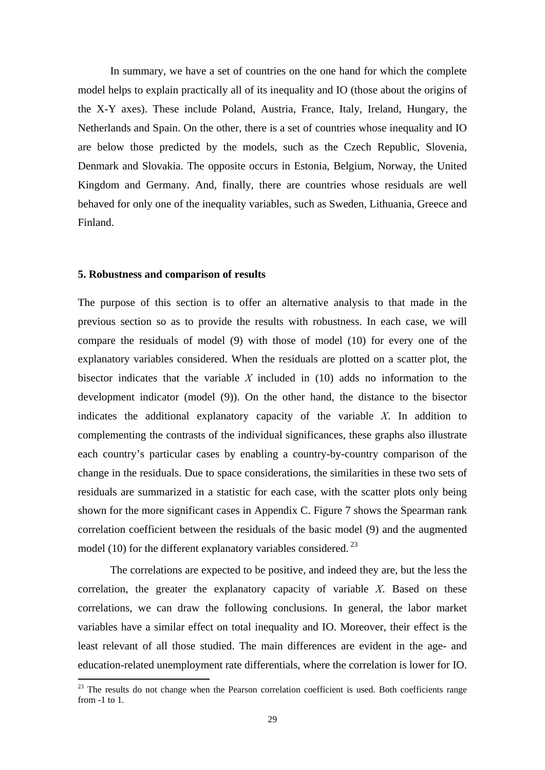In summary, we have a set of countries on the one hand for which the complete model helps to explain practically all of its inequality and IO (those about the origins of the X-Y axes). These include Poland, Austria, France, Italy, Ireland, Hungary, the Netherlands and Spain. On the other, there is a set of countries whose inequality and IO are below those predicted by the models, such as the Czech Republic, Slovenia, Denmark and Slovakia. The opposite occurs in Estonia, Belgium, Norway, the United Kingdom and Germany. And, finally, there are countries whose residuals are well behaved for only one of the inequality variables, such as Sweden, Lithuania, Greece and Finland.

### 5. Robustness and comparison of results

The purpose of this section is to offer an alternative analysis to that made in the previous section so as to provide the results with robustness. In each case, we will compare the residuals of model (9) with those of model (10) for every one of the explanatory variables considered. When the residuals are plotted on a scatter plot, the bisector indicates that the variable $X$ included in (10) adds no information to the development indicator (model (9)). On the other hand, the distance to the bisector indicates the additional explanatory capacity of the variable $X$. In addition to complementing the contrasts of the individual significances, these graphs also illustrate each country's particular cases by enabling a country-by-country comparison of the change in the residuals. Due to space considerations, the similarities in these two sets of residuals are summarized in a statistic for each case, with the scatter plots only being shown for the more significant cases in Appendix C. Figure 7 shows the Spearman rank correlation coefficient between the residuals of the basic model (9) and the augmented model (10) for the different explanatory variables considered. [23]

The correlations are expected to be positive, and indeed they are, but the less the correlation, the greater the explanatory capacity of variable $X$. Based on these correlations, we can draw the following conclusions. In general, the labor market variables have a similar effect on total inequality and IO. Moreover, their effect is the least relevant of all those studied. The main differences are evident in the age- and education-related unemployment rate differentials, where the correlation is lower for IO.

[23] The results do not change when the Pearson correlation coefficient is used. Both coefficients range from -1 to 1.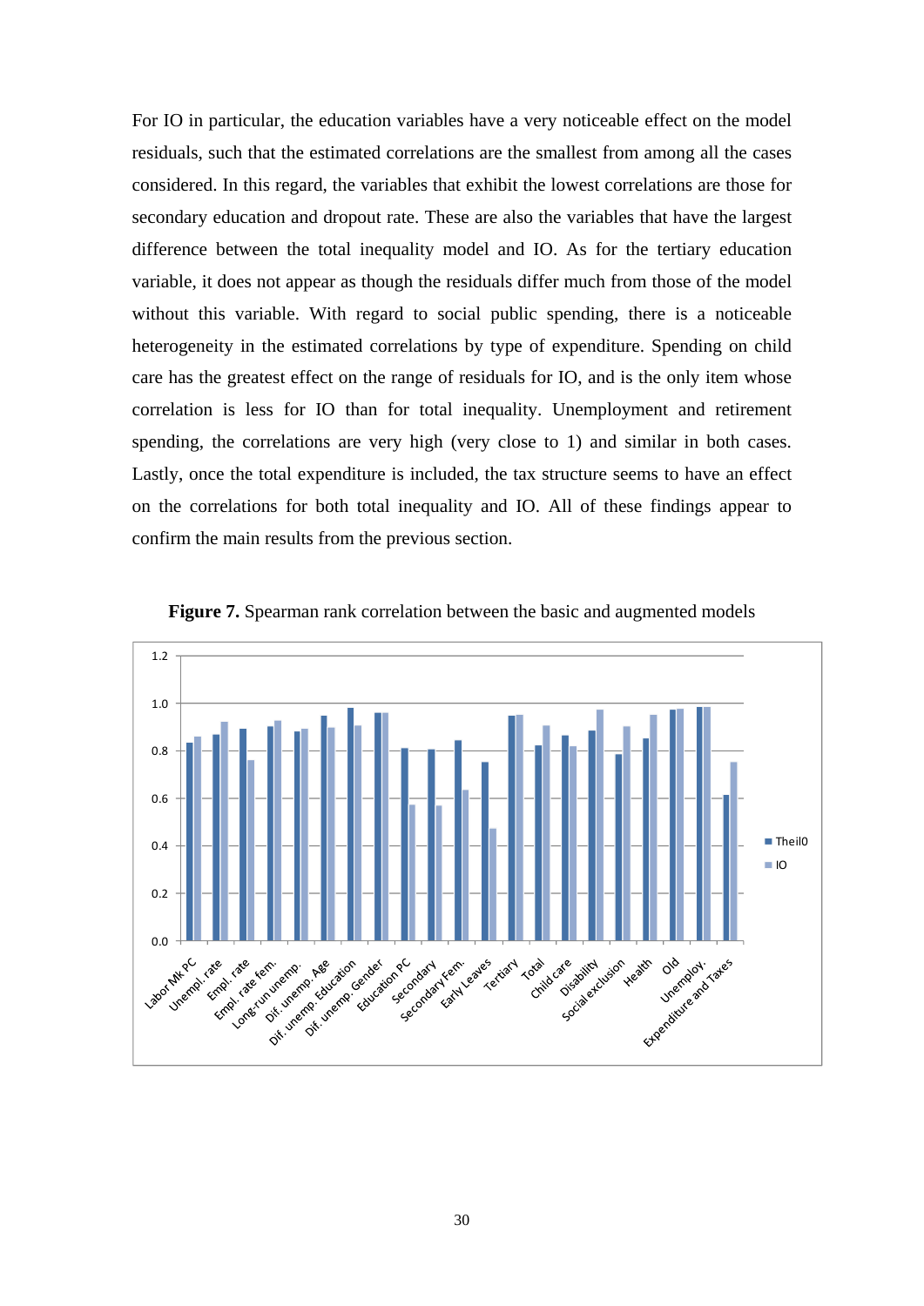For IO in particular, the education variables have a very noticeable effect on the model residuals, such that the estimated correlations are the smallest from among all the cases considered. In this regard, the variables that exhibit the lowest correlations are those for secondary education and dropout rate. These are also the variables that have the largest difference between the total inequality model and IO. As for the tertiary education variable, it does not appear as though the residuals differ much from those of the model without this variable. With regard to social public spending, there is a noticeable heterogeneity in the estimated correlations by type of expenditure. Spending on child care has the greatest effect on the range of residuals for IO, and is the only item whose correlation is less for IO than for total inequality. Unemployment and retirement spending, the correlations are very high (very close to 1) and similar in both cases. Lastly, once the total expenditure is included, the tax structure seems to have an effect on the correlations for both total inequality and IO. All of these findings appear to confirm the main results from the previous section.

**Figure 7.** Spearman rank correlation between the basic and augmented models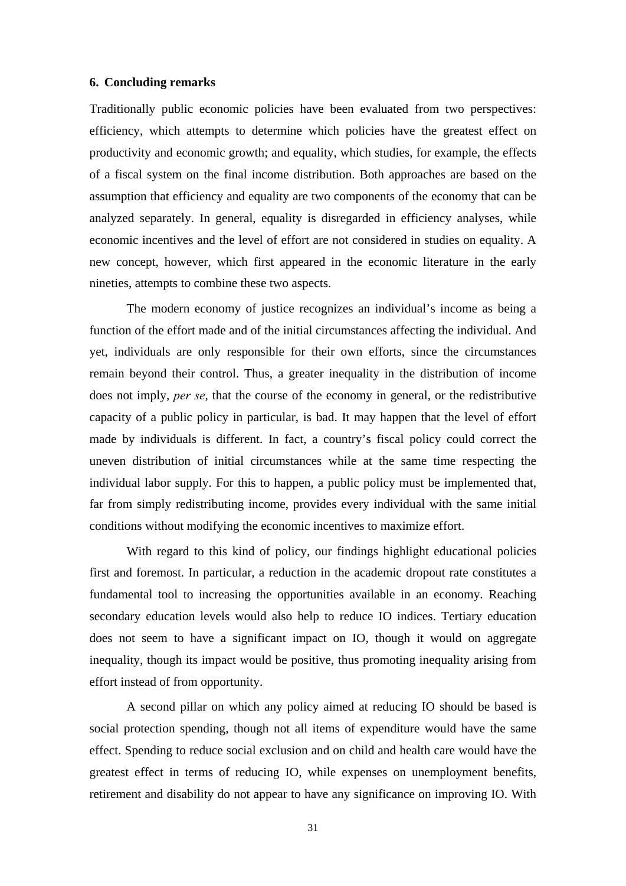## 6. Concluding remarks

Traditionally public economic policies have been evaluated from two perspectives: efficiency, which attempts to determine which policies have the greatest effect on productivity and economic growth; and equality, which studies, for example, the effects of a fiscal system on the final income distribution. Both approaches are based on the assumption that efficiency and equality are two components of the economy that can be analyzed separately. In general, equality is disregarded in efficiency analyses, while economic incentives and the level of effort are not considered in studies on equality. A new concept, however, which first appeared in the economic literature in the early nineties, attempts to combine these two aspects.

The modern economy of justice recognizes an individual's income as being a function of the effort made and of the initial circumstances affecting the individual. And yet, individuals are only responsible for their own efforts, since the circumstances remain beyond their control. Thus, a greater inequality in the distribution of income does not imply, *per se*, that the course of the economy in general, or the redistributive capacity of a public policy in particular, is bad. It may happen that the level of effort made by individuals is different. In fact, a country's fiscal policy could correct the uneven distribution of initial circumstances while at the same time respecting the individual labor supply. For this to happen, a public policy must be implemented that, far from simply redistributing income, provides every individual with the same initial conditions without modifying the economic incentives to maximize effort.

With regard to this kind of policy, our findings highlight educational policies first and foremost. In particular, a reduction in the academic dropout rate constitutes a fundamental tool to increasing the opportunities available in an economy. Reaching secondary education levels would also help to reduce IO indices. Tertiary education does not seem to have a significant impact on IO, though it would on aggregate inequality, though its impact would be positive, thus promoting inequality arising from effort instead of from opportunity.

A second pillar on which any policy aimed at reducing IO should be based is social protection spending, though not all items of expenditure would have the same effect. Spending to reduce social exclusion and on child and health care would have the greatest effect in terms of reducing IO, while expenses on unemployment benefits, retirement and disability do not appear to have any significance on improving IO. With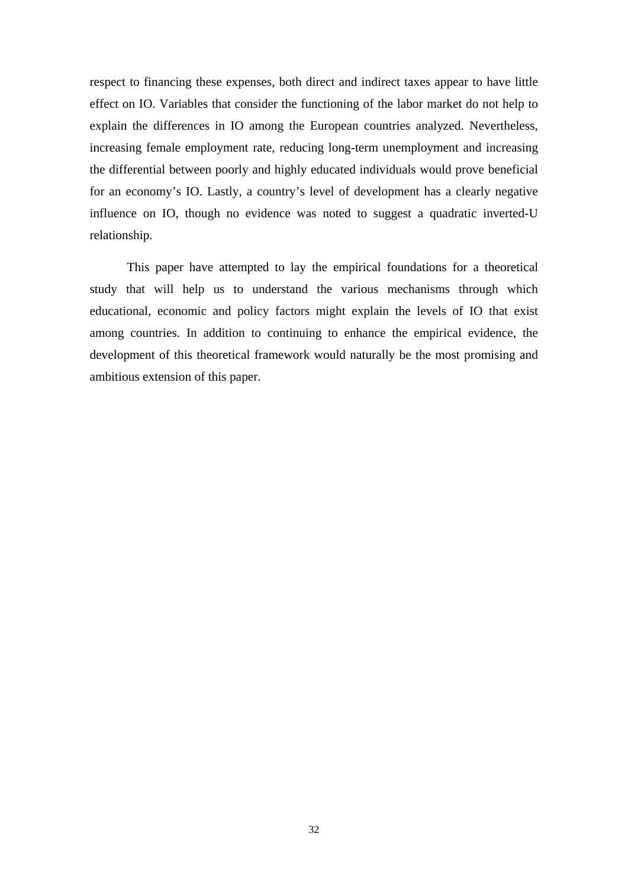respect to financing these expenses, both direct and indirect taxes appear to have little effect on IO. Variables that consider the functioning of the labor market do not help to explain the differences in IO among the European countries analyzed. Nevertheless, increasing female employment rate, reducing long-term unemployment and increasing the differential between poorly and highly educated individuals would prove beneficial for an economy's IO. Lastly, a country's level of development has a clearly negative influence on IO, though no evidence was noted to suggest a quadratic inverted-U relationship.

This paper have attempted to lay the empirical foundations for a theoretical study that will help us to understand the various mechanisms through which educational, economic and policy factors might explain the levels of IO that exist among countries. In addition to continuing to enhance the empirical evidence, the development of this theoretical framework would naturally be the most promising and ambitious extension of this paper.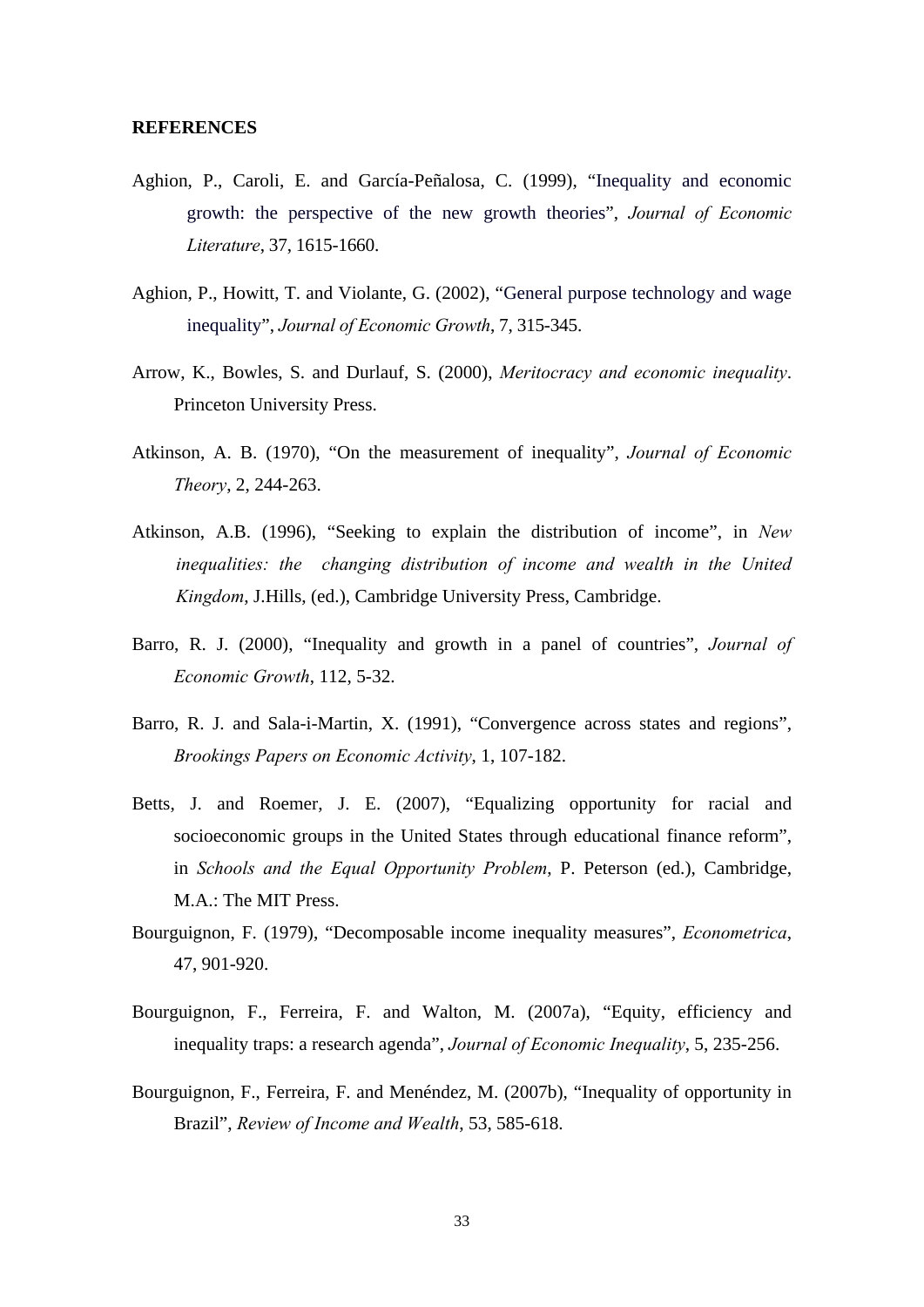**REFERENCES**

Aghion, P., Caroli, E. and García-Peñalosa, C. (1999), "Inequality and economic growth: the perspective of the new growth theories", *Journal of Economic Literature*, 37, 1615-1660.

Aghion, P., Howitt, T. and Violante, G. (2002), "General purpose technology and wage inequality", *Journal of Economic Growth*, 7, 315-345.

Arrow, K., Bowles, S. and Durlauf, S. (2000), *Meritocracy and economic inequality*. Princeton University Press.

Atkinson, A. B. (1970), "On the measurement of inequality", *Journal of Economic Theory*, 2, 244-263.

Atkinson, A.B. (1996), "Seeking to explain the distribution of income", in *New inequalities: the changing distribution of income and wealth in the United Kingdom*, J.Hills, (ed.), Cambridge University Press, Cambridge.

Barro, R. J. (2000), "Inequality and growth in a panel of countries", *Journal of Economic Growth*, 112, 5-32.

Barro, R. J. and Sala-i-Martin, X. (1991), "Convergence across states and regions", *Brookings Papers on Economic Activity*, 1, 107-182.

Betts, J. and Roemer, J. E. (2007), "Equalizing opportunity for racial and socioeconomic groups in the United States through educational finance reform", in *Schools and the Equal Opportunity Problem*, P. Peterson (ed.), Cambridge, M.A.: The MIT Press.

Bourguignon, F. (1979), "Decomposable income inequality measures", *Econometrica*, 47, 901-920.

Bourguignon, F., Ferreira, F. and Walton, M. (2007a), "Equity, efficiency and inequality traps: a research agenda", *Journal of Economic Inequality*, 5, 235-256.

Bourguignon, F., Ferreira, F. and Menéndez, M. (2007b), "Inequality of opportunity in Brazil", *Review of Income and Wealth*, 53, 585-618.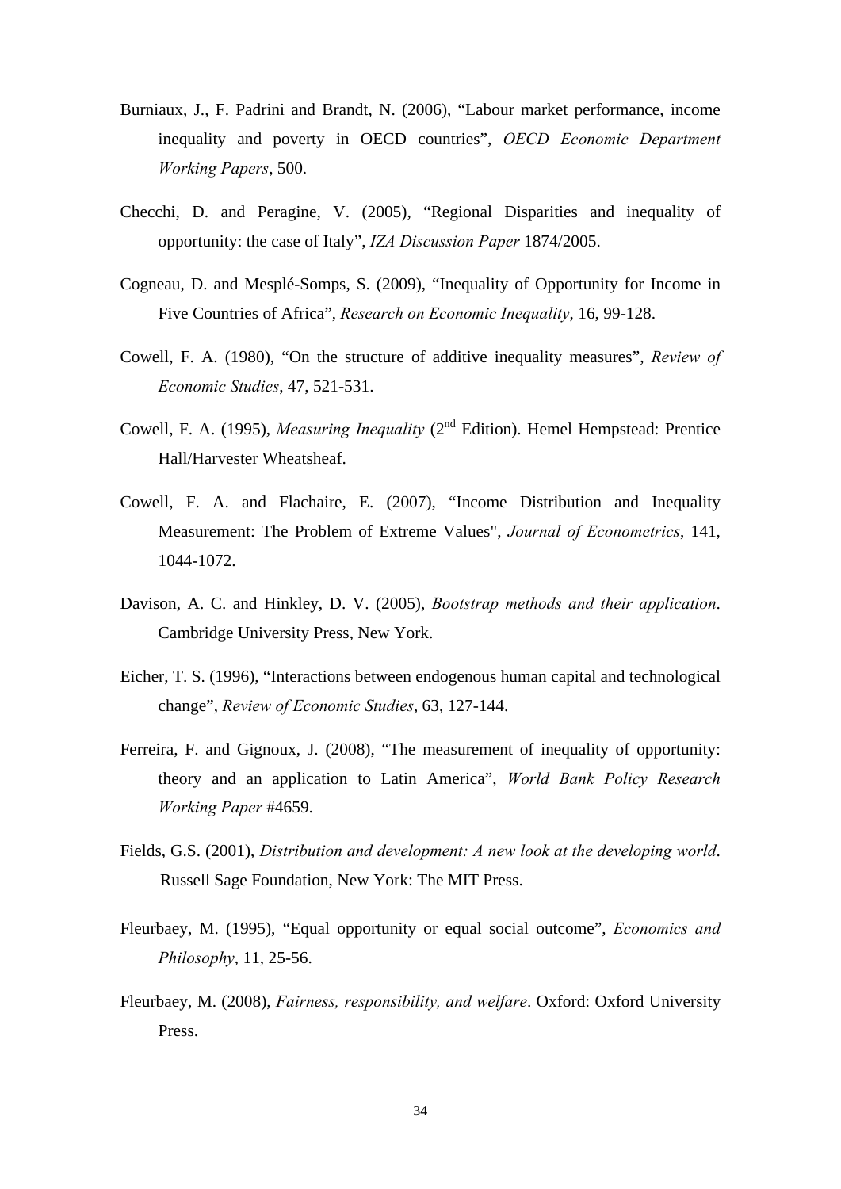Burniaux, J., F. Padrini and Brandt, N. (2006), “Labour market performance, income inequality and poverty in OECD countries”, *OECD Economic Department Working Papers*, 500.

Checchi, D. and Peragine, V. (2005), “Regional Disparities and inequality of opportunity: the case of Italy”, *IZA Discussion Paper* 1874/2005.

Cogneau, D. and Mesplé-Somps, S. (2009), “Inequality of Opportunity for Income in Five Countries of Africa”, *Research on Economic Inequality*, 16, 99-128.

Cowell, F. A. (1980), “On the structure of additive inequality measures”, *Review of Economic Studies*, 47, 521-531.

Cowell, F. A. (1995), *Measuring Inequality* (2nd Edition). Hemel Hempstead: Prentice Hall/Harvester Wheatsheaf.

Cowell, F. A. and Flachaire, E. (2007), “Income Distribution and Inequality Measurement: The Problem of Extreme Values", *Journal of Econometrics*, 141, 1044-1072.

Davison, A. C. and Hinkley, D. V. (2005), *Bootstrap methods and their application*. Cambridge University Press, New York.

Eicher, T. S. (1996), “Interactions between endogenous human capital and technological change”, *Review of Economic Studies*, 63, 127-144.

Ferreira, F. and Gignoux, J. (2008), “The measurement of inequality of opportunity: theory and an application to Latin America”, *World Bank Policy Research Working Paper* #4659.

Fields, G.S. (2001), *Distribution and development: A new look at the developing world*. Russell Sage Foundation, New York: The MIT Press.

Fleurbaey, M. (1995), “Equal opportunity or equal social outcome”, *Economics and Philosophy*, 11, 25-56.

Fleurbaey, M. (2008), *Fairness, responsibility, and welfare*. Oxford: Oxford University Press.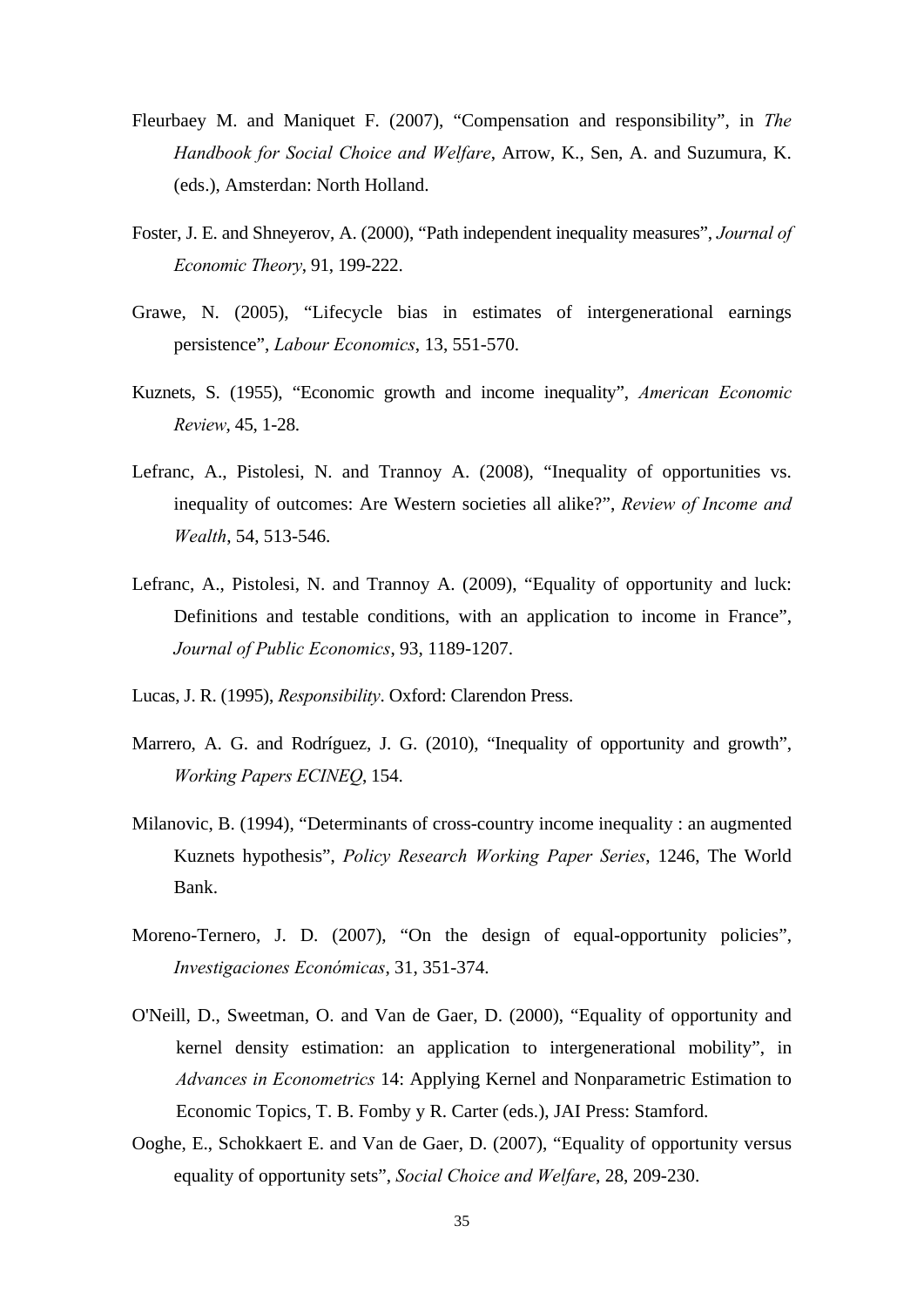Fleurbaey M. and Maniquet F. (2007), “Compensation and responsibility”, in *The Handbook for Social Choice and Welfare*, Arrow, K., Sen, A. and Suzumura, K. (eds.), Amsterdan: North Holland.

Foster, J. E. and Shneyerov, A. (2000), “Path independent inequality measures”, *Journal of Economic Theory*, 91, 199-222.

Grawe, N. (2005), “Lifecycle bias in estimates of intergenerational earnings persistence”, *Labour Economics*, 13, 551-570.

Kuznets, S. (1955), “Economic growth and income inequality”, *American Economic Review*, 45, 1-28.

Lefranc, A., Pistolesi, N. and Trannoy A. (2008), “Inequality of opportunities vs. inequality of outcomes: Are Western societies all alike?”, *Review of Income and Wealth*, 54, 513-546.

Lefranc, A., Pistolesi, N. and Trannoy A. (2009), “Equality of opportunity and luck: Definitions and testable conditions, with an application to income in France”, *Journal of Public Economics*, 93, 1189-1207.

Lucas, J. R. (1995), *Responsibility*. Oxford: Clarendon Press.

Marrero, A. G. and Rodríguez, J. G. (2010), “Inequality of opportunity and growth”, *Working Papers ECINEQ*, 154.

Milanovic, B. (1994), “Determinants of cross-country income inequality : an augmented Kuznets hypothesis”, *Policy Research Working Paper Series*, 1246, The World Bank.

Moreno-Ternero, J. D. (2007), “On the design of equal-opportunity policies”, *Investigaciones Económicas*, 31, 351-374.

O'Neill, D., Sweetman, O. and Van de Gaer, D. (2000), “Equality of opportunity and kernel density estimation: an application to intergenerational mobility”, in *Advances in Econometrics* 14: Applying Kernel and Nonparametric Estimation to Economic Topics, T. B. Fomby y R. Carter (eds.), JAI Press: Stamford.

Ooghe, E., Schokkaert E. and Van de Gaer, D. (2007), “Equality of opportunity versus equality of opportunity sets”, *Social Choice and Welfare*, 28, 209-230.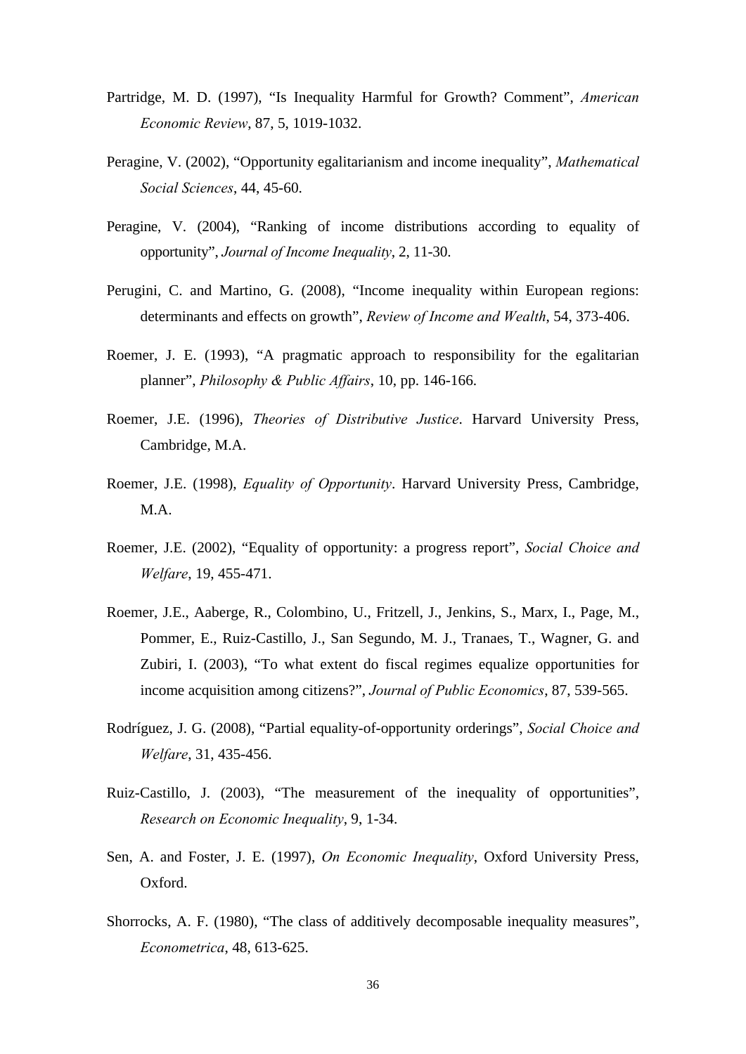Partridge, M. D. (1997), "Is Inequality Harmful for Growth? Comment", *American Economic Review*, 87, 5, 1019-1032.

Peragine, V. (2002), "Opportunity egalitarianism and income inequality", *Mathematical Social Sciences*, 44, 45-60.

Peragine, V. (2004), "Ranking of income distributions according to equality of opportunity", *Journal of Income Inequality*, 2, 11-30.

Perugini, C. and Martino, G. (2008), "Income inequality within European regions: determinants and effects on growth", *Review of Income and Wealth*, 54, 373-406.

Roemer, J. E. (1993), "A pragmatic approach to responsibility for the egalitarian planner", *Philosophy & Public Affairs*, 10, pp. 146-166.

Roemer, J.E. (1996), *Theories of Distributive Justice*. Harvard University Press, Cambridge, M.A.

Roemer, J.E. (1998), *Equality of Opportunity*. Harvard University Press, Cambridge, M.A.

Roemer, J.E. (2002), "Equality of opportunity: a progress report", *Social Choice and Welfare*, 19, 455-471.

Roemer, J.E., Aaberge, R., Colombino, U., Fritzell, J., Jenkins, S., Marx, I., Page, M., Pommer, E., Ruiz-Castillo, J., San Segundo, M. J., Tranaes, T., Wagner, G. and Zubiri, I. (2003), "To what extent do fiscal regimes equalize opportunities for income acquisition among citizens?", *Journal of Public Economics*, 87, 539-565.

Rodríguez, J. G. (2008), "Partial equality-of-opportunity orderings", *Social Choice and Welfare*, 31, 435-456.

Ruiz-Castillo, J. (2003), "The measurement of the inequality of opportunities", *Research on Economic Inequality*, 9, 1-34.

Sen, A. and Foster, J. E. (1997), *On Economic Inequality*, Oxford University Press, Oxford.

Shorrocks, A. F. (1980), "The class of additively decomposable inequality measures", *Econometrica*, 48, 613-625.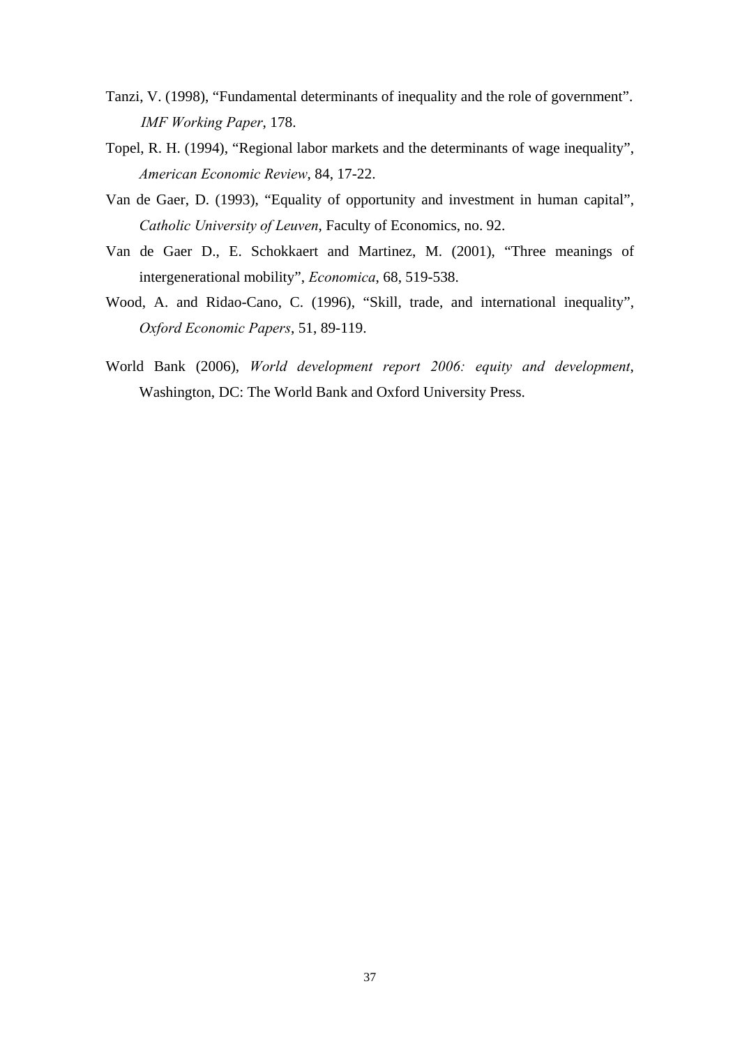Tanzi, V. (1998), "Fundamental determinants of inequality and the role of government". *IMF Working Paper*, 178.

Topel, R. H. (1994), "Regional labor markets and the determinants of wage inequality", *American Economic Review*, 84, 17-22.

Van de Gaer, D. (1993), "Equality of opportunity and investment in human capital", *Catholic University of Leuven*, Faculty of Economics, no. 92.

Van de Gaer D., E. Schokkaert and Martinez, M. (2001), "Three meanings of intergenerational mobility", *Economica*, 68, 519-538.

Wood, A. and Ridao-Cano, C. (1996), "Skill, trade, and international inequality", *Oxford Economic Papers*, 51, 89-119.

World Bank (2006), *World development report 2006: equity and development*, Washington, DC: The World Bank and Oxford University Press.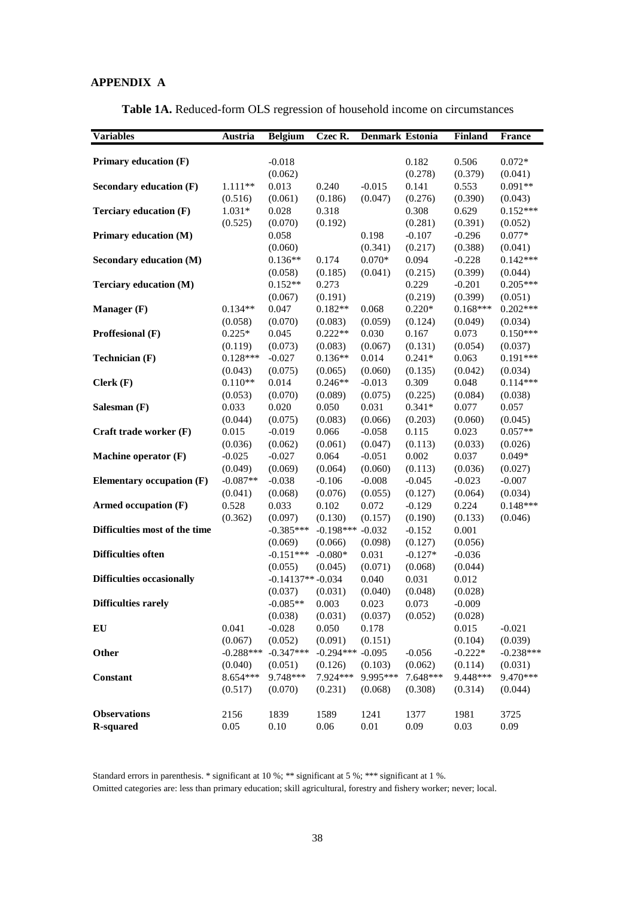## APPENDIX A

**Table 1A.** Reduced-form OLS regression of household income on circumstances

| Variables | Austria | Belgium | Czec R. | Denmark | Estonia | Finland | France |
|---|---|---|---|---|---|---|---|
| **Primary education (F)** | | -0.018 | | | 0.182 | 0.506 | 0.072* |
| | | (0.062) | | | (0.278) | (0.379) | (0.041) |
| **Secondary education (F)** | 1.111** | 0.013 | 0.240 | -0.015 | 0.141 | 0.553 | 0.091** |
| | (0.516) | (0.061) | (0.186) | (0.047) | (0.276) | (0.390) | (0.043) |
| **Terciary education (F)** | 1.031* | 0.028 | 0.318 | | 0.308 | 0.629 | 0.152*** |
| | (0.525) | (0.070) | (0.192) | | (0.281) | (0.391) | (0.052) |
| **Primary education (M)** | | 0.058 | | 0.198 | -0.107 | -0.296 | 0.077* |
| | | (0.060) | | (0.341) | (0.217) | (0.388) | (0.041) |
| **Secondary education (M)** | | 0.136** | 0.174 | 0.070* | 0.094 | -0.228 | 0.142*** |
| | | (0.058) | (0.185) | (0.041) | (0.215) | (0.399) | (0.044) |
| **Terciary education (M)** | | 0.152** | 0.273 | | 0.229 | -0.201 | 0.205*** |
| | | (0.067) | (0.191) | | (0.219) | (0.399) | (0.051) |
| **Manager (F)** | 0.134** | 0.047 | 0.182** | 0.068 | 0.220* | 0.168*** | 0.202*** |
| | (0.058) | (0.070) | (0.083) | (0.059) | (0.124) | (0.049) | (0.034) |
| **Proffesional (F)** | 0.225* | 0.045 | 0.222** | 0.030 | 0.167 | 0.073 | 0.150*** |
| | (0.119) | (0.073) | (0.083) | (0.067) | (0.131) | (0.054) | (0.037) |
| **Technician (F)** | 0.128*** | -0.027 | 0.136** | 0.014 | 0.241* | 0.063 | 0.191*** |
| | (0.043) | (0.075) | (0.065) | (0.060) | (0.135) | (0.042) | (0.034) |
| **Clerk (F)** | 0.110** | 0.014 | 0.246** | -0.013 | 0.309 | 0.048 | 0.114*** |
| | (0.053) | (0.070) | (0.089) | (0.075) | (0.225) | (0.084) | (0.038) |
| **Salesman (F)** | 0.033 | 0.020 | 0.050 | 0.031 | 0.341* | 0.077 | 0.057 |
| | (0.044) | (0.075) | (0.083) | (0.066) | (0.203) | (0.060) | (0.045) |
| **Craft trade worker (F)** | 0.015 | -0.019 | 0.066 | -0.058 | 0.115 | 0.023 | 0.057** |
| | (0.036) | (0.062) | (0.061) | (0.047) | (0.113) | (0.033) | (0.026) |
| **Machine operator (F)** | -0.025 | -0.027 | 0.064 | -0.051 | 0.002 | 0.037 | 0.049* |
| | (0.049) | (0.069) | (0.064) | (0.060) | (0.113) | (0.036) | (0.027) |
| **Elementary occupation (F)** | -0.087** | -0.038 | -0.106 | -0.008 | -0.045 | -0.023 | -0.007 |
| | (0.041) | (0.068) | (0.076) | (0.055) | (0.127) | (0.064) | (0.034) |
| **Armed occupation (F)** | 0.528 | 0.033 | 0.102 | 0.072 | -0.129 | 0.224 | 0.148*** |
| | (0.362) | (0.097) | (0.130) | (0.157) | (0.190) | (0.133) | (0.046) |
| **Difficulties most of the time** | | -0.385*** | -0.198*** | -0.032 | -0.152 | 0.001 | |
| | | (0.069) | (0.066) | (0.098) | (0.127) | (0.056) | |
| **Difficulties often** | | -0.151*** | -0.080* | 0.031 | -0.127* | -0.036 | |
| | | (0.055) | (0.045) | (0.071) | (0.068) | (0.044) | |
| **Difficulties occasionally** | | -0.14137** | -0.034 | 0.040 | 0.031 | 0.012 | |
| | | (0.037) | (0.031) | (0.040) | (0.048) | (0.028) | |
| **Difficulties rarely** | | -0.085** | 0.003 | 0.023 | 0.073 | -0.009 | |
| | | (0.038) | (0.031) | (0.037) | (0.052) | (0.028) | |
| **EU** | 0.041 | -0.028 | 0.050 | 0.178 | | 0.015 | -0.021 |
| | (0.067) | (0.052) | (0.091) | (0.151) | | (0.104) | (0.039) |
| **Other** | -0.288*** | -0.347*** | -0.294*** | -0.095 | -0.056 | -0.222* | -0.238*** |
| | (0.040) | (0.051) | (0.126) | (0.103) | (0.062) | (0.114) | (0.031) |
| **Constant** | 8.654*** | 9.748*** | 7.924*** | 9.995*** | 7.648*** | 9.448*** | 9.470*** |
| | (0.517) | (0.070) | (0.231) | (0.068) | (0.308) | (0.314) | (0.044) |
| **Observations** | 2156 | 1839 | 1589 | 1241 | 1377 | 1981 | 3725 |
| **R-squared** | 0.05 | 0.10 | 0.06 | 0.01 | 0.09 | 0.03 | 0.09 |

Standard errors in parenthesis. * significant at 10 %; ** significant at 5 %; *** significant at 1 %.

Omitted categories are: less than primary education; skill agricultural, forestry and fishery worker; never; local.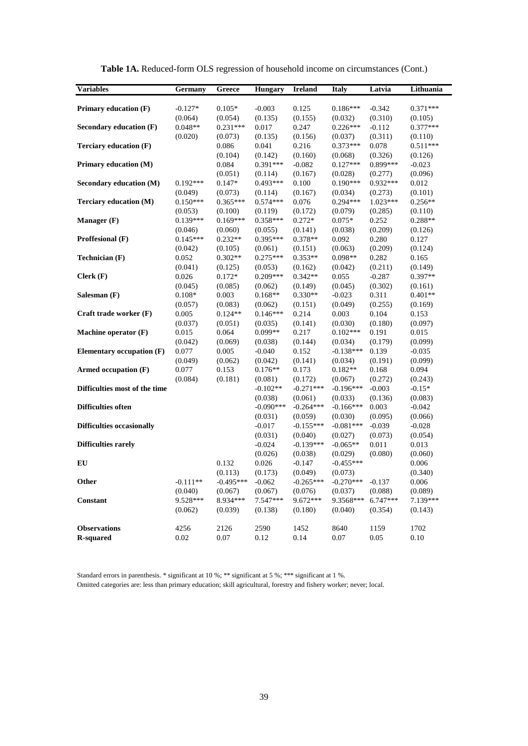**Table 1A.** Reduced-form OLS regression of household income on circumstances (Cont.)

| Variables | Germany | Greece | Hungary | Ireland | Italy | Latvia | Lithuania |
|---|---|---|---|---|---|---|---|
| **Primary education (F)** | -0.127* | 0.105* | -0.003 | 0.125 | 0.186*** | -0.342 | 0.371*** |
| | (0.064) | (0.054) | (0.135) | (0.155) | (0.032) | (0.310) | (0.105) |
| **Secondary education (F)** | 0.048** | 0.231*** | 0.017 | 0.247 | 0.226*** | -0.112 | 0.377*** |
| | (0.020) | (0.073) | (0.135) | (0.156) | (0.037) | (0.311) | (0.110) |
| **Terciary education (F)** | | 0.086 | 0.041 | 0.216 | 0.373*** | 0.078 | 0.511*** |
| | | (0.104) | (0.142) | (0.160) | (0.068) | (0.326) | (0.126) |
| **Primary education (M)** | | 0.084 | 0.391*** | -0.082 | 0.127*** | 0.899*** | -0.023 |
| | | (0.051) | (0.114) | (0.167) | (0.028) | (0.277) | (0.096) |
| **Secondary education (M)** | 0.192*** | 0.147* | 0.493*** | 0.100 | 0.190*** | 0.932*** | 0.012 |
| | (0.049) | (0.073) | (0.114) | (0.167) | (0.034) | (0.273) | (0.101) |
| **Terciary education (M)** | 0.150*** | 0.365*** | 0.574*** | 0.076 | 0.294*** | 1.023*** | 0.256** |
| | (0.053) | (0.100) | (0.119) | (0.172) | (0.079) | (0.285) | (0.110) |
| **Manager (F)** | 0.139*** | 0.169*** | 0.358*** | 0.272* | 0.075* | 0.252 | 0.288** |
| | (0.046) | (0.060) | (0.055) | (0.141) | (0.038) | (0.209) | (0.126) |
| **Proffesional (F)** | 0.145*** | 0.232** | 0.395*** | 0.378** | 0.092 | 0.280 | 0.127 |
| | (0.042) | (0.105) | (0.061) | (0.151) | (0.063) | (0.209) | (0.124) |
| **Technician (F)** | 0.052 | 0.302** | 0.275*** | 0.353** | 0.098** | 0.282 | 0.165 |
| | (0.041) | (0.125) | (0.053) | (0.162) | (0.042) | (0.211) | (0.149) |
| **Clerk (F)** | 0.026 | 0.172* | 0.209*** | 0.342** | 0.055 | -0.287 | 0.397** |
| | (0.045) | (0.085) | (0.062) | (0.149) | (0.045) | (0.302) | (0.161) |
| **Salesman (F)** | 0.108* | 0.003 | 0.168** | 0.330** | -0.023 | 0.311 | 0.401** |
| | (0.057) | (0.083) | (0.062) | (0.151) | (0.049) | (0.255) | (0.169) |
| **Craft trade worker (F)** | 0.005 | 0.124** | 0.146*** | 0.214 | 0.003 | 0.104 | 0.153 |
| | (0.037) | (0.051) | (0.035) | (0.141) | (0.030) | (0.180) | (0.097) |
| **Machine operator (F)** | 0.015 | 0.064 | 0.099** | 0.217 | 0.102*** | 0.191 | 0.015 |
| | (0.042) | (0.069) | (0.038) | (0.144) | (0.034) | (0.179) | (0.099) |
| **Elementary occupation (F)** | 0.077 | 0.005 | -0.040 | 0.152 | -0.138*** | 0.139 | -0.035 |
| | (0.049) | (0.062) | (0.042) | (0.141) | (0.034) | (0.191) | (0.099) |
| **Armed occupation (F)** | 0.077 | 0.153 | 0.176** | 0.173 | 0.182** | 0.168 | 0.094 |
| | (0.084) | (0.181) | (0.081) | (0.172) | (0.067) | (0.272) | (0.243) |
| **Difficulties most of the time** | | | -0.102** | -0.271*** | -0.196*** | -0.003 | -0.15* |
| | | | (0.038) | (0.061) | (0.033) | (0.136) | (0.083) |
| **Difficulties often** | | | -0.090*** | -0.264*** | -0.166*** | 0.003 | -0.042 |
| | | | (0.031) | (0.059) | (0.030) | (0.095) | (0.066) |
| **Difficulties occasionally** | | | -0.017 | -0.155*** | -0.081*** | -0.039 | -0.028 |
| | | | (0.031) | (0.040) | (0.027) | (0.073) | (0.054) |
| **Difficulties rarely** | | | -0.024 | -0.139*** | -0.065** | 0.011 | 0.013 |
| | | | (0.026) | (0.038) | (0.029) | (0.080) | (0.060) |
| **EU** | | 0.132 | 0.026 | -0.147 | -0.455*** | | 0.006 |
| | | (0.113) | (0.173) | (0.049) | (0.073) | | (0.340) |
| **Other** | -0.111** | -0.495*** | -0.062 | -0.265*** | -0.270*** | -0.137 | 0.006 |
| | (0.040) | (0.067) | (0.067) | (0.076) | (0.037) | (0.088) | (0.089) |
| **Constant** | 9.528*** | 8.934*** | 7.547*** | 9.672*** | 9.3568*** | 6.747*** | 7.139*** |
| | (0.062) | (0.039) | (0.138) | (0.180) | (0.040) | (0.354) | (0.143) |
| **Observations** | 4256 | 2126 | 2590 | 1452 | 8640 | 1159 | 1702 |
| **R-squared** | 0.02 | 0.07 | 0.12 | 0.14 | 0.07 | 0.05 | 0.10 |

Standard errors in parenthesis. * significant at 10 %; ** significant at 5 %; *** significant at 1 %.
Omitted categories are: less than primary education; skill agricultural, forestry and fishery worker; never; local.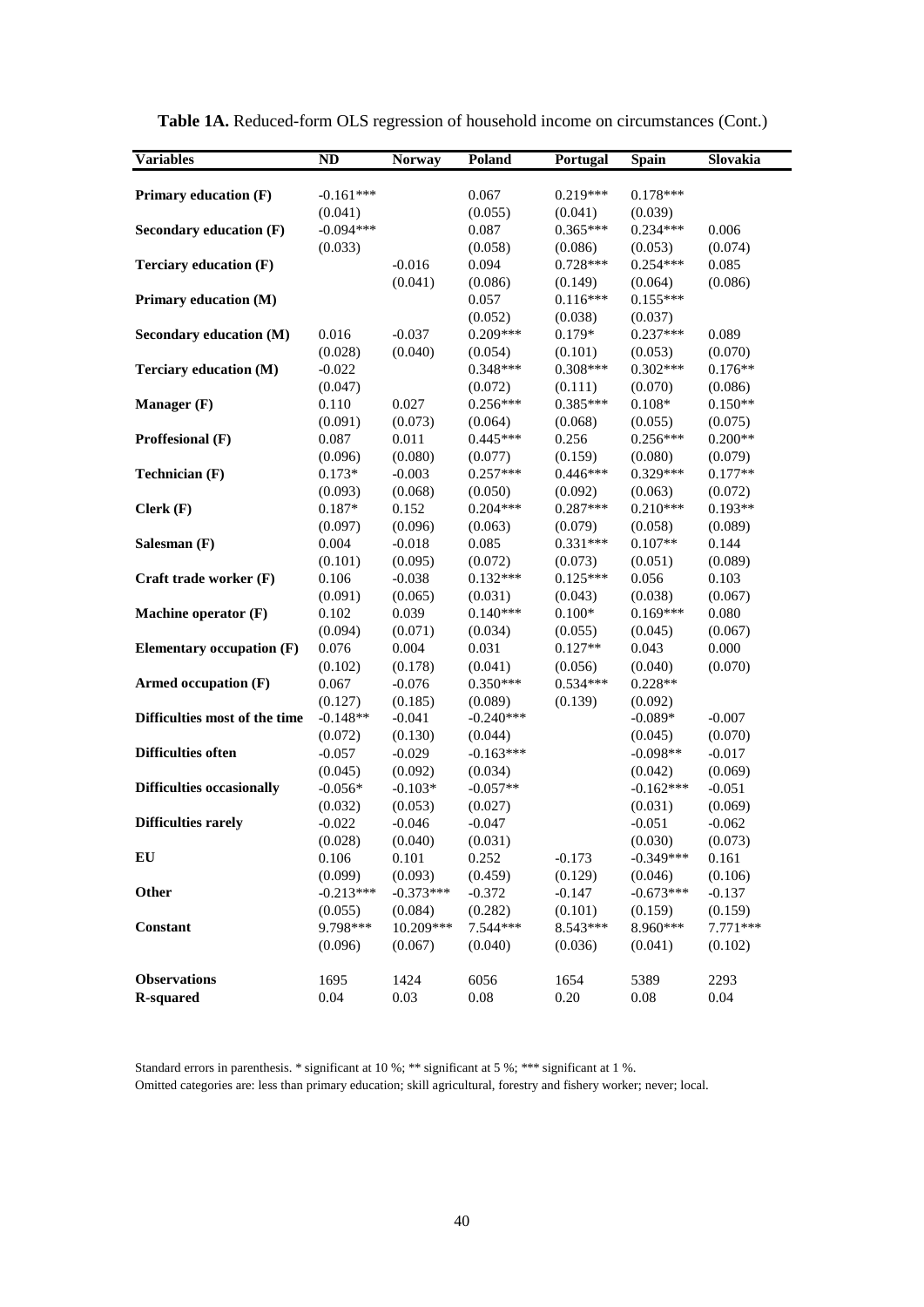**Table 1A.** Reduced-form OLS regression of household income on circumstances (Cont.)

| Variables | ND | Norway | Poland | Portugal | Spain | Slovakia |
|---|---|---|---|---|---|---|
| **Primary education (F)** | -0.161*** | | 0.067 | 0.219*** | 0.178*** | |
| | (0.041) | | (0.055) | (0.041) | (0.039) | |
| **Secondary education (F)** | -0.094*** | | 0.087 | 0.365*** | 0.234*** | 0.006 |
| | (0.033) | | (0.058) | (0.086) | (0.053) | (0.074) |
| **Terciary education (F)** | | -0.016 | 0.094 | 0.728*** | 0.254*** | 0.085 |
| | | (0.041) | (0.086) | (0.149) | (0.064) | (0.086) |
| **Primary education (M)** | | | 0.057 | 0.116*** | 0.155*** | |
| | | | (0.052) | (0.038) | (0.037) | |
| **Secondary education (M)** | 0.016 | -0.037 | 0.209*** | 0.179* | 0.237*** | 0.089 |
| | (0.028) | (0.040) | (0.054) | (0.101) | (0.053) | (0.070) |
| **Terciary education (M)** | -0.022 | | 0.348*** | 0.308*** | 0.302*** | 0.176** |
| | (0.047) | | (0.072) | (0.111) | (0.070) | (0.086) |
| **Manager (F)** | 0.110 | 0.027 | 0.256*** | 0.385*** | 0.108* | 0.150** |
| | (0.091) | (0.073) | (0.064) | (0.068) | (0.055) | (0.075) |
| **Proffesional (F)** | 0.087 | 0.011 | 0.445*** | 0.256 | 0.256*** | 0.200** |
| | (0.096) | (0.080) | (0.077) | (0.159) | (0.080) | (0.079) |
| **Technician (F)** | 0.173* | -0.003 | 0.257*** | 0.446*** | 0.329*** | 0.177** |
| | (0.093) | (0.068) | (0.050) | (0.092) | (0.063) | (0.072) |
| **Clerk (F)** | 0.187* | 0.152 | 0.204*** | 0.287*** | 0.210*** | 0.193** |
| | (0.097) | (0.096) | (0.063) | (0.079) | (0.058) | (0.089) |
| **Salesman (F)** | 0.004 | -0.018 | 0.085 | 0.331*** | 0.107** | 0.144 |
| | (0.101) | (0.095) | (0.072) | (0.073) | (0.051) | (0.089) |
| **Craft trade worker (F)** | 0.106 | -0.038 | 0.132*** | 0.125*** | 0.056 | 0.103 |
| | (0.091) | (0.065) | (0.031) | (0.043) | (0.038) | (0.067) |
| **Machine operator (F)** | 0.102 | 0.039 | 0.140*** | 0.100* | 0.169*** | 0.080 |
| | (0.094) | (0.071) | (0.034) | (0.055) | (0.045) | (0.067) |
| **Elementary occupation (F)** | 0.076 | 0.004 | 0.031 | 0.127** | 0.043 | 0.000 |
| | (0.102) | (0.178) | (0.041) | (0.056) | (0.040) | (0.070) |
| **Armed occupation (F)** | 0.067 | -0.076 | 0.350*** | 0.534*** | 0.228** | |
| | (0.127) | (0.185) | (0.089) | (0.139) | (0.092) | |
| **Difficulties most of the time** | -0.148** | -0.041 | -0.240*** | | -0.089* | -0.007 |
| | (0.072) | (0.130) | (0.044) | | (0.045) | (0.070) |
| **Difficulties often** | -0.057 | -0.029 | -0.163*** | | -0.098** | -0.017 |
| | (0.045) | (0.092) | (0.034) | | (0.042) | (0.069) |
| **Difficulties occasionally** | -0.056* | -0.103* | -0.057** | | -0.162*** | -0.051 |
| | (0.032) | (0.053) | (0.027) | | (0.031) | (0.069) |
| **Difficulties rarely** | -0.022 | -0.046 | -0.047 | | -0.051 | -0.062 |
| | (0.028) | (0.040) | (0.031) | | (0.030) | (0.073) |
| **EU** | 0.106 | 0.101 | 0.252 | -0.173 | -0.349*** | 0.161 |
| | (0.099) | (0.093) | (0.459) | (0.129) | (0.046) | (0.106) |
| **Other** | -0.213*** | -0.373*** | -0.372 | -0.147 | -0.673*** | -0.137 |
| | (0.055) | (0.084) | (0.282) | (0.101) | (0.159) | (0.159) |
| **Constant** | 9.798*** | 10.209*** | 7.544*** | 8.543*** | 8.960*** | 7.771*** |
| | (0.096) | (0.067) | (0.040) | (0.036) | (0.041) | (0.102) |
| **Observations** | 1695 | 1424 | 6056 | 1654 | 5389 | 2293 |
| **R-squared** | 0.04 | 0.03 | 0.08 | 0.20 | 0.08 | 0.04 |

Standard errors in parenthesis. * significant at 10 %; ** significant at 5 %; *** significant at 1 %.
Omitted categories are: less than primary education; skill agricultural, forestry and fishery worker; never; local.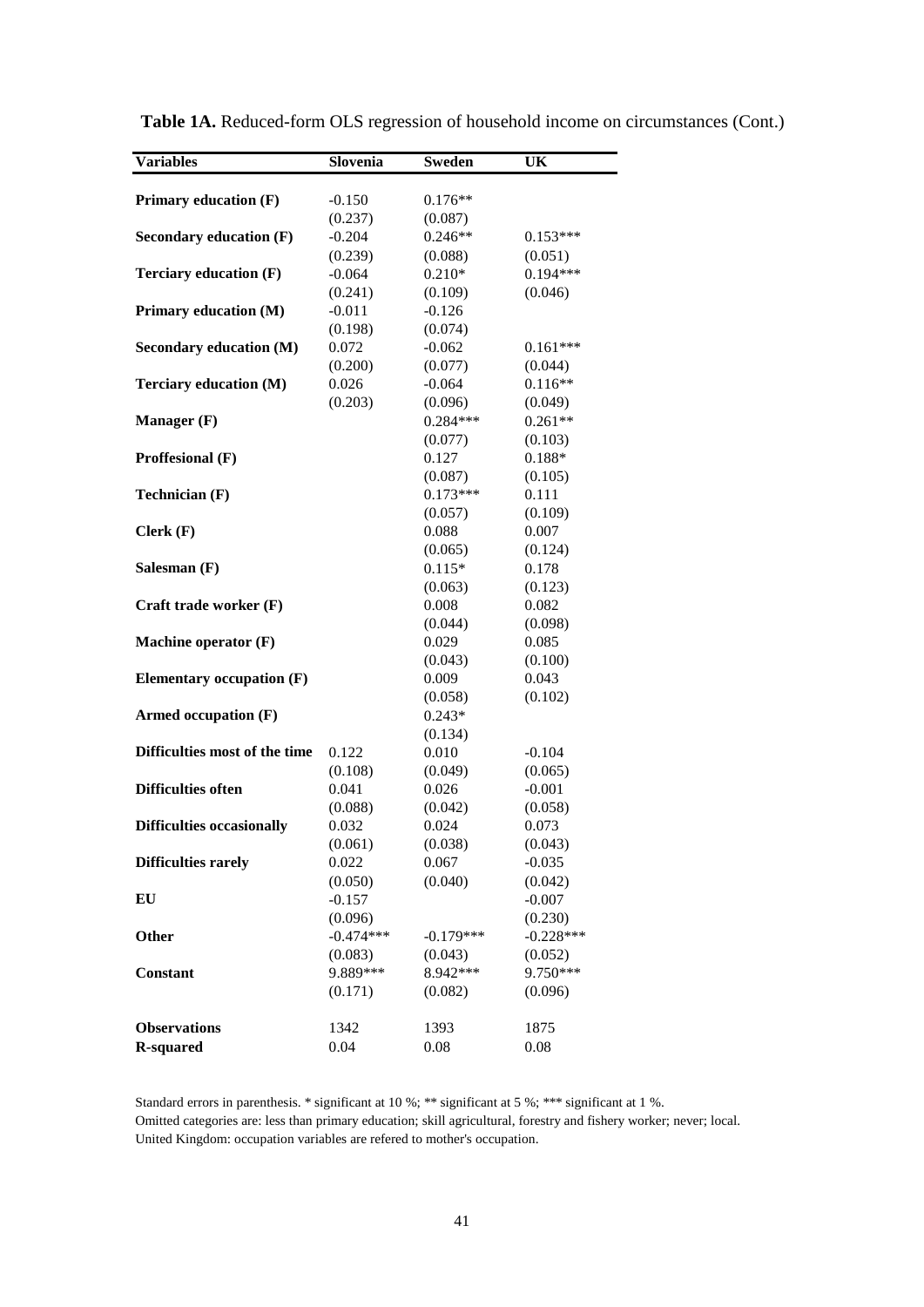**Table 1A.** Reduced-form OLS regression of household income on circumstances (Cont.)

| Variables | Slovenia | Sweden | UK |
|---|---|---|---|
| **Primary education (F)** | -0.150 | 0.176** | |
| | (0.237) | (0.087) | |
| **Secondary education (F)** | -0.204 | 0.246** | 0.153*** |
| | (0.239) | (0.088) | (0.051) |
| **Terciary education (F)** | -0.064 | 0.210* | 0.194*** |
| | (0.241) | (0.109) | (0.046) |
| **Primary education (M)** | -0.011 | -0.126 | |
| | (0.198) | (0.074) | |
| **Secondary education (M)** | 0.072 | -0.062 | 0.161*** |
| | (0.200) | (0.077) | (0.044) |
| **Terciary education (M)** | 0.026 | -0.064 | 0.116** |
| | (0.203) | (0.096) | (0.049) |
| **Manager (F)** | | 0.284*** | 0.261** |
| | | (0.077) | (0.103) |
| **Proffesional (F)** | | 0.127 | 0.188* |
| | | (0.087) | (0.105) |
| **Technician (F)** | | 0.173*** | 0.111 |
| | | (0.057) | (0.109) |
| **Clerk (F)** | | 0.088 | 0.007 |
| | | (0.065) | (0.124) |
| **Salesman (F)** | | 0.115* | 0.178 |
| | | (0.063) | (0.123) |
| **Craft trade worker (F)** | | 0.008 | 0.082 |
| | | (0.044) | (0.098) |
| **Machine operator (F)** | | 0.029 | 0.085 |
| | | (0.043) | (0.100) |
| **Elementary occupation (F)** | | 0.009 | 0.043 |
| | | (0.058) | (0.102) |
| **Armed occupation (F)** | | 0.243* | |
| | | (0.134) | |
| **Difficulties most of the time** | 0.122 | 0.010 | -0.104 |
| | (0.108) | (0.049) | (0.065) |
| **Difficulties often** | 0.041 | 0.026 | -0.001 |
| | (0.088) | (0.042) | (0.058) |
| **Difficulties occasionally** | 0.032 | 0.024 | 0.073 |
| | (0.061) | (0.038) | (0.043) |
| **Difficulties rarely** | 0.022 | 0.067 | -0.035 |
| | (0.050) | (0.040) | (0.042) |
| **EU** | -0.157 | | -0.007 |
| | (0.096) | | (0.230) |
| **Other** | -0.474*** | -0.179*** | -0.228*** |
| | (0.083) | (0.043) | (0.052) |
| **Constant** | 9.889*** | 8.942*** | 9.750*** |
| | (0.171) | (0.082) | (0.096) |
| **Observations** | 1342 | 1393 | 1875 |
| **R-squared** | 0.04 | 0.08 | 0.08 |

Standard errors in parenthesis. * significant at 10 %; ** significant at 5 %; *** significant at 1 %.
Omitted categories are: less than primary education; skill agricultural, forestry and fishery worker; never; local.
United Kingdom: occupation variables are refered to mother's occupation.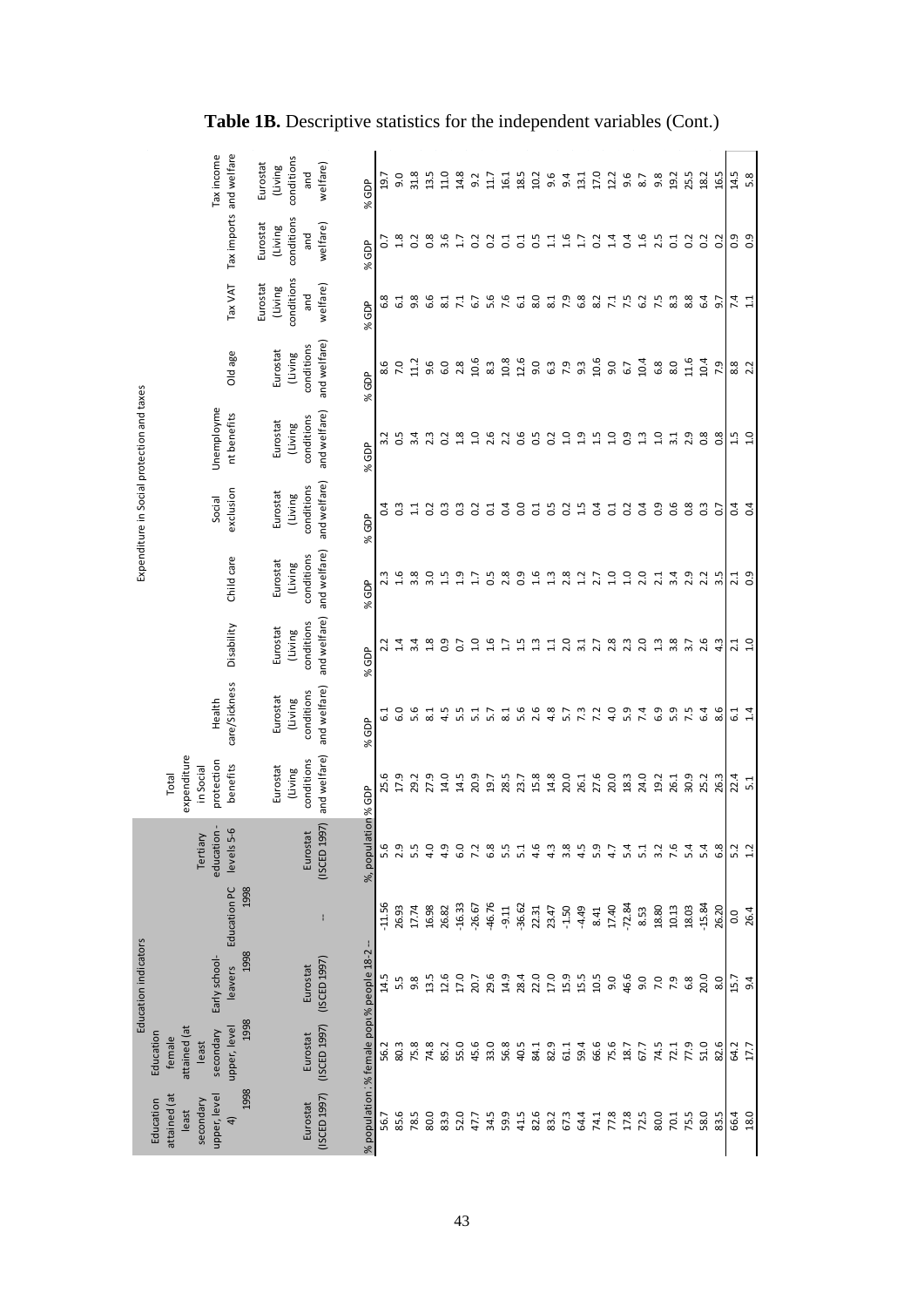**Table 1B.** Descriptive statistics for the independent variables (Cont.)

| Education indicators | | | | | Expenditure in Social protection and taxes | | | | | | | | | |
|---|---|---|---|---|---|---|---|---|---|---|---|---|---|---|
| Education attained (at least secondary upper, level 4) 1998 | Education female attained (at least secondary upper, level 1998 | Early school-leavers 1998 | Education PC 1998 | Tertiary education - levels 5-6 | Total expenditure in Social protection benefits | Health care/Sickness | Disability | Child care | Social exclusion | Unemployment benefits | Old age | Tax VAT | Tax imports | Tax income and welfare |
| Eurostat (ISCED 1997) | Eurostat (ISCED 1997) | Eurostat (ISCED 1997) | -- | Eurostat (ISCED 1997) | Eurostat (Living conditions and welfare) | Eurostat (Living conditions and welfare) | Eurostat (Living conditions and welfare) | Eurostat (Living conditions and welfare) | Eurostat (Living conditions and welfare) | Eurostat (Living conditions and welfare) | Eurostat (Living conditions and welfare) | Eurostat (Living conditions and welfare) | Eurostat (Living conditions and welfare) | Eurostat (Living conditions and welfare) |
| % population | % female pop | % people 18-2 | -- | % population | % GDP | % GDP | % GDP | % GDP | % GDP | % GDP | % GDP | % GDP | % GDP | % GDP |
| 56.7 | 56.2 | 14.5 | -11.56 | 5.6 | 25.6 | 6.1 | 2.2 | 2.3 | 0.4 | 3.2 | 8.6 | 6.8 | 0.7 | 19.7 |
| 85.6 | 80.3 | 5.5 | 26.93 | 2.9 | 17.9 | 6.0 | 1.4 | 1.6 | 0.3 | 0.5 | 7.0 | 6.1 | 1.8 | 9.0 |
| 78.5 | 75.8 | 9.8 | 17.74 | 5.5 | 29.2 | 5.6 | 3.4 | 3.8 | 1.1 | 3.4 | 11.2 | 9.8 | 0.2 | 31.8 |
| 80.0 | 74.8 | 13.5 | 16.98 | 4.0 | 27.9 | 8.1 | 1.8 | 3.0 | 0.2 | 2.3 | 9.6 | 6.6 | 0.8 | 13.5 |
| 83.9 | 85.2 | 12.6 | 26.82 | 4.9 | 14.0 | 4.5 | 0.9 | 1.5 | 0.3 | 0.2 | 6.0 | 8.1 | 3.6 | 11.0 |
| 52.0 | 55.0 | 17.0 | -16.33 | 6.0 | 14.5 | 5.5 | 0.7 | 1.9 | 0.3 | 1.8 | 2.8 | 7.1 | 1.7 | 14.8 |
| 47.7 | 45.6 | 20.7 | -26.67 | 7.2 | 20.9 | 5.1 | 1.0 | 1.7 | 0.2 | 1.0 | 10.6 | 6.7 | 0.2 | 9.2 |
| 34.5 | 33.0 | 29.6 | -46.76 | 6.8 | 19.7 | 5.7 | 1.6 | 0.5 | 0.1 | 2.6 | 8.3 | 5.6 | 0.2 | 11.7 |
| 59.9 | 56.8 | 14.9 | -9.11 | 5.5 | 28.5 | 8.1 | 1.7 | 2.8 | 0.4 | 2.2 | 10.8 | 7.6 | 0.1 | 16.1 |
| 41.5 | 40.5 | 28.4 | -36.62 | 5.1 | 23.7 | 5.6 | 1.5 | 0.9 | 0.0 | 0.6 | 12.6 | 6.1 | 0.1 | 18.5 |
| 82.6 | 84.1 | 22.0 | 22.31 | 4.6 | 15.8 | 2.6 | 1.3 | 1.6 | 0.1 | 0.5 | 9.0 | 8.0 | 0.5 | 10.2 |
| 83.2 | 82.9 | 17.0 | 23.47 | 4.3 | 14.8 | 4.8 | 1.1 | 1.3 | 0.5 | 0.2 | 6.3 | 8.1 | 1.1 | 9.6 |
| 67.3 | 61.1 | 15.9 | -1.50 | 3.8 | 20.0 | 5.7 | 2.0 | 2.8 | 0.2 | 1.0 | 7.9 | 7.9 | 1.6 | 9.4 |
| 64.4 | 59.4 | 15.5 | -4.49 | 4.5 | 26.1 | 7.3 | 3.1 | 1.2 | 1.5 | 1.9 | 9.3 | 6.8 | 1.7 | 13.1 |
| 74.1 | 66.6 | 10.5 | 8.41 | 5.9 | 27.6 | 7.2 | 2.7 | 2.7 | 0.4 | 1.5 | 10.6 | 8.2 | 0.2 | 17.0 |
| 77.8 | 75.6 | 9.0 | 17.40 | 4.7 | 20.0 | 4.0 | 2.8 | 1.0 | 0.1 | 1.0 | 9.0 | 7.1 | 1.4 | 12.2 |
| 17.8 | 18.7 | 46.6 | -72.84 | 5.4 | 18.3 | 5.9 | 2.3 | 1.0 | 0.2 | 0.9 | 6.7 | 7.5 | 0.4 | 9.6 |
| 72.5 | 67.7 | 9.0 | 8.53 | 5.1 | 24.0 | 7.4 | 2.0 | 2.0 | 0.4 | 1.3 | 10.4 | 6.2 | 1.6 | 8.7 |
| 80.0 | 74.5 | 7.0 | 18.80 | 3.2 | 19.2 | 6.9 | 1.3 | 2.1 | 0.9 | 1.0 | 6.8 | 7.5 | 2.5 | 9.8 |
| 70.1 | 72.1 | 7.9 | 10.13 | 7.6 | 26.1 | 5.9 | 3.8 | 3.4 | 0.6 | 3.1 | 8.0 | 8.3 | 0.1 | 19.2 |
| 75.5 | 77.9 | 6.8 | 18.03 | 5.4 | 30.9 | 7.5 | 3.7 | 2.9 | 0.8 | 2.9 | 11.6 | 8.8 | 0.2 | 25.5 |
| 58.0 | 51.0 | 20.0 | -15.84 | 5.4 | 25.2 | 6.4 | 2.6 | 2.2 | 0.3 | 0.8 | 10.4 | 6.4 | 0.2 | 18.2 |
| 83.5 | 82.6 | 8.0 | 26.20 | 6.8 | 26.3 | 8.6 | 4.3 | 3.5 | 0.7 | 0.8 | 7.9 | 9.7 | 0.2 | 16.5 |
| 66.4 | 64.2 | 15.7 | 0.0 | 5.2 | 22.4 | 6.1 | 2.1 | 2.1 | 0.4 | 1.5 | 8.8 | 7.4 | 0.9 | 14.5 |
| 18.0 | 17.7 | 9.4 | 26.4 | 1.2 | 5.1 | 1.4 | 1.0 | 0.9 | 0.4 | 1.0 | 2.2 | 1.1 | 0.9 | 5.8 |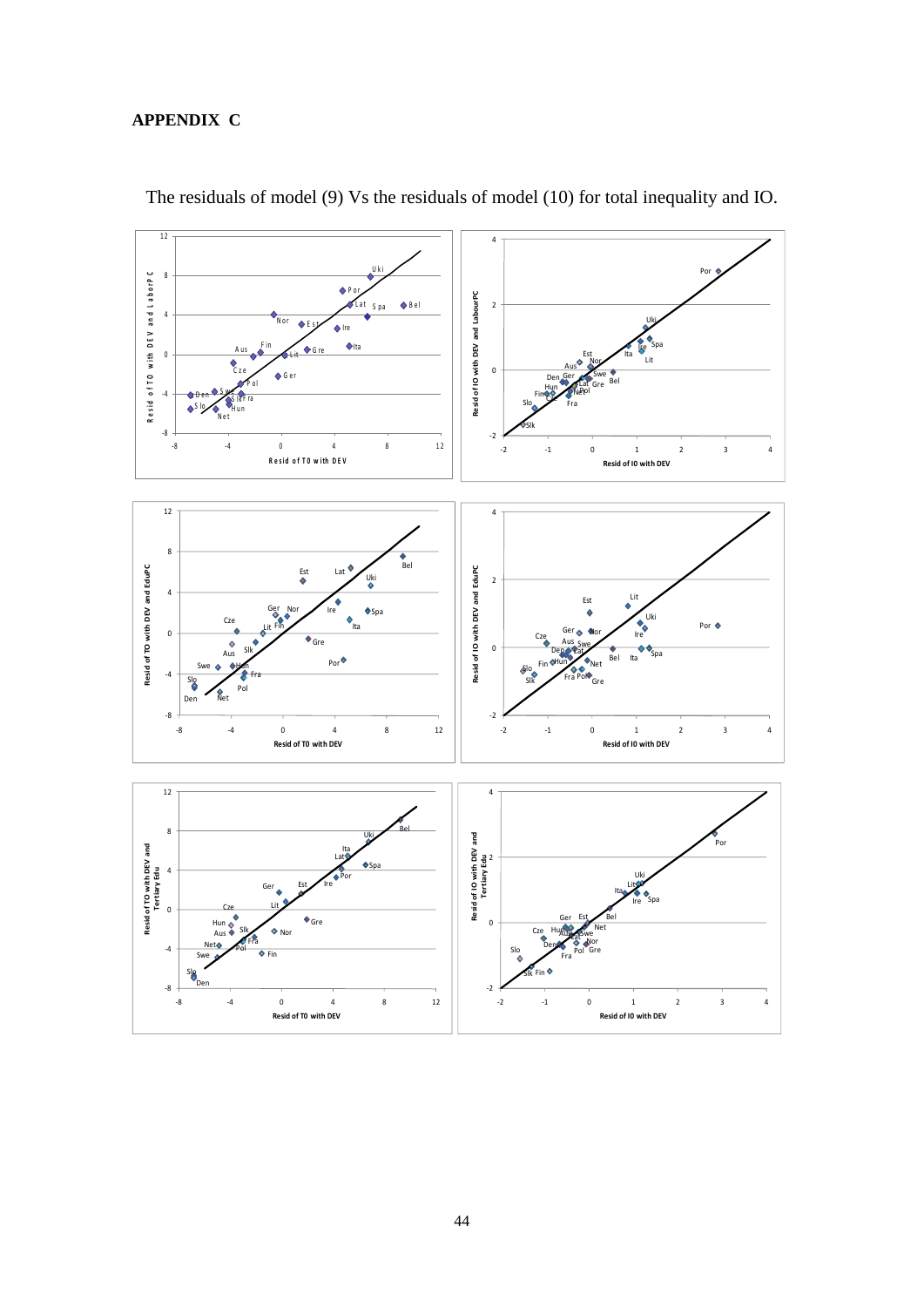**APPENDIX C**

The residuals of model (9) Vs the residuals of model (10) for total inequality and IO.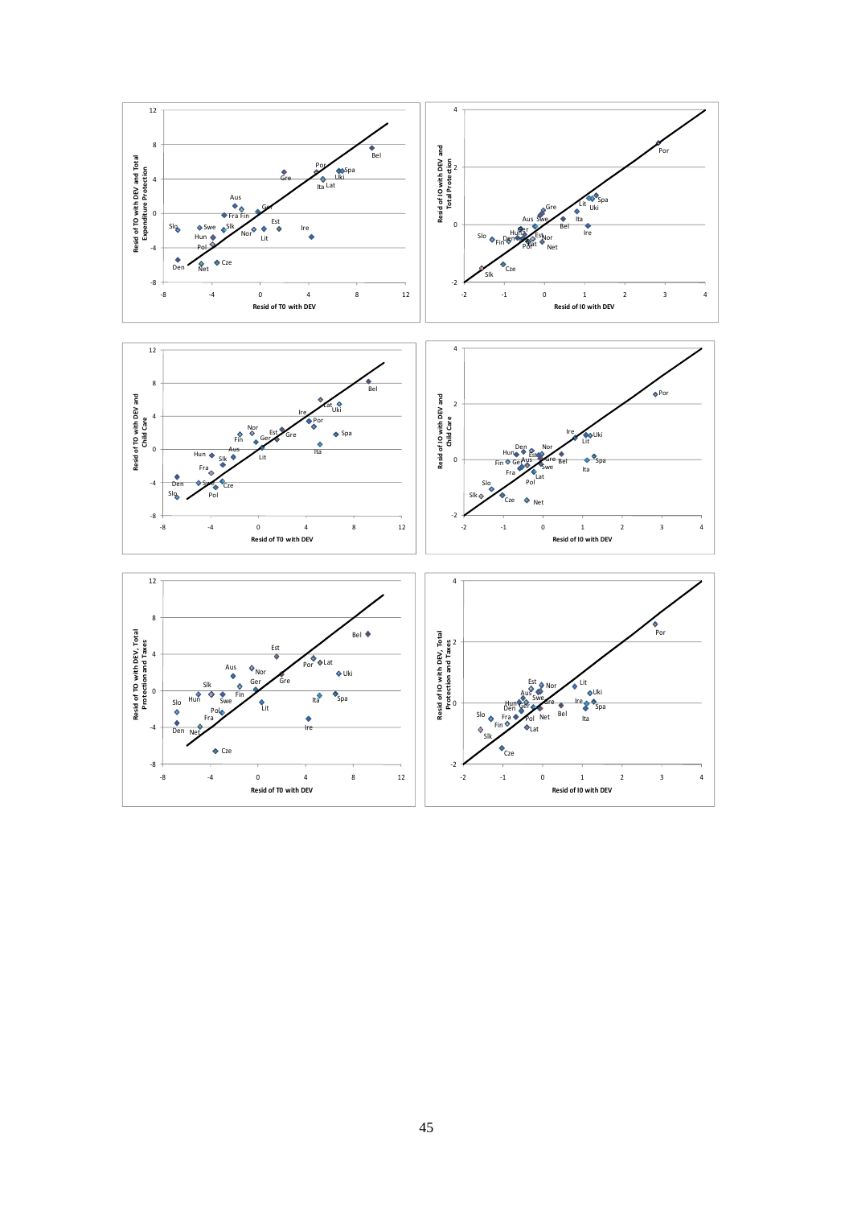12
8
4
0
-4
-8
-8
-4
0
4
8
12

Resid of T0 with DEV and Total Expenditure Protection

Resid of T0 with DEV

Bel
Por
Spa
Gre
Uki
Ita
Lat
Aus
Ger
Fra
Fin
Est
Slo
Swe
Slk
Nor
Ire
Hun
Lit
Pol
Den
Net
Cze

4
2
0
-2
-2
-1
0
1
2
3
4

Resid of I0 with DEV and Total Protection

Resid of I0 with DEV

Por
Spa
Lit
Uki
Gre
Aus
Swe
Ita
Bel
Ire
Hun
Slo
Fin
Den
Ger
Est
Nor
Pol
Lat
Net
Cze
Slk

12
8
4
0
-4
-8
-8
-4
0
4
8
12

Resid of T0 with DEV and Child Care

Resid of T0 with DEV

Bel
Lat
Uki
Ire
Por
Nor
Est
Spa
Fin
Ger
Gre
Ita
Aus
Hun
Slk
Lit
Fra
Den
Swe
Cze
Slo
Pol

4
2
0
-2
-2
-1
0
1
2
3
4

Resid of I0 with DEV and Child Care

Resid of I0 with DEV

Por
Ire
Uki
Lit
Den
Nor
Hun
Est
Gre
Bel
Spa
Fin
Ger
Aus
Swe
Ita
Fra
Lat
Pol
Slo
Slk
Cze
Net

12
8
4
0
-4
-8
-8
-4
0
4
8
12

Resid of T0 with DEV, Total Protection and Taxes

Resid of T0 with DEV

Bel
Est
Por
Lat
Aus
Nor
Uki
Gre
Slk
Ger
Fin
Slo
Hun
Swe
Ita
Spa
Lit
Pol
Fra
Den
Net
Ire
Cze

4
2
0
-2
-2
-1
0
1
2
3
4

Resid of I0 with DEV, Total Protection and Taxes

Resid of I0 with DEV

Por
Est
Nor
Lit
Aus
Uki
Swe
Hun
Ger
Gre
Ire
Spa
Den
Slo
Fra
Net
Bel
Ita
Pol
Fin
Lat
Slk
Cze